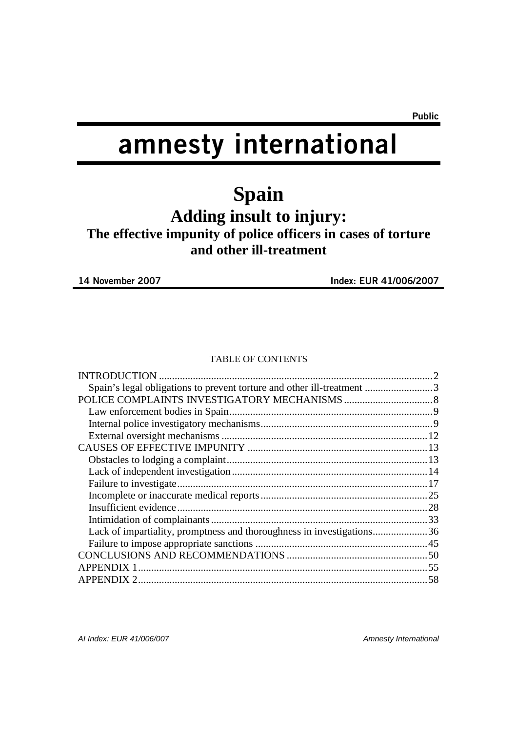Public

# amnesty international

# Spain

## Adding insult to injury:

### The effective impunity of police officers in cases of torture and other ill-treatment

**14 November 2007** **Index: EUR 41/006/2007**

TABLE OF CONTENTS

- INTRODUCTION .......... 2
  - Spain's legal obligations to prevent torture and other ill-treatment .......... 3
- POLICE COMPLAINTS INVESTIGATORY MECHANISMS .......... 8
  - Law enforcement bodies in Spain .......... 9
  - Internal police investigatory mechanisms .......... 9
  - External oversight mechanisms .......... 12
- CAUSES OF EFFECTIVE IMPUNITY .......... 13
  - Obstacles to lodging a complaint .......... 13
  - Lack of independent investigation .......... 14
  - Failure to investigate .......... 17
  - Incomplete or inaccurate medical reports .......... 25
  - Insufficient evidence .......... 28
  - Intimidation of complainants .......... 33
  - Lack of impartiality, promptness and thoroughness in investigations .......... 36
  - Failure to impose appropriate sanctions .......... 45
- CONCLUSIONS AND RECOMMENDATIONS .......... 50
- APPENDIX 1 .......... 55
- APPENDIX 2 .......... 58

*AI Index: EUR 41/006/007* *Amnesty International*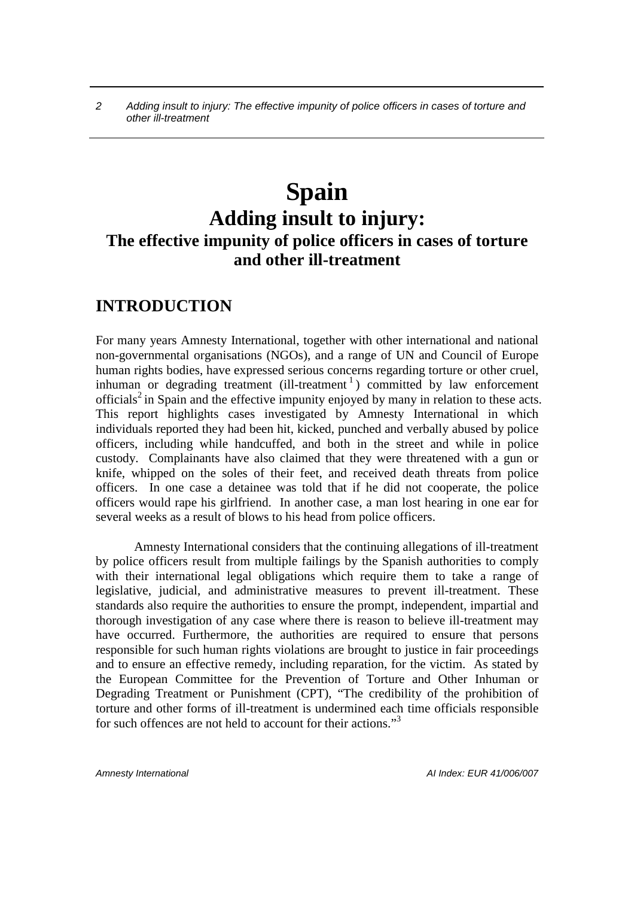# Spain

## Adding insult to injury:

### The effective impunity of police officers in cases of torture and other ill-treatment

## INTRODUCTION

For many years Amnesty International, together with other international and national non-governmental organisations (NGOs), and a range of UN and Council of Europe human rights bodies, have expressed serious concerns regarding torture or other cruel, inhuman or degrading treatment (ill-treatment[1]) committed by law enforcement officials[2] in Spain and the effective impunity enjoyed by many in relation to these acts. This report highlights cases investigated by Amnesty International in which individuals reported they had been hit, kicked, punched and verbally abused by police officers, including while handcuffed, and both in the street and while in police custody. Complainants have also claimed that they were threatened with a gun or knife, whipped on the soles of their feet, and received death threats from police officers. In one case a detainee was told that if he did not cooperate, the police officers would rape his girlfriend. In another case, a man lost hearing in one ear for several weeks as a result of blows to his head from police officers.

Amnesty International considers that the continuing allegations of ill-treatment by police officers result from multiple failings by the Spanish authorities to comply with their international legal obligations which require them to take a range of legislative, judicial, and administrative measures to prevent ill-treatment. These standards also require the authorities to ensure the prompt, independent, impartial and thorough investigation of any case where there is reason to believe ill-treatment may have occurred. Furthermore, the authorities are required to ensure that persons responsible for such human rights violations are brought to justice in fair proceedings and to ensure an effective remedy, including reparation, for the victim. As stated by the European Committee for the Prevention of Torture and Other Inhuman or Degrading Treatment or Punishment (CPT), "The credibility of the prohibition of torture and other forms of ill-treatment is undermined each time officials responsible for such offences are not held to account for their actions."[3]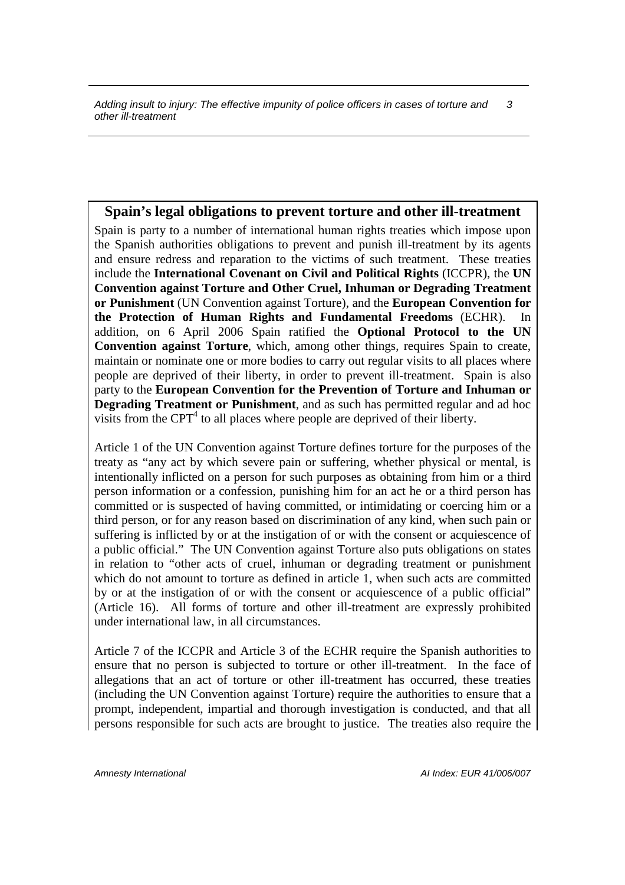## Spain's legal obligations to prevent torture and other ill-treatment

Spain is party to a number of international human rights treaties which impose upon the Spanish authorities obligations to prevent and punish ill-treatment by its agents and ensure redress and reparation to the victims of such treatment. These treaties include the **International Covenant on Civil and Political Rights** (ICCPR), the **UN Convention against Torture and Other Cruel, Inhuman or Degrading Treatment or Punishment** (UN Convention against Torture), and the **European Convention for the Protection of Human Rights and Fundamental Freedoms** (ECHR). In addition, on 6 April 2006 Spain ratified the **Optional Protocol to the UN Convention against Torture**, which, among other things, requires Spain to create, maintain or nominate one or more bodies to carry out regular visits to all places where people are deprived of their liberty, in order to prevent ill-treatment. Spain is also party to the **European Convention for the Prevention of Torture and Inhuman or Degrading Treatment or Punishment**, and as such has permitted regular and ad hoc visits from the CPT[4] to all places where people are deprived of their liberty.

Article 1 of the UN Convention against Torture defines torture for the purposes of the treaty as "any act by which severe pain or suffering, whether physical or mental, is intentionally inflicted on a person for such purposes as obtaining from him or a third person information or a confession, punishing him for an act he or a third person has committed or is suspected of having committed, or intimidating or coercing him or a third person, or for any reason based on discrimination of any kind, when such pain or suffering is inflicted by or at the instigation of or with the consent or acquiescence of a public official." The UN Convention against Torture also puts obligations on states in relation to "other acts of cruel, inhuman or degrading treatment or punishment which do not amount to torture as defined in article 1, when such acts are committed by or at the instigation of or with the consent or acquiescence of a public official" (Article 16). All forms of torture and other ill-treatment are expressly prohibited under international law, in all circumstances.

Article 7 of the ICCPR and Article 3 of the ECHR require the Spanish authorities to ensure that no person is subjected to torture or other ill-treatment. In the face of allegations that an act of torture or other ill-treatment has occurred, these treaties (including the UN Convention against Torture) require the authorities to ensure that a prompt, independent, impartial and thorough investigation is conducted, and that all persons responsible for such acts are brought to justice. The treaties also require the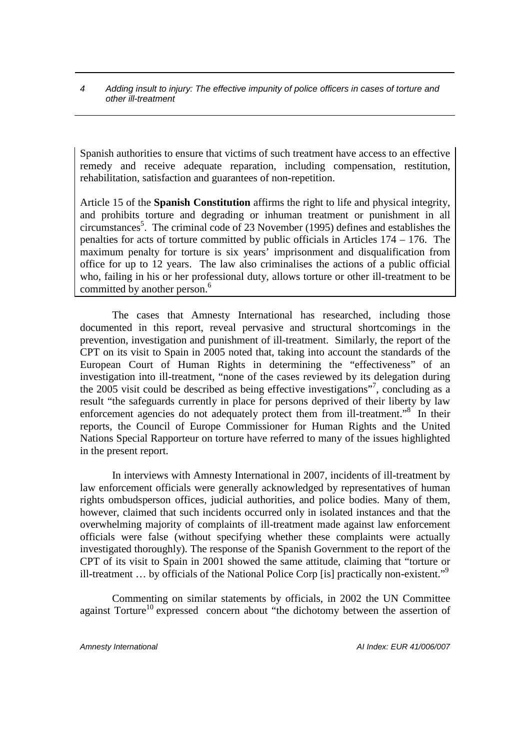Spanish authorities to ensure that victims of such treatment have access to an effective remedy and receive adequate reparation, including compensation, restitution, rehabilitation, satisfaction and guarantees of non-repetition.

Article 15 of the **Spanish Constitution** affirms the right to life and physical integrity, and prohibits torture and degrading or inhuman treatment or punishment in all circumstances[5]. The criminal code of 23 November (1995) defines and establishes the penalties for acts of torture committed by public officials in Articles 174 – 176. The maximum penalty for torture is six years' imprisonment and disqualification from office for up to 12 years. The law also criminalises the actions of a public official who, failing in his or her professional duty, allows torture or other ill-treatment to be committed by another person.[6]

The cases that Amnesty International has researched, including those documented in this report, reveal pervasive and structural shortcomings in the prevention, investigation and punishment of ill-treatment. Similarly, the report of the CPT on its visit to Spain in 2005 noted that, taking into account the standards of the European Court of Human Rights in determining the "effectiveness" of an investigation into ill-treatment, "none of the cases reviewed by its delegation during the 2005 visit could be described as being effective investigations"[7], concluding as a result "the safeguards currently in place for persons deprived of their liberty by law enforcement agencies do not adequately protect them from ill-treatment."[8] In their reports, the Council of Europe Commissioner for Human Rights and the United Nations Special Rapporteur on torture have referred to many of the issues highlighted in the present report.

In interviews with Amnesty International in 2007, incidents of ill-treatment by law enforcement officials were generally acknowledged by representatives of human rights ombudsperson offices, judicial authorities, and police bodies. Many of them, however, claimed that such incidents occurred only in isolated instances and that the overwhelming majority of complaints of ill-treatment made against law enforcement officials were false (without specifying whether these complaints were actually investigated thoroughly). The response of the Spanish Government to the report of the CPT of its visit to Spain in 2001 showed the same attitude, claiming that "torture or ill-treatment … by officials of the National Police Corp [is] practically non-existent."[9]

Commenting on similar statements by officials, in 2002 the UN Committee against Torture[10] expressed concern about "the dichotomy between the assertion of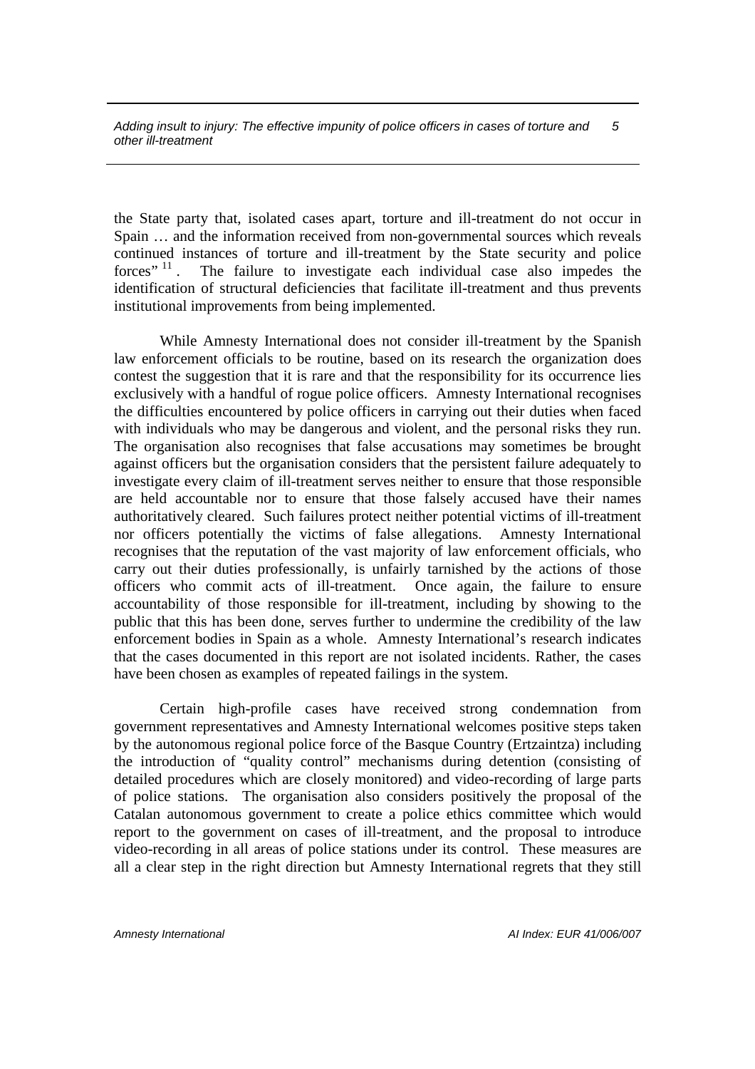the State party that, isolated cases apart, torture and ill-treatment do not occur in Spain … and the information received from non-governmental sources which reveals continued instances of torture and ill-treatment by the State security and police forces" [11]. The failure to investigate each individual case also impedes the identification of structural deficiencies that facilitate ill-treatment and thus prevents institutional improvements from being implemented.

While Amnesty International does not consider ill-treatment by the Spanish law enforcement officials to be routine, based on its research the organization does contest the suggestion that it is rare and that the responsibility for its occurrence lies exclusively with a handful of rogue police officers. Amnesty International recognises the difficulties encountered by police officers in carrying out their duties when faced with individuals who may be dangerous and violent, and the personal risks they run. The organisation also recognises that false accusations may sometimes be brought against officers but the organisation considers that the persistent failure adequately to investigate every claim of ill-treatment serves neither to ensure that those responsible are held accountable nor to ensure that those falsely accused have their names authoritatively cleared. Such failures protect neither potential victims of ill-treatment nor officers potentially the victims of false allegations. Amnesty International recognises that the reputation of the vast majority of law enforcement officials, who carry out their duties professionally, is unfairly tarnished by the actions of those officers who commit acts of ill-treatment. Once again, the failure to ensure accountability of those responsible for ill-treatment, including by showing to the public that this has been done, serves further to undermine the credibility of the law enforcement bodies in Spain as a whole. Amnesty International's research indicates that the cases documented in this report are not isolated incidents. Rather, the cases have been chosen as examples of repeated failings in the system.

Certain high-profile cases have received strong condemnation from government representatives and Amnesty International welcomes positive steps taken by the autonomous regional police force of the Basque Country (Ertzaintza) including the introduction of "quality control" mechanisms during detention (consisting of detailed procedures which are closely monitored) and video-recording of large parts of police stations. The organisation also considers positively the proposal of the Catalan autonomous government to create a police ethics committee which would report to the government on cases of ill-treatment, and the proposal to introduce video-recording in all areas of police stations under its control. These measures are all a clear step in the right direction but Amnesty International regrets that they still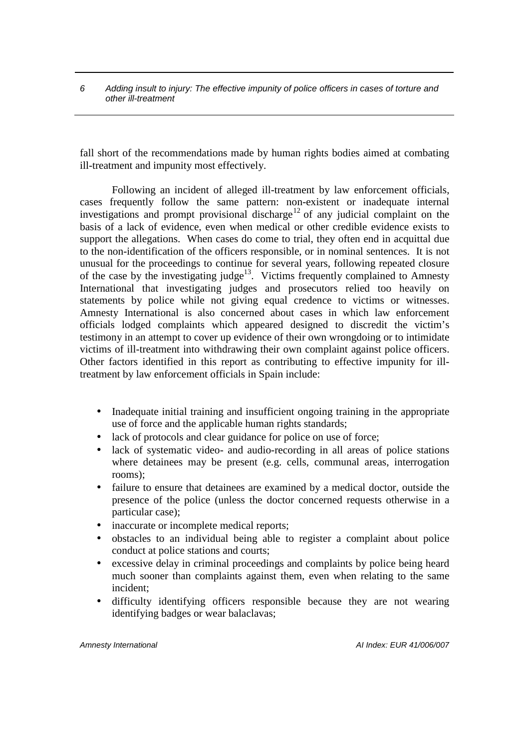fall short of the recommendations made by human rights bodies aimed at combating ill-treatment and impunity most effectively.

Following an incident of alleged ill-treatment by law enforcement officials, cases frequently follow the same pattern: non-existent or inadequate internal investigations and prompt provisional discharge[12] of any judicial complaint on the basis of a lack of evidence, even when medical or other credible evidence exists to support the allegations. When cases do come to trial, they often end in acquittal due to the non-identification of the officers responsible, or in nominal sentences. It is not unusual for the proceedings to continue for several years, following repeated closure of the case by the investigating judge[13]. Victims frequently complained to Amnesty International that investigating judges and prosecutors relied too heavily on statements by police while not giving equal credence to victims or witnesses. Amnesty International is also concerned about cases in which law enforcement officials lodged complaints which appeared designed to discredit the victim's testimony in an attempt to cover up evidence of their own wrongdoing or to intimidate victims of ill-treatment into withdrawing their own complaint against police officers. Other factors identified in this report as contributing to effective impunity for ill-treatment by law enforcement officials in Spain include:

- Inadequate initial training and insufficient ongoing training in the appropriate use of force and the applicable human rights standards;
- lack of protocols and clear guidance for police on use of force;
- lack of systematic video- and audio-recording in all areas of police stations where detainees may be present (e.g. cells, communal areas, interrogation rooms);
- failure to ensure that detainees are examined by a medical doctor, outside the presence of the police (unless the doctor concerned requests otherwise in a particular case);
- inaccurate or incomplete medical reports;
- obstacles to an individual being able to register a complaint about police conduct at police stations and courts;
- excessive delay in criminal proceedings and complaints by police being heard much sooner than complaints against them, even when relating to the same incident;
- difficulty identifying officers responsible because they are not wearing identifying badges or wear balaclavas;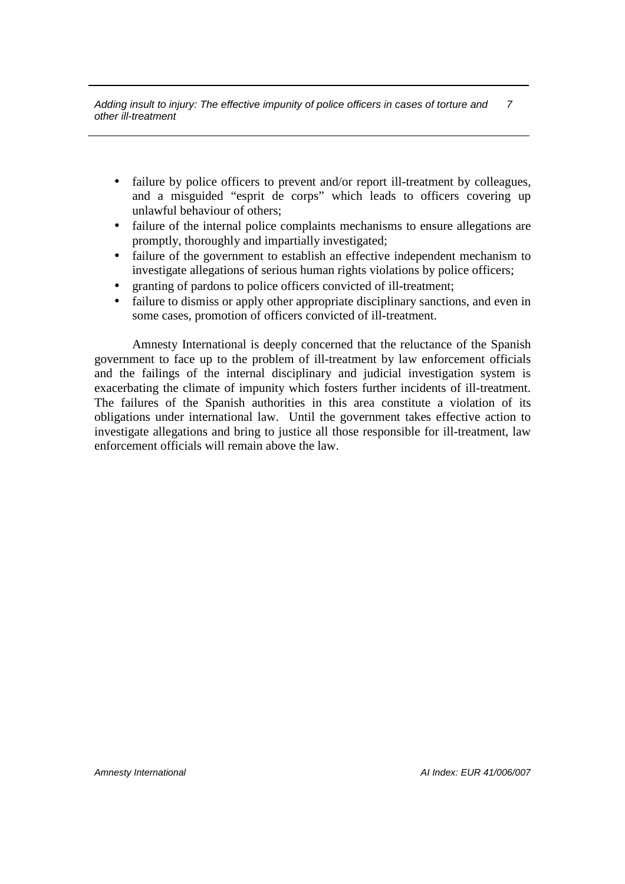- failure by police officers to prevent and/or report ill-treatment by colleagues, and a misguided "esprit de corps" which leads to officers covering up unlawful behaviour of others;
- failure of the internal police complaints mechanisms to ensure allegations are promptly, thoroughly and impartially investigated;
- failure of the government to establish an effective independent mechanism to investigate allegations of serious human rights violations by police officers;
- granting of pardons to police officers convicted of ill-treatment;
- failure to dismiss or apply other appropriate disciplinary sanctions, and even in some cases, promotion of officers convicted of ill-treatment.

Amnesty International is deeply concerned that the reluctance of the Spanish government to face up to the problem of ill-treatment by law enforcement officials and the failings of the internal disciplinary and judicial investigation system is exacerbating the climate of impunity which fosters further incidents of ill-treatment. The failures of the Spanish authorities in this area constitute a violation of its obligations under international law. Until the government takes effective action to investigate allegations and bring to justice all those responsible for ill-treatment, law enforcement officials will remain above the law.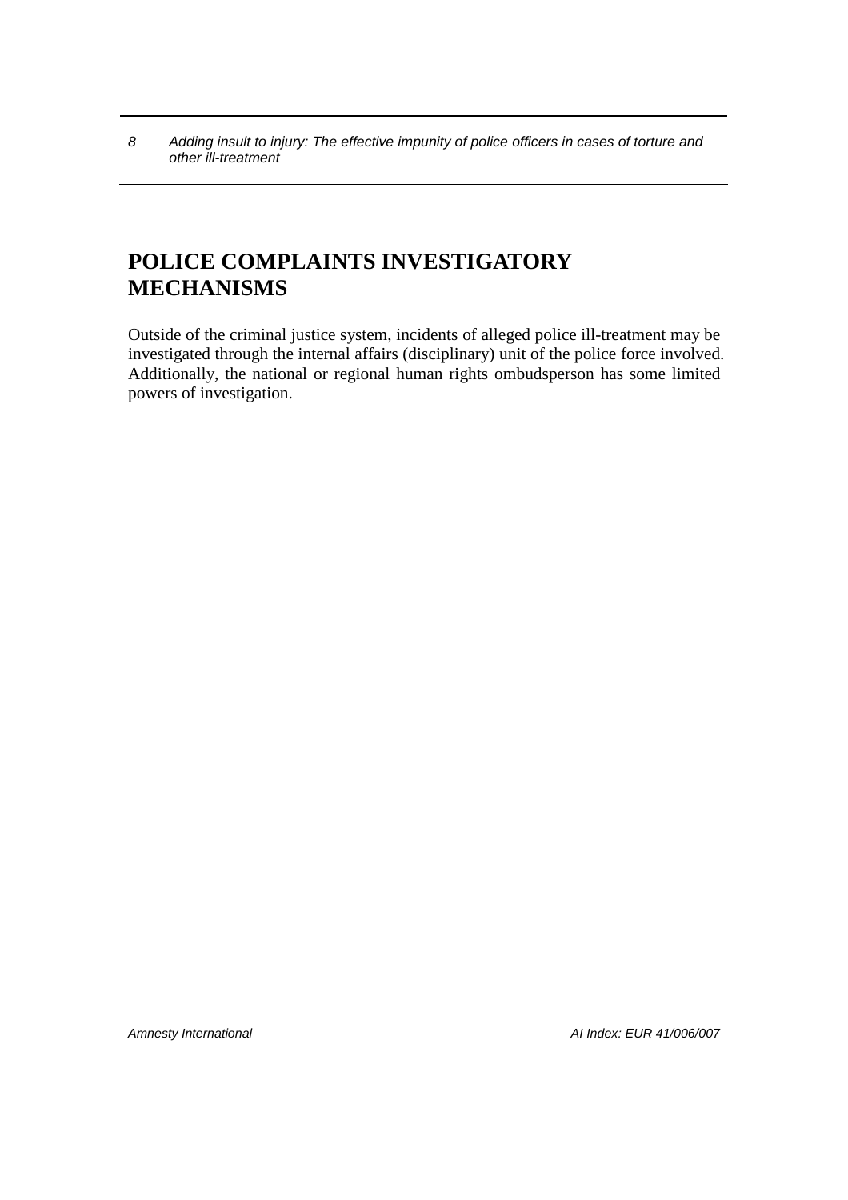# POLICE COMPLAINTS INVESTIGATORY MECHANISMS

Outside of the criminal justice system, incidents of alleged police ill-treatment may be investigated through the internal affairs (disciplinary) unit of the police force involved. Additionally, the national or regional human rights ombudsperson has some limited powers of investigation.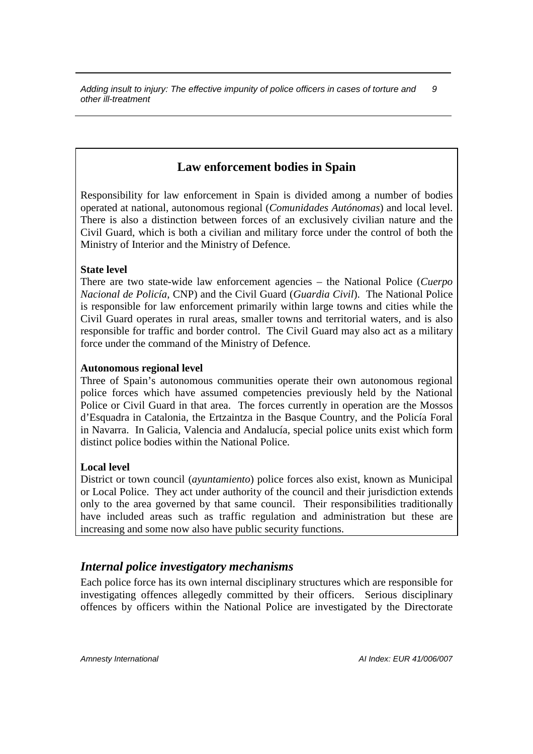## Law enforcement bodies in Spain

Responsibility for law enforcement in Spain is divided among a number of bodies operated at national, autonomous regional (*Comunidades Autónomas*) and local level. There is also a distinction between forces of an exclusively civilian nature and the Civil Guard, which is both a civilian and military force under the control of both the Ministry of Interior and the Ministry of Defence.

**State level**

There are two state-wide law enforcement agencies – the National Police (*Cuerpo Nacional de Policía*, CNP) and the Civil Guard (*Guardia Civil*). The National Police is responsible for law enforcement primarily within large towns and cities while the Civil Guard operates in rural areas, smaller towns and territorial waters, and is also responsible for traffic and border control. The Civil Guard may also act as a military force under the command of the Ministry of Defence.

**Autonomous regional level**

Three of Spain's autonomous communities operate their own autonomous regional police forces which have assumed competencies previously held by the National Police or Civil Guard in that area. The forces currently in operation are the Mossos d'Esquadra in Catalonia, the Ertzaintza in the Basque Country, and the Policía Foral in Navarra. In Galicia, Valencia and Andalucía, special police units exist which form distinct police bodies within the National Police.

**Local level**

District or town council (*ayuntamiento*) police forces also exist, known as Municipal or Local Police. They act under authority of the council and their jurisdiction extends only to the area governed by that same council. Their responsibilities traditionally have included areas such as traffic regulation and administration but these are increasing and some now also have public security functions.

### *Internal police investigatory mechanisms*

Each police force has its own internal disciplinary structures which are responsible for investigating offences allegedly committed by their officers. Serious disciplinary offences by officers within the National Police are investigated by the Directorate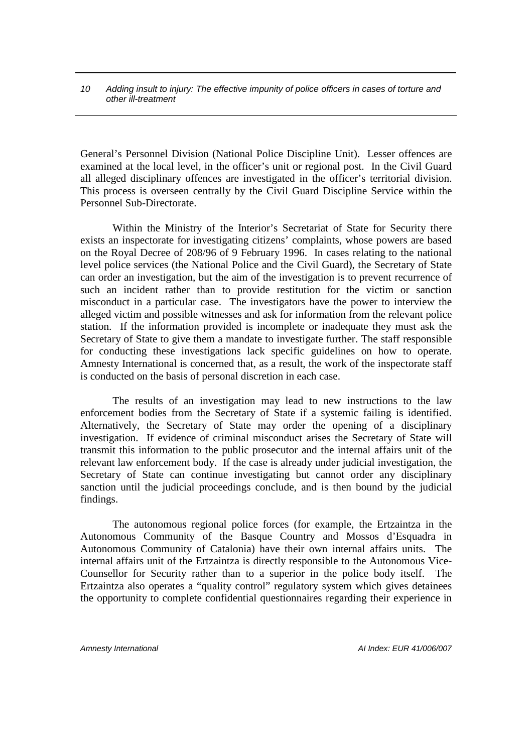General's Personnel Division (National Police Discipline Unit). Lesser offences are examined at the local level, in the officer's unit or regional post. In the Civil Guard all alleged disciplinary offences are investigated in the officer's territorial division. This process is overseen centrally by the Civil Guard Discipline Service within the Personnel Sub-Directorate.

Within the Ministry of the Interior's Secretariat of State for Security there exists an inspectorate for investigating citizens' complaints, whose powers are based on the Royal Decree of 208/96 of 9 February 1996. In cases relating to the national level police services (the National Police and the Civil Guard), the Secretary of State can order an investigation, but the aim of the investigation is to prevent recurrence of such an incident rather than to provide restitution for the victim or sanction misconduct in a particular case. The investigators have the power to interview the alleged victim and possible witnesses and ask for information from the relevant police station. If the information provided is incomplete or inadequate they must ask the Secretary of State to give them a mandate to investigate further. The staff responsible for conducting these investigations lack specific guidelines on how to operate. Amnesty International is concerned that, as a result, the work of the inspectorate staff is conducted on the basis of personal discretion in each case.

The results of an investigation may lead to new instructions to the law enforcement bodies from the Secretary of State if a systemic failing is identified. Alternatively, the Secretary of State may order the opening of a disciplinary investigation. If evidence of criminal misconduct arises the Secretary of State will transmit this information to the public prosecutor and the internal affairs unit of the relevant law enforcement body. If the case is already under judicial investigation, the Secretary of State can continue investigating but cannot order any disciplinary sanction until the judicial proceedings conclude, and is then bound by the judicial findings.

The autonomous regional police forces (for example, the Ertzaintza in the Autonomous Community of the Basque Country and Mossos d'Esquadra in Autonomous Community of Catalonia) have their own internal affairs units. The internal affairs unit of the Ertzaintza is directly responsible to the Autonomous Vice-Counsellor for Security rather than to a superior in the police body itself. The Ertzaintza also operates a "quality control" regulatory system which gives detainees the opportunity to complete confidential questionnaires regarding their experience in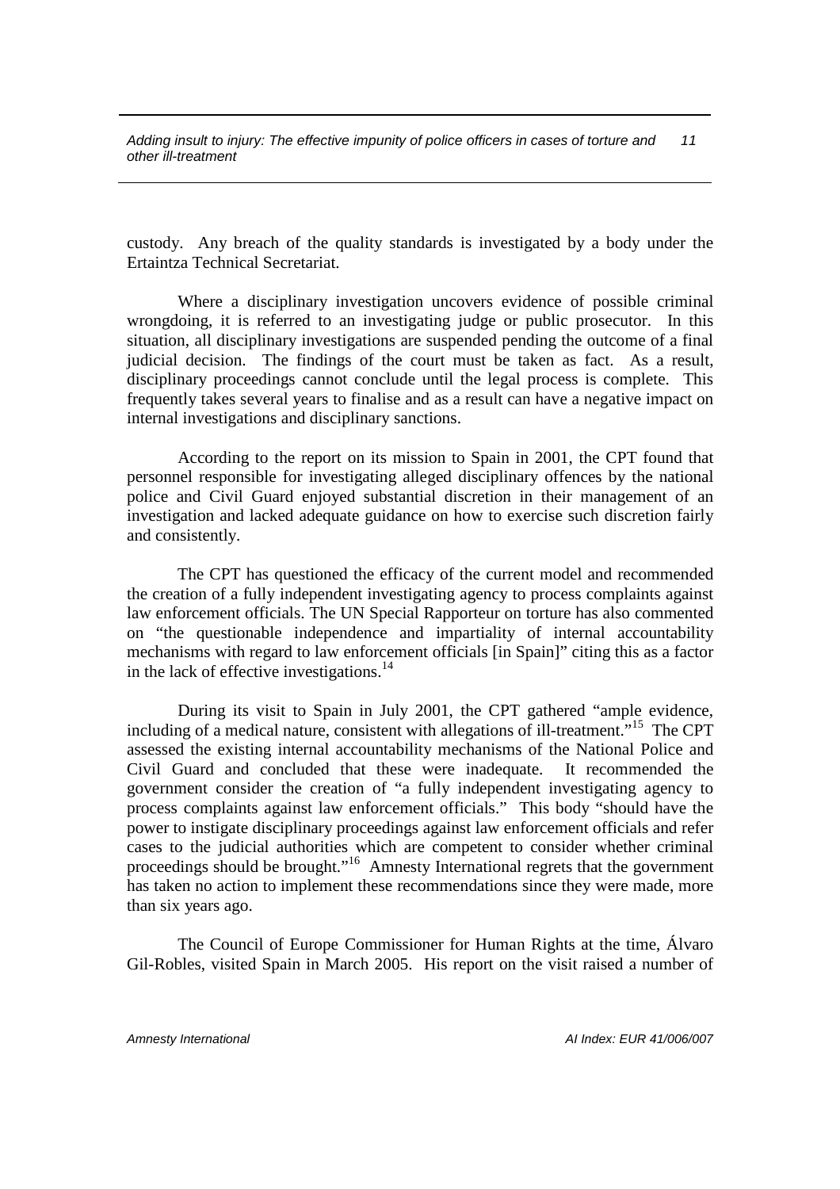custody. Any breach of the quality standards is investigated by a body under the Ertaintza Technical Secretariat.

Where a disciplinary investigation uncovers evidence of possible criminal wrongdoing, it is referred to an investigating judge or public prosecutor. In this situation, all disciplinary investigations are suspended pending the outcome of a final judicial decision. The findings of the court must be taken as fact. As a result, disciplinary proceedings cannot conclude until the legal process is complete. This frequently takes several years to finalise and as a result can have a negative impact on internal investigations and disciplinary sanctions.

According to the report on its mission to Spain in 2001, the CPT found that personnel responsible for investigating alleged disciplinary offences by the national police and Civil Guard enjoyed substantial discretion in their management of an investigation and lacked adequate guidance on how to exercise such discretion fairly and consistently.

The CPT has questioned the efficacy of the current model and recommended the creation of a fully independent investigating agency to process complaints against law enforcement officials. The UN Special Rapporteur on torture has also commented on "the questionable independence and impartiality of internal accountability mechanisms with regard to law enforcement officials [in Spain]" citing this as a factor in the lack of effective investigations.[14]

During its visit to Spain in July 2001, the CPT gathered "ample evidence, including of a medical nature, consistent with allegations of ill-treatment."[15] The CPT assessed the existing internal accountability mechanisms of the National Police and Civil Guard and concluded that these were inadequate. It recommended the government consider the creation of "a fully independent investigating agency to process complaints against law enforcement officials." This body "should have the power to instigate disciplinary proceedings against law enforcement officials and refer cases to the judicial authorities which are competent to consider whether criminal proceedings should be brought."[16] Amnesty International regrets that the government has taken no action to implement these recommendations since they were made, more than six years ago.

The Council of Europe Commissioner for Human Rights at the time, Álvaro Gil-Robles, visited Spain in March 2005. His report on the visit raised a number of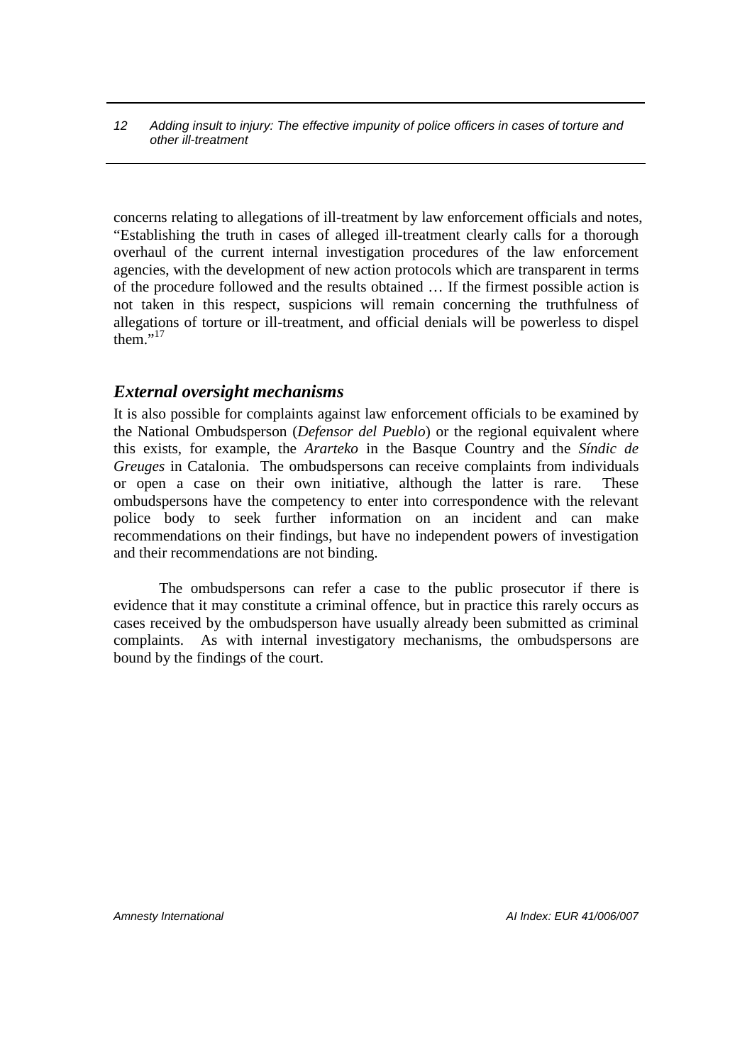concerns relating to allegations of ill-treatment by law enforcement officials and notes, "Establishing the truth in cases of alleged ill-treatment clearly calls for a thorough overhaul of the current internal investigation procedures of the law enforcement agencies, with the development of new action protocols which are transparent in terms of the procedure followed and the results obtained … If the firmest possible action is not taken in this respect, suspicions will remain concerning the truthfulness of allegations of torture or ill-treatment, and official denials will be powerless to dispel them."[17]

## *External oversight mechanisms*

It is also possible for complaints against law enforcement officials to be examined by the National Ombudsperson (*Defensor del Pueblo*) or the regional equivalent where this exists, for example, the *Ararteko* in the Basque Country and the *Síndic de Greuges* in Catalonia. The ombudspersons can receive complaints from individuals or open a case on their own initiative, although the latter is rare. These ombudspersons have the competency to enter into correspondence with the relevant police body to seek further information on an incident and can make recommendations on their findings, but have no independent powers of investigation and their recommendations are not binding.

The ombudspersons can refer a case to the public prosecutor if there is evidence that it may constitute a criminal offence, but in practice this rarely occurs as cases received by the ombudsperson have usually already been submitted as criminal complaints. As with internal investigatory mechanisms, the ombudspersons are bound by the findings of the court.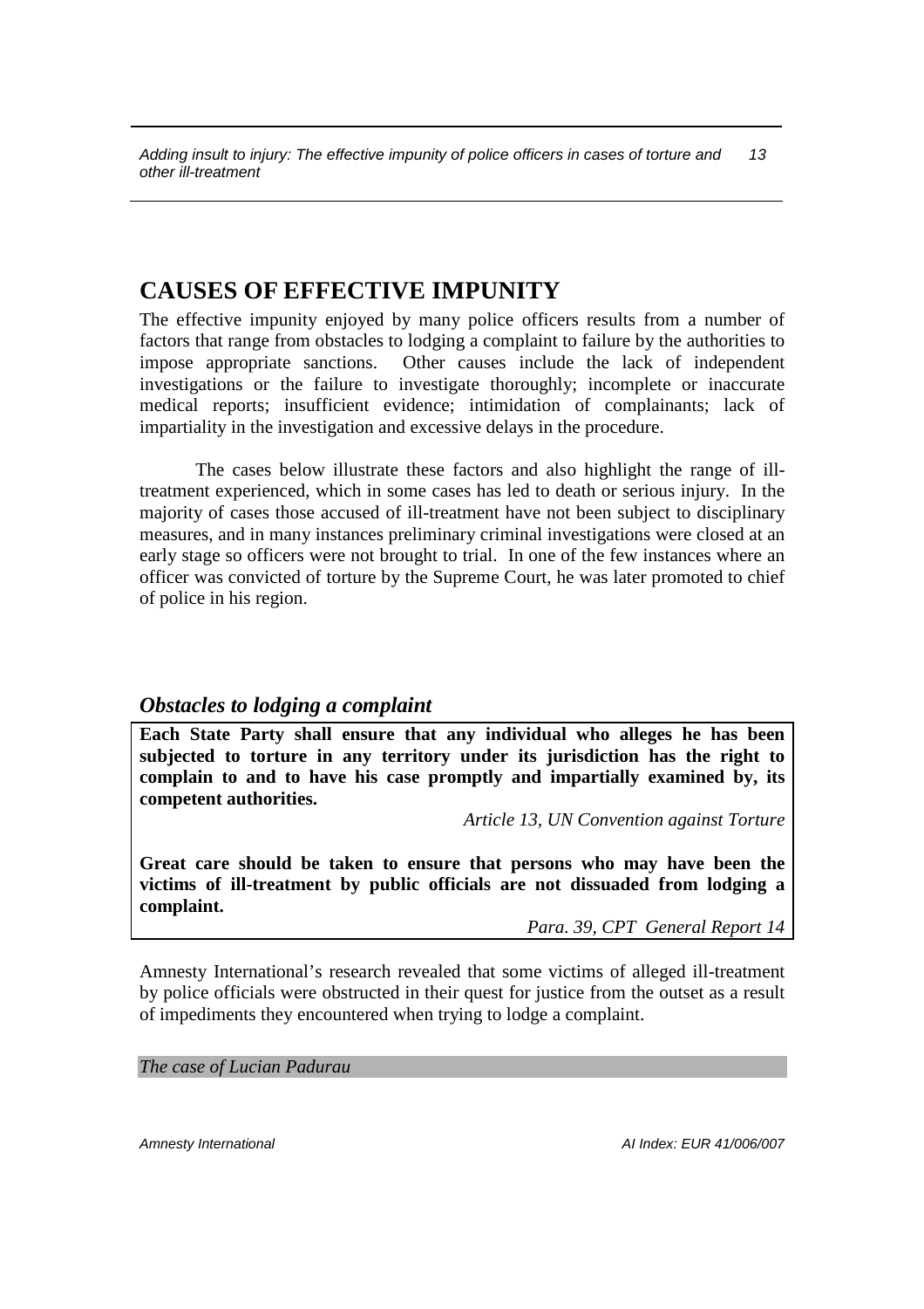# CAUSES OF EFFECTIVE IMPUNITY

The effective impunity enjoyed by many police officers results from a number of factors that range from obstacles to lodging a complaint to failure by the authorities to impose appropriate sanctions. Other causes include the lack of independent investigations or the failure to investigate thoroughly; incomplete or inaccurate medical reports; insufficient evidence; intimidation of complainants; lack of impartiality in the investigation and excessive delays in the procedure.

The cases below illustrate these factors and also highlight the range of ill-treatment experienced, which in some cases has led to death or serious injury. In the majority of cases those accused of ill-treatment have not been subject to disciplinary measures, and in many instances preliminary criminal investigations were closed at an early stage so officers were not brought to trial. In one of the few instances where an officer was convicted of torture by the Supreme Court, he was later promoted to chief of police in his region.

## *Obstacles to lodging a complaint*

**Each State Party shall ensure that any individual who alleges he has been subjected to torture in any territory under its jurisdiction has the right to complain to and to have his case promptly and impartially examined by, its competent authorities.**

*Article 13, UN Convention against Torture*

**Great care should be taken to ensure that persons who may have been the victims of ill-treatment by public officials are not dissuaded from lodging a complaint.**

*Para. 39, CPT General Report 14*

Amnesty International's research revealed that some victims of alleged ill-treatment by police officials were obstructed in their quest for justice from the outset as a result of impediments they encountered when trying to lodge a complaint.

*The case of Lucian Padurau*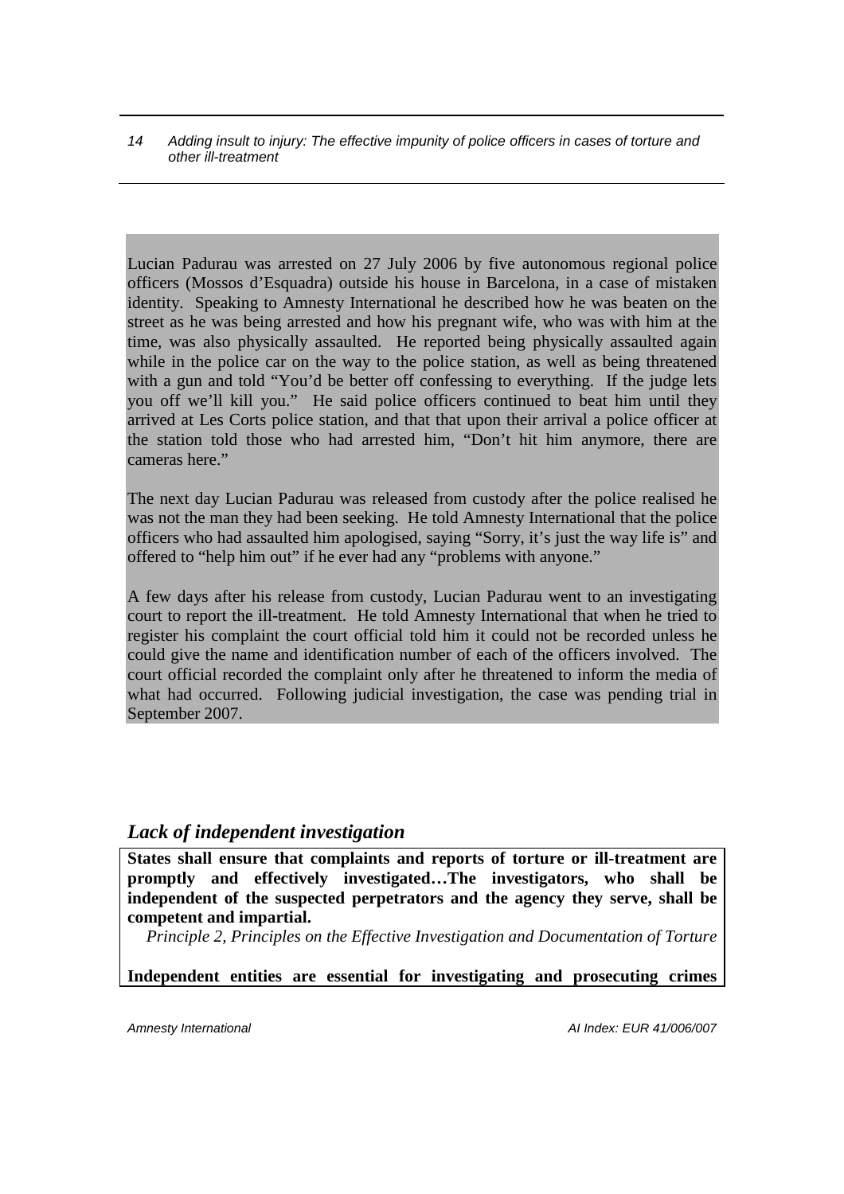Lucian Padurau was arrested on 27 July 2006 by five autonomous regional police officers (Mossos d'Esquadra) outside his house in Barcelona, in a case of mistaken identity. Speaking to Amnesty International he described how he was beaten on the street as he was being arrested and how his pregnant wife, who was with him at the time, was also physically assaulted. He reported being physically assaulted again while in the police car on the way to the police station, as well as being threatened with a gun and told "You'd be better off confessing to everything. If the judge lets you off we'll kill you." He said police officers continued to beat him until they arrived at Les Corts police station, and that that upon their arrival a police officer at the station told those who had arrested him, "Don't hit him anymore, there are cameras here."

The next day Lucian Padurau was released from custody after the police realised he was not the man they had been seeking. He told Amnesty International that the police officers who had assaulted him apologised, saying "Sorry, it's just the way life is" and offered to "help him out" if he ever had any "problems with anyone."

A few days after his release from custody, Lucian Padurau went to an investigating court to report the ill-treatment. He told Amnesty International that when he tried to register his complaint the court official told him it could not be recorded unless he could give the name and identification number of each of the officers involved. The court official recorded the complaint only after he threatened to inform the media of what had occurred. Following judicial investigation, the case was pending trial in September 2007.

## *Lack of independent investigation*

**States shall ensure that complaints and reports of torture or ill-treatment are promptly and effectively investigated…The investigators, who shall be independent of the suspected perpetrators and the agency they serve, shall be competent and impartial.**

*Principle 2, Principles on the Effective Investigation and Documentation of Torture*

**Independent entities are essential for investigating and prosecuting crimes**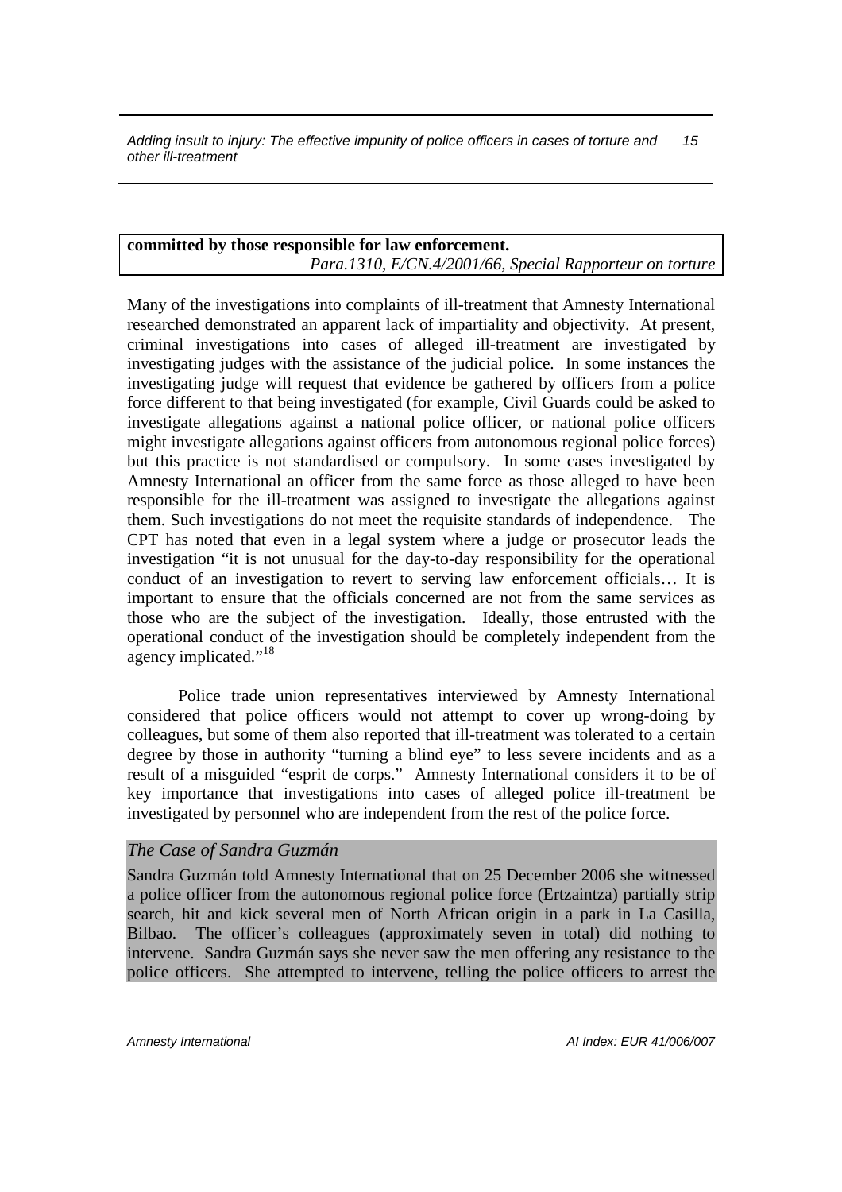**committed by those responsible for law enforcement.**

*Para.1310, E/CN.4/2001/66, Special Rapporteur on torture*

Many of the investigations into complaints of ill-treatment that Amnesty International researched demonstrated an apparent lack of impartiality and objectivity. At present, criminal investigations into cases of alleged ill-treatment are investigated by investigating judges with the assistance of the judicial police. In some instances the investigating judge will request that evidence be gathered by officers from a police force different to that being investigated (for example, Civil Guards could be asked to investigate allegations against a national police officer, or national police officers might investigate allegations against officers from autonomous regional police forces) but this practice is not standardised or compulsory. In some cases investigated by Amnesty International an officer from the same force as those alleged to have been responsible for the ill-treatment was assigned to investigate the allegations against them. Such investigations do not meet the requisite standards of independence. The CPT has noted that even in a legal system where a judge or prosecutor leads the investigation "it is not unusual for the day-to-day responsibility for the operational conduct of an investigation to revert to serving law enforcement officials… It is important to ensure that the officials concerned are not from the same services as those who are the subject of the investigation. Ideally, those entrusted with the operational conduct of the investigation should be completely independent from the agency implicated."[18]

Police trade union representatives interviewed by Amnesty International considered that police officers would not attempt to cover up wrong-doing by colleagues, but some of them also reported that ill-treatment was tolerated to a certain degree by those in authority "turning a blind eye" to less severe incidents and as a result of a misguided "esprit de corps." Amnesty International considers it to be of key importance that investigations into cases of alleged police ill-treatment be investigated by personnel who are independent from the rest of the police force.

*The Case of Sandra Guzmán*

Sandra Guzmán told Amnesty International that on 25 December 2006 she witnessed a police officer from the autonomous regional police force (Ertzaintza) partially strip search, hit and kick several men of North African origin in a park in La Casilla, Bilbao. The officer's colleagues (approximately seven in total) did nothing to intervene. Sandra Guzmán says she never saw the men offering any resistance to the police officers. She attempted to intervene, telling the police officers to arrest the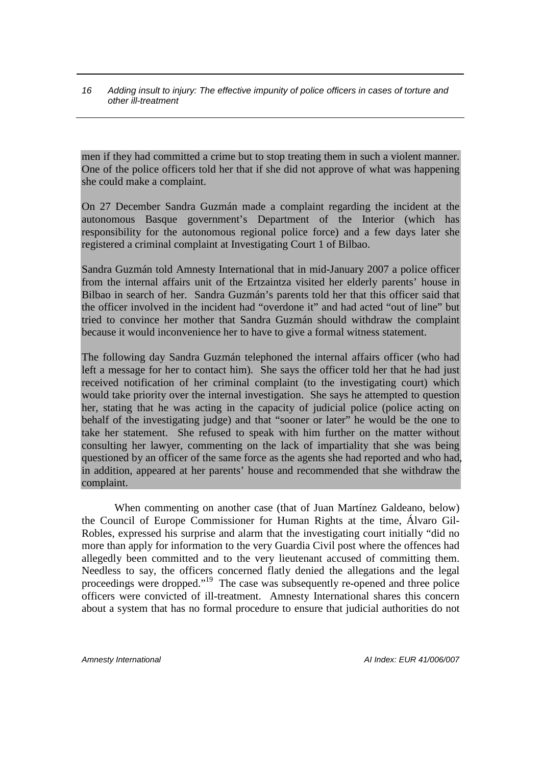men if they had committed a crime but to stop treating them in such a violent manner. One of the police officers told her that if she did not approve of what was happening she could make a complaint.

On 27 December Sandra Guzmán made a complaint regarding the incident at the autonomous Basque government's Department of the Interior (which has responsibility for the autonomous regional police force) and a few days later she registered a criminal complaint at Investigating Court 1 of Bilbao.

Sandra Guzmán told Amnesty International that in mid-January 2007 a police officer from the internal affairs unit of the Ertzaintza visited her elderly parents' house in Bilbao in search of her. Sandra Guzmán's parents told her that this officer said that the officer involved in the incident had "overdone it" and had acted "out of line" but tried to convince her mother that Sandra Guzmán should withdraw the complaint because it would inconvenience her to have to give a formal witness statement.

The following day Sandra Guzmán telephoned the internal affairs officer (who had left a message for her to contact him). She says the officer told her that he had just received notification of her criminal complaint (to the investigating court) which would take priority over the internal investigation. She says he attempted to question her, stating that he was acting in the capacity of judicial police (police acting on behalf of the investigating judge) and that "sooner or later" he would be the one to take her statement. She refused to speak with him further on the matter without consulting her lawyer, commenting on the lack of impartiality that she was being questioned by an officer of the same force as the agents she had reported and who had, in addition, appeared at her parents' house and recommended that she withdraw the complaint.

When commenting on another case (that of Juan Martínez Galdeano, below) the Council of Europe Commissioner for Human Rights at the time, Álvaro Gil-Robles, expressed his surprise and alarm that the investigating court initially "did no more than apply for information to the very Guardia Civil post where the offences had allegedly been committed and to the very lieutenant accused of committing them. Needless to say, the officers concerned flatly denied the allegations and the legal proceedings were dropped."[19] The case was subsequently re-opened and three police officers were convicted of ill-treatment. Amnesty International shares this concern about a system that has no formal procedure to ensure that judicial authorities do not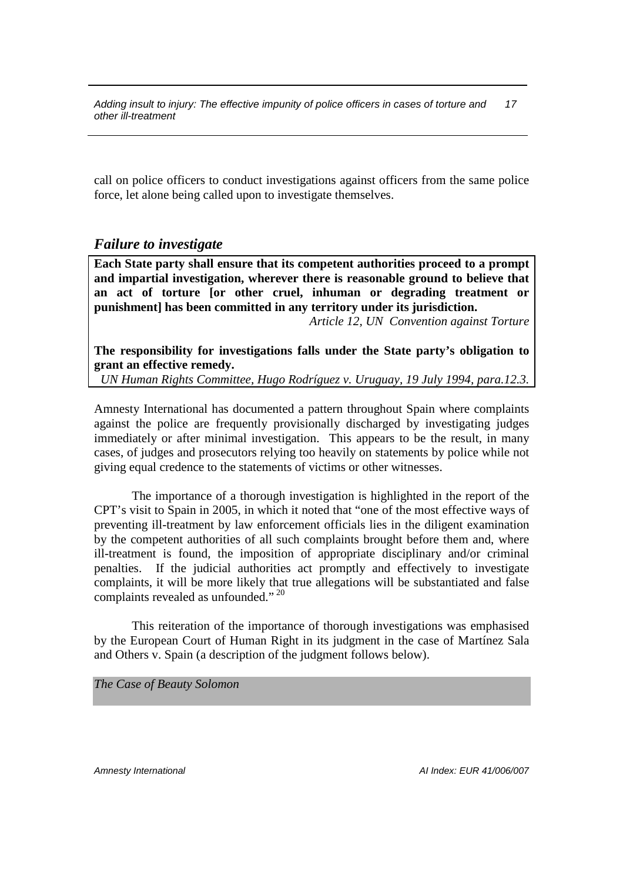call on police officers to conduct investigations against officers from the same police force, let alone being called upon to investigate themselves.

## *Failure to investigate*

**Each State party shall ensure that its competent authorities proceed to a prompt and impartial investigation, wherever there is reasonable ground to believe that an act of torture [or other cruel, inhuman or degrading treatment or punishment] has been committed in any territory under its jurisdiction.**

*Article 12, UN Convention against Torture*

**The responsibility for investigations falls under the State party's obligation to grant an effective remedy.**

*UN Human Rights Committee, Hugo Rodríguez v. Uruguay, 19 July 1994, para.12.3.*

Amnesty International has documented a pattern throughout Spain where complaints against the police are frequently provisionally discharged by investigating judges immediately or after minimal investigation. This appears to be the result, in many cases, of judges and prosecutors relying too heavily on statements by police while not giving equal credence to the statements of victims or other witnesses.

The importance of a thorough investigation is highlighted in the report of the CPT's visit to Spain in 2005, in which it noted that "one of the most effective ways of preventing ill-treatment by law enforcement officials lies in the diligent examination by the competent authorities of all such complaints brought before them and, where ill-treatment is found, the imposition of appropriate disciplinary and/or criminal penalties. If the judicial authorities act promptly and effectively to investigate complaints, it will be more likely that true allegations will be substantiated and false complaints revealed as unfounded."[20]

This reiteration of the importance of thorough investigations was emphasised by the European Court of Human Right in its judgment in the case of Martínez Sala and Others v. Spain (a description of the judgment follows below).

*The Case of Beauty Solomon*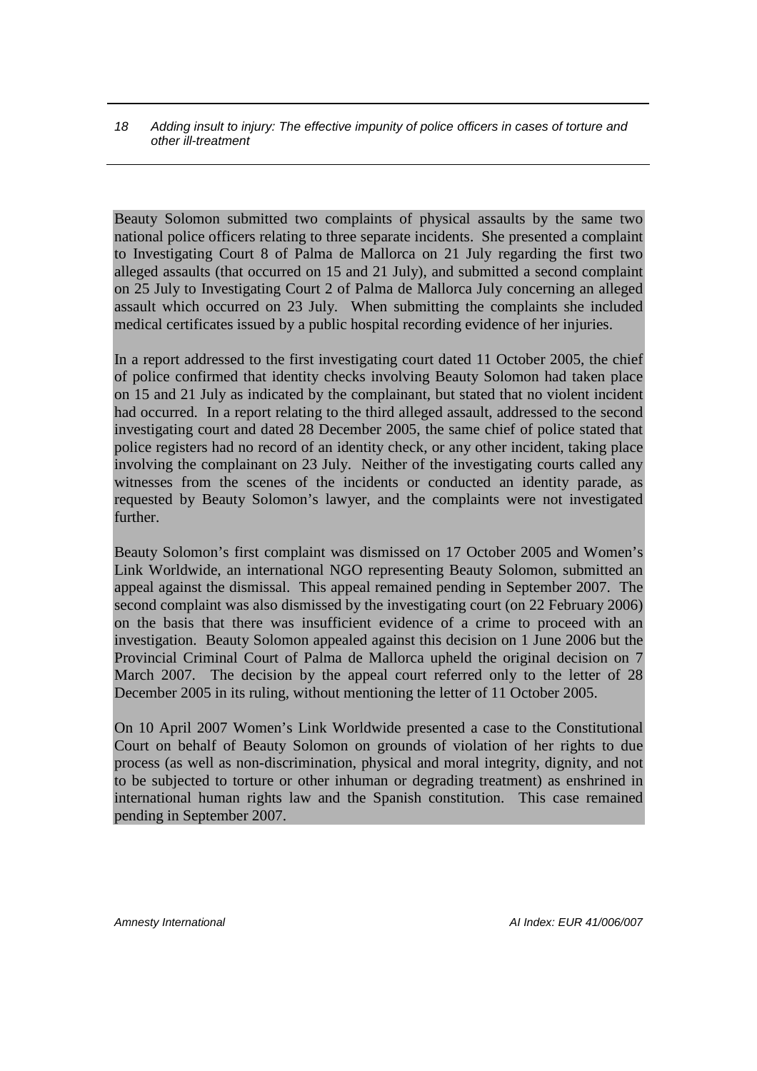Beauty Solomon submitted two complaints of physical assaults by the same two national police officers relating to three separate incidents. She presented a complaint to Investigating Court 8 of Palma de Mallorca on 21 July regarding the first two alleged assaults (that occurred on 15 and 21 July), and submitted a second complaint on 25 July to Investigating Court 2 of Palma de Mallorca July concerning an alleged assault which occurred on 23 July. When submitting the complaints she included medical certificates issued by a public hospital recording evidence of her injuries.

In a report addressed to the first investigating court dated 11 October 2005, the chief of police confirmed that identity checks involving Beauty Solomon had taken place on 15 and 21 July as indicated by the complainant, but stated that no violent incident had occurred. In a report relating to the third alleged assault, addressed to the second investigating court and dated 28 December 2005, the same chief of police stated that police registers had no record of an identity check, or any other incident, taking place involving the complainant on 23 July. Neither of the investigating courts called any witnesses from the scenes of the incidents or conducted an identity parade, as requested by Beauty Solomon's lawyer, and the complaints were not investigated further.

Beauty Solomon's first complaint was dismissed on 17 October 2005 and Women's Link Worldwide, an international NGO representing Beauty Solomon, submitted an appeal against the dismissal. This appeal remained pending in September 2007. The second complaint was also dismissed by the investigating court (on 22 February 2006) on the basis that there was insufficient evidence of a crime to proceed with an investigation. Beauty Solomon appealed against this decision on 1 June 2006 but the Provincial Criminal Court of Palma de Mallorca upheld the original decision on 7 March 2007. The decision by the appeal court referred only to the letter of 28 December 2005 in its ruling, without mentioning the letter of 11 October 2005.

On 10 April 2007 Women's Link Worldwide presented a case to the Constitutional Court on behalf of Beauty Solomon on grounds of violation of her rights to due process (as well as non-discrimination, physical and moral integrity, dignity, and not to be subjected to torture or other inhuman or degrading treatment) as enshrined in international human rights law and the Spanish constitution. This case remained pending in September 2007.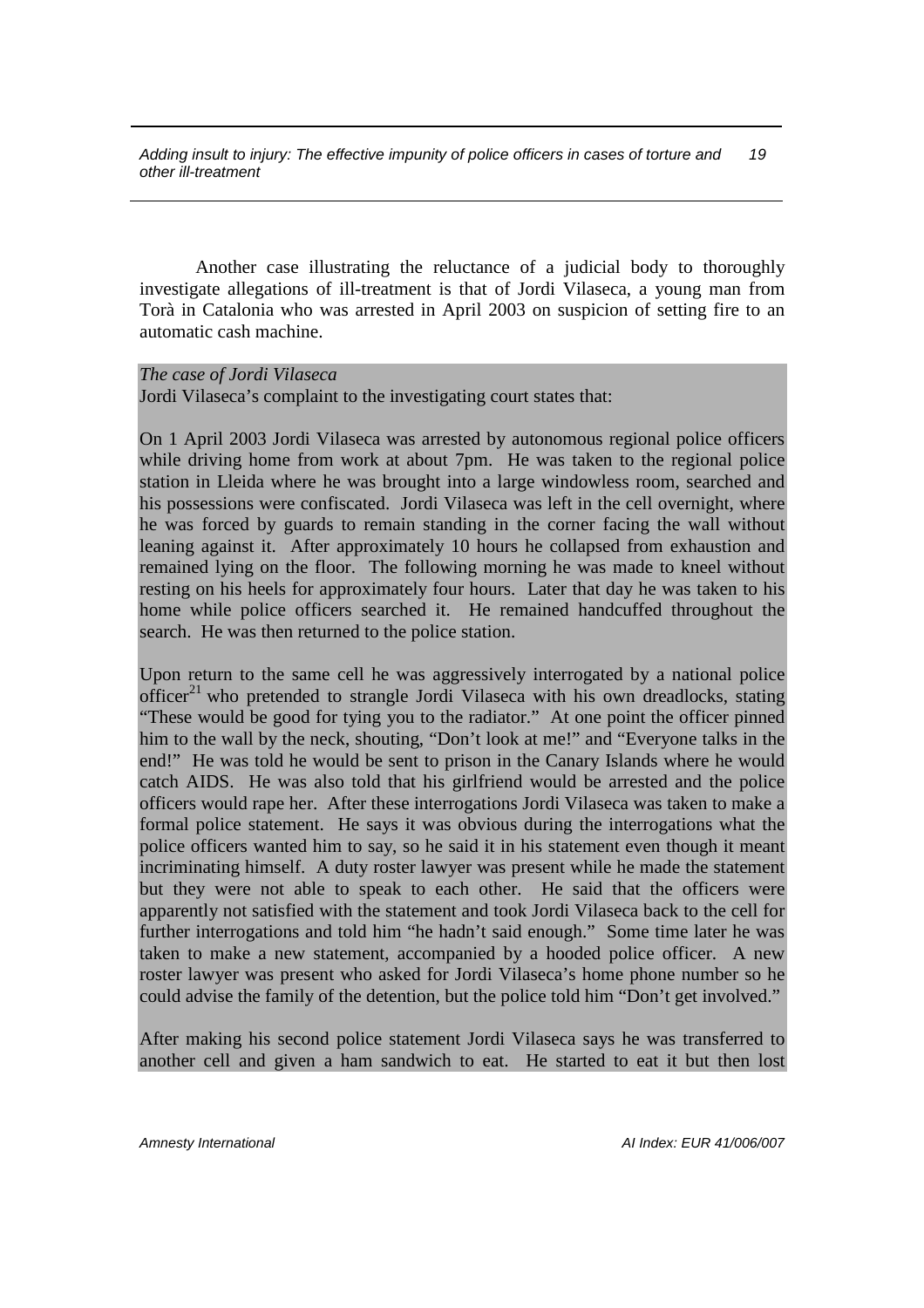Another case illustrating the reluctance of a judicial body to thoroughly investigate allegations of ill-treatment is that of Jordi Vilaseca, a young man from Torà in Catalonia who was arrested in April 2003 on suspicion of setting fire to an automatic cash machine.

*The case of Jordi Vilaseca*

Jordi Vilaseca's complaint to the investigating court states that:

On 1 April 2003 Jordi Vilaseca was arrested by autonomous regional police officers while driving home from work at about 7pm. He was taken to the regional police station in Lleida where he was brought into a large windowless room, searched and his possessions were confiscated. Jordi Vilaseca was left in the cell overnight, where he was forced by guards to remain standing in the corner facing the wall without leaning against it. After approximately 10 hours he collapsed from exhaustion and remained lying on the floor. The following morning he was made to kneel without resting on his heels for approximately four hours. Later that day he was taken to his home while police officers searched it. He remained handcuffed throughout the search. He was then returned to the police station.

Upon return to the same cell he was aggressively interrogated by a national police officer[21] who pretended to strangle Jordi Vilaseca with his own dreadlocks, stating "These would be good for tying you to the radiator." At one point the officer pinned him to the wall by the neck, shouting, "Don't look at me!" and "Everyone talks in the end!" He was told he would be sent to prison in the Canary Islands where he would catch AIDS. He was also told that his girlfriend would be arrested and the police officers would rape her. After these interrogations Jordi Vilaseca was taken to make a formal police statement. He says it was obvious during the interrogations what the police officers wanted him to say, so he said it in his statement even though it meant incriminating himself. A duty roster lawyer was present while he made the statement but they were not able to speak to each other. He said that the officers were apparently not satisfied with the statement and took Jordi Vilaseca back to the cell for further interrogations and told him "he hadn't said enough." Some time later he was taken to make a new statement, accompanied by a hooded police officer. A new roster lawyer was present who asked for Jordi Vilaseca's home phone number so he could advise the family of the detention, but the police told him "Don't get involved."

After making his second police statement Jordi Vilaseca says he was transferred to another cell and given a ham sandwich to eat. He started to eat it but then lost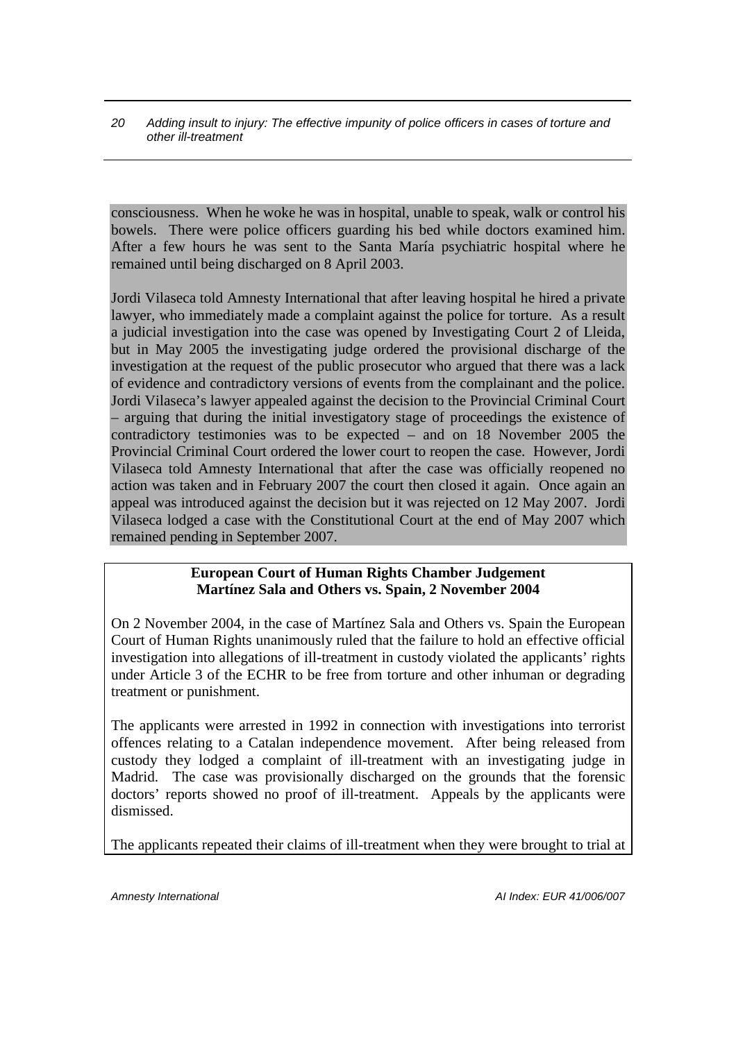consciousness. When he woke he was in hospital, unable to speak, walk or control his bowels. There were police officers guarding his bed while doctors examined him. After a few hours he was sent to the Santa María psychiatric hospital where he remained until being discharged on 8 April 2003.

Jordi Vilaseca told Amnesty International that after leaving hospital he hired a private lawyer, who immediately made a complaint against the police for torture. As a result a judicial investigation into the case was opened by Investigating Court 2 of Lleida, but in May 2005 the investigating judge ordered the provisional discharge of the investigation at the request of the public prosecutor who argued that there was a lack of evidence and contradictory versions of events from the complainant and the police. Jordi Vilaseca's lawyer appealed against the decision to the Provincial Criminal Court – arguing that during the initial investigatory stage of proceedings the existence of contradictory testimonies was to be expected – and on 18 November 2005 the Provincial Criminal Court ordered the lower court to reopen the case. However, Jordi Vilaseca told Amnesty International that after the case was officially reopened no action was taken and in February 2007 the court then closed it again. Once again an appeal was introduced against the decision but it was rejected on 12 May 2007. Jordi Vilaseca lodged a case with the Constitutional Court at the end of May 2007 which remained pending in September 2007.

**European Court of Human Rights Chamber Judgement**
**Martínez Sala and Others vs. Spain, 2 November 2004**

On 2 November 2004, in the case of Martínez Sala and Others vs. Spain the European Court of Human Rights unanimously ruled that the failure to hold an effective official investigation into allegations of ill-treatment in custody violated the applicants' rights under Article 3 of the ECHR to be free from torture and other inhuman or degrading treatment or punishment.

The applicants were arrested in 1992 in connection with investigations into terrorist offences relating to a Catalan independence movement. After being released from custody they lodged a complaint of ill-treatment with an investigating judge in Madrid. The case was provisionally discharged on the grounds that the forensic doctors' reports showed no proof of ill-treatment. Appeals by the applicants were dismissed.

The applicants repeated their claims of ill-treatment when they were brought to trial at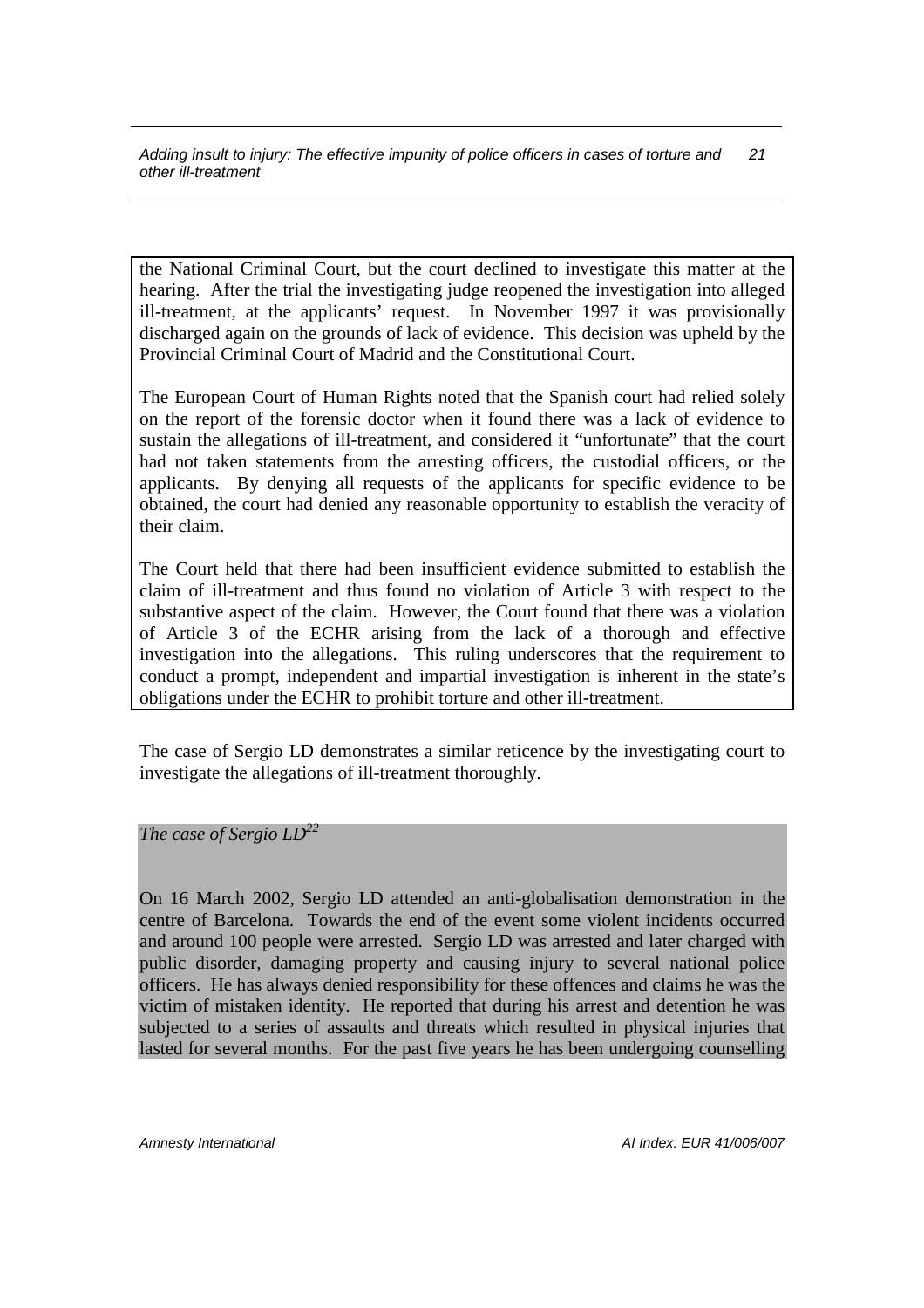the National Criminal Court, but the court declined to investigate this matter at the hearing. After the trial the investigating judge reopened the investigation into alleged ill-treatment, at the applicants' request. In November 1997 it was provisionally discharged again on the grounds of lack of evidence. This decision was upheld by the Provincial Criminal Court of Madrid and the Constitutional Court.

The European Court of Human Rights noted that the Spanish court had relied solely on the report of the forensic doctor when it found there was a lack of evidence to sustain the allegations of ill-treatment, and considered it "unfortunate" that the court had not taken statements from the arresting officers, the custodial officers, or the applicants. By denying all requests of the applicants for specific evidence to be obtained, the court had denied any reasonable opportunity to establish the veracity of their claim.

The Court held that there had been insufficient evidence submitted to establish the claim of ill-treatment and thus found no violation of Article 3 with respect to the substantive aspect of the claim. However, the Court found that there was a violation of Article 3 of the ECHR arising from the lack of a thorough and effective investigation into the allegations. This ruling underscores that the requirement to conduct a prompt, independent and impartial investigation is inherent in the state's obligations under the ECHR to prohibit torture and other ill-treatment.

The case of Sergio LD demonstrates a similar reticence by the investigating court to investigate the allegations of ill-treatment thoroughly.

*The case of Sergio LD*[22]

On 16 March 2002, Sergio LD attended an anti-globalisation demonstration in the centre of Barcelona. Towards the end of the event some violent incidents occurred and around 100 people were arrested. Sergio LD was arrested and later charged with public disorder, damaging property and causing injury to several national police officers. He has always denied responsibility for these offences and claims he was the victim of mistaken identity. He reported that during his arrest and detention he was subjected to a series of assaults and threats which resulted in physical injuries that lasted for several months. For the past five years he has been undergoing counselling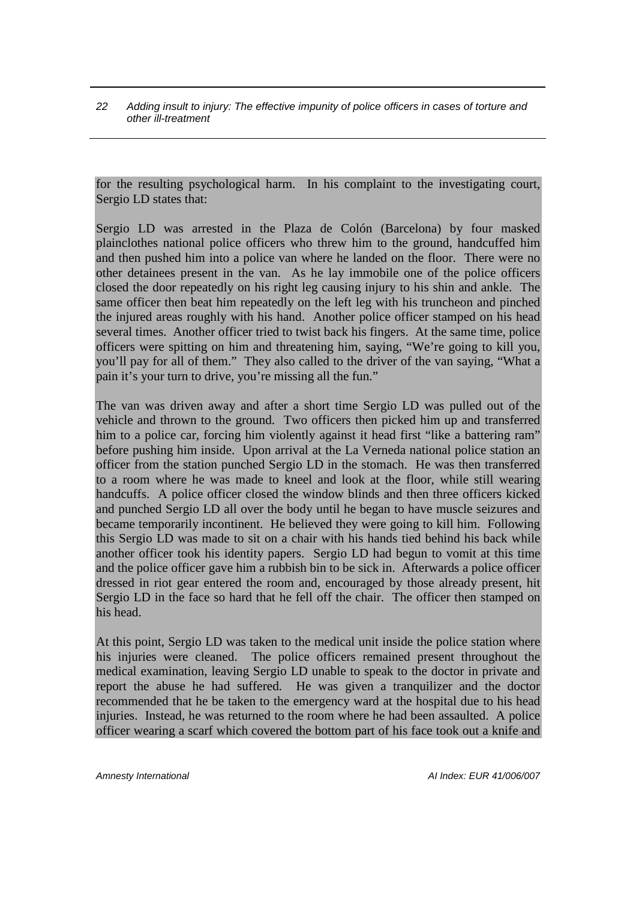for the resulting psychological harm. In his complaint to the investigating court, Sergio LD states that:

Sergio LD was arrested in the Plaza de Colón (Barcelona) by four masked plainclothes national police officers who threw him to the ground, handcuffed him and then pushed him into a police van where he landed on the floor. There were no other detainees present in the van. As he lay immobile one of the police officers closed the door repeatedly on his right leg causing injury to his shin and ankle. The same officer then beat him repeatedly on the left leg with his truncheon and pinched the injured areas roughly with his hand. Another police officer stamped on his head several times. Another officer tried to twist back his fingers. At the same time, police officers were spitting on him and threatening him, saying, "We're going to kill you, you'll pay for all of them." They also called to the driver of the van saying, "What a pain it's your turn to drive, you're missing all the fun."

The van was driven away and after a short time Sergio LD was pulled out of the vehicle and thrown to the ground. Two officers then picked him up and transferred him to a police car, forcing him violently against it head first "like a battering ram" before pushing him inside. Upon arrival at the La Verneda national police station an officer from the station punched Sergio LD in the stomach. He was then transferred to a room where he was made to kneel and look at the floor, while still wearing handcuffs. A police officer closed the window blinds and then three officers kicked and punched Sergio LD all over the body until he began to have muscle seizures and became temporarily incontinent. He believed they were going to kill him. Following this Sergio LD was made to sit on a chair with his hands tied behind his back while another officer took his identity papers. Sergio LD had begun to vomit at this time and the police officer gave him a rubbish bin to be sick in. Afterwards a police officer dressed in riot gear entered the room and, encouraged by those already present, hit Sergio LD in the face so hard that he fell off the chair. The officer then stamped on his head.

At this point, Sergio LD was taken to the medical unit inside the police station where his injuries were cleaned. The police officers remained present throughout the medical examination, leaving Sergio LD unable to speak to the doctor in private and report the abuse he had suffered. He was given a tranquilizer and the doctor recommended that he be taken to the emergency ward at the hospital due to his head injuries. Instead, he was returned to the room where he had been assaulted. A police officer wearing a scarf which covered the bottom part of his face took out a knife and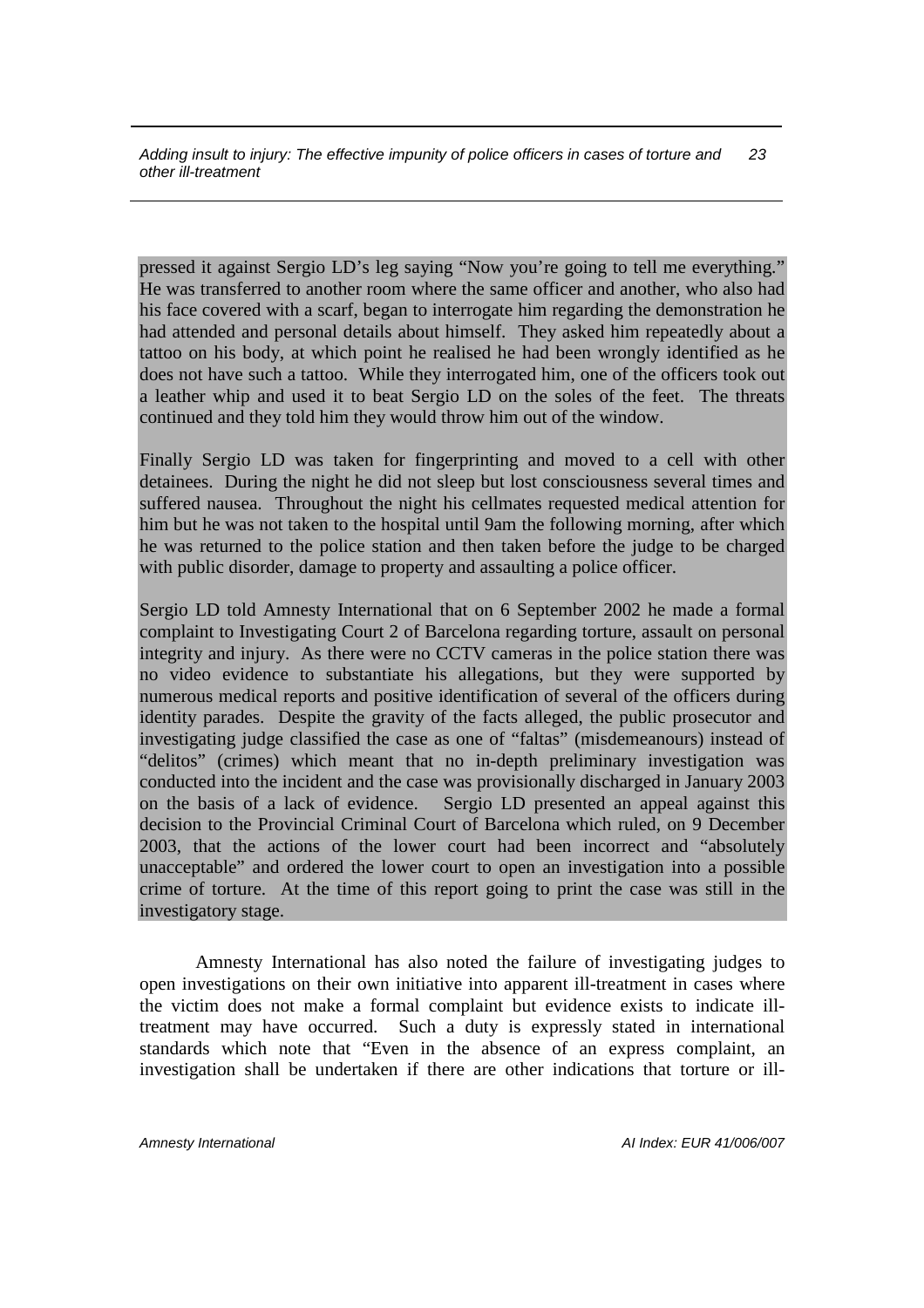pressed it against Sergio LD's leg saying "Now you're going to tell me everything." He was transferred to another room where the same officer and another, who also had his face covered with a scarf, began to interrogate him regarding the demonstration he had attended and personal details about himself. They asked him repeatedly about a tattoo on his body, at which point he realised he had been wrongly identified as he does not have such a tattoo. While they interrogated him, one of the officers took out a leather whip and used it to beat Sergio LD on the soles of the feet. The threats continued and they told him they would throw him out of the window.

Finally Sergio LD was taken for fingerprinting and moved to a cell with other detainees. During the night he did not sleep but lost consciousness several times and suffered nausea. Throughout the night his cellmates requested medical attention for him but he was not taken to the hospital until 9am the following morning, after which he was returned to the police station and then taken before the judge to be charged with public disorder, damage to property and assaulting a police officer.

Sergio LD told Amnesty International that on 6 September 2002 he made a formal complaint to Investigating Court 2 of Barcelona regarding torture, assault on personal integrity and injury. As there were no CCTV cameras in the police station there was no video evidence to substantiate his allegations, but they were supported by numerous medical reports and positive identification of several of the officers during identity parades. Despite the gravity of the facts alleged, the public prosecutor and investigating judge classified the case as one of "faltas" (misdemeanours) instead of "delitos" (crimes) which meant that no in-depth preliminary investigation was conducted into the incident and the case was provisionally discharged in January 2003 on the basis of a lack of evidence. Sergio LD presented an appeal against this decision to the Provincial Criminal Court of Barcelona which ruled, on 9 December 2003, that the actions of the lower court had been incorrect and "absolutely unacceptable" and ordered the lower court to open an investigation into a possible crime of torture. At the time of this report going to print the case was still in the investigatory stage.

Amnesty International has also noted the failure of investigating judges to open investigations on their own initiative into apparent ill-treatment in cases where the victim does not make a formal complaint but evidence exists to indicate ill-treatment may have occurred. Such a duty is expressly stated in international standards which note that "Even in the absence of an express complaint, an investigation shall be undertaken if there are other indications that torture or ill-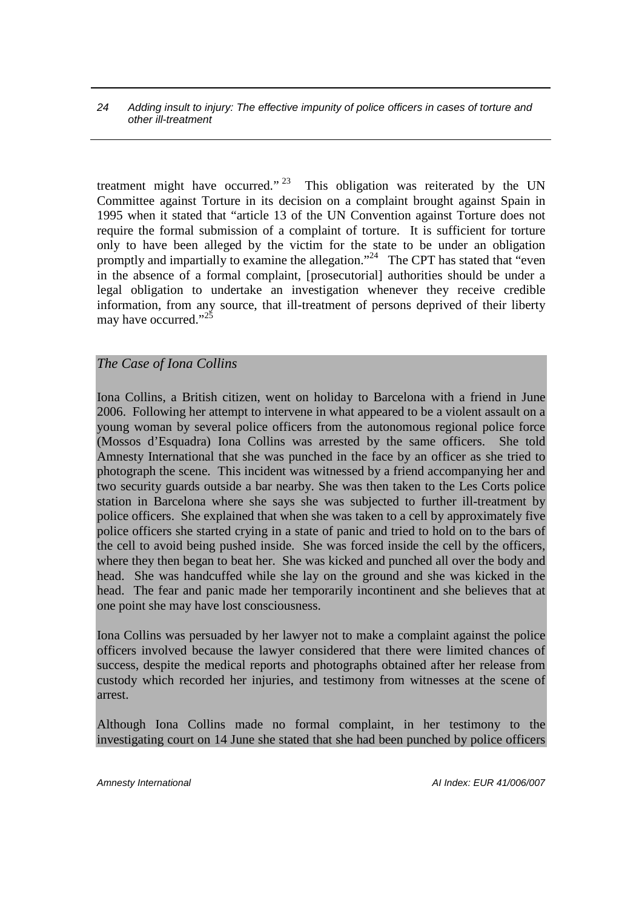treatment might have occurred."[23] This obligation was reiterated by the UN Committee against Torture in its decision on a complaint brought against Spain in 1995 when it stated that "article 13 of the UN Convention against Torture does not require the formal submission of a complaint of torture. It is sufficient for torture only to have been alleged by the victim for the state to be under an obligation promptly and impartially to examine the allegation."[24] The CPT has stated that "even in the absence of a formal complaint, [prosecutorial] authorities should be under a legal obligation to undertake an investigation whenever they receive credible information, from any source, that ill-treatment of persons deprived of their liberty may have occurred."[25]

*The Case of Iona Collins*

Iona Collins, a British citizen, went on holiday to Barcelona with a friend in June 2006. Following her attempt to intervene in what appeared to be a violent assault on a young woman by several police officers from the autonomous regional police force (Mossos d'Esquadra) Iona Collins was arrested by the same officers. She told Amnesty International that she was punched in the face by an officer as she tried to photograph the scene. This incident was witnessed by a friend accompanying her and two security guards outside a bar nearby. She was then taken to the Les Corts police station in Barcelona where she says she was subjected to further ill-treatment by police officers. She explained that when she was taken to a cell by approximately five police officers she started crying in a state of panic and tried to hold on to the bars of the cell to avoid being pushed inside. She was forced inside the cell by the officers, where they then began to beat her. She was kicked and punched all over the body and head. She was handcuffed while she lay on the ground and she was kicked in the head. The fear and panic made her temporarily incontinent and she believes that at one point she may have lost consciousness.

Iona Collins was persuaded by her lawyer not to make a complaint against the police officers involved because the lawyer considered that there were limited chances of success, despite the medical reports and photographs obtained after her release from custody which recorded her injuries, and testimony from witnesses at the scene of arrest.

Although Iona Collins made no formal complaint, in her testimony to the investigating court on 14 June she stated that she had been punched by police officers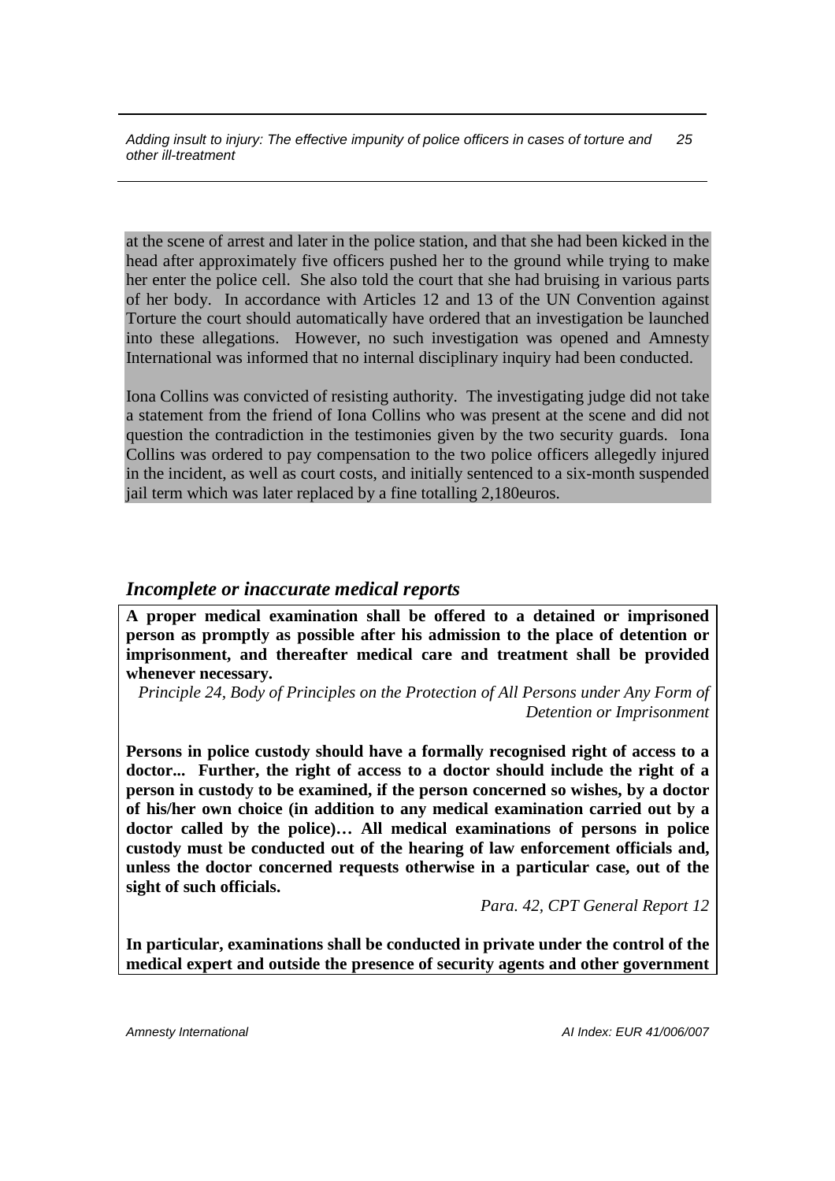at the scene of arrest and later in the police station, and that she had been kicked in the head after approximately five officers pushed her to the ground while trying to make her enter the police cell. She also told the court that she had bruising in various parts of her body. In accordance with Articles 12 and 13 of the UN Convention against Torture the court should automatically have ordered that an investigation be launched into these allegations. However, no such investigation was opened and Amnesty International was informed that no internal disciplinary inquiry had been conducted.

Iona Collins was convicted of resisting authority. The investigating judge did not take a statement from the friend of Iona Collins who was present at the scene and did not question the contradiction in the testimonies given by the two security guards. Iona Collins was ordered to pay compensation to the two police officers allegedly injured in the incident, as well as court costs, and initially sentenced to a six-month suspended jail term which was later replaced by a fine totalling 2,180euros.

## *Incomplete or inaccurate medical reports*

**A proper medical examination shall be offered to a detained or imprisoned person as promptly as possible after his admission to the place of detention or imprisonment, and thereafter medical care and treatment shall be provided whenever necessary.**

*Principle 24, Body of Principles on the Protection of All Persons under Any Form of Detention or Imprisonment*

**Persons in police custody should have a formally recognised right of access to a doctor... Further, the right of access to a doctor should include the right of a person in custody to be examined, if the person concerned so wishes, by a doctor of his/her own choice (in addition to any medical examination carried out by a doctor called by the police)… All medical examinations of persons in police custody must be conducted out of the hearing of law enforcement officials and, unless the doctor concerned requests otherwise in a particular case, out of the sight of such officials.**

*Para. 42, CPT General Report 12*

**In particular, examinations shall be conducted in private under the control of the medical expert and outside the presence of security agents and other government**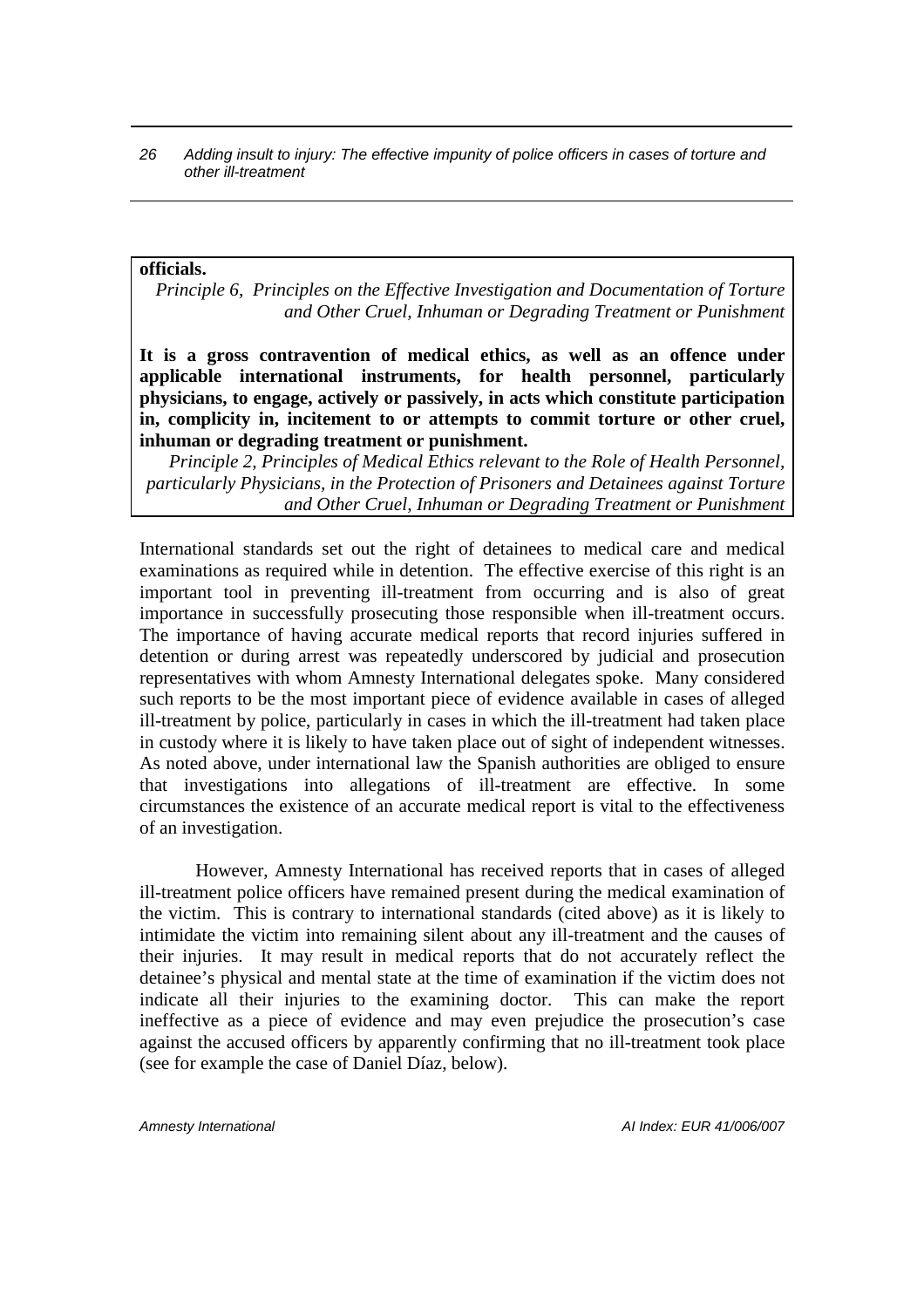**officials.**

*Principle 6, Principles on the Effective Investigation and Documentation of Torture and Other Cruel, Inhuman or Degrading Treatment or Punishment*

**It is a gross contravention of medical ethics, as well as an offence under applicable international instruments, for health personnel, particularly physicians, to engage, actively or passively, in acts which constitute participation in, complicity in, incitement to or attempts to commit torture or other cruel, inhuman or degrading treatment or punishment.**

*Principle 2, Principles of Medical Ethics relevant to the Role of Health Personnel, particularly Physicians, in the Protection of Prisoners and Detainees against Torture and Other Cruel, Inhuman or Degrading Treatment or Punishment*

International standards set out the right of detainees to medical care and medical examinations as required while in detention. The effective exercise of this right is an important tool in preventing ill-treatment from occurring and is also of great importance in successfully prosecuting those responsible when ill-treatment occurs. The importance of having accurate medical reports that record injuries suffered in detention or during arrest was repeatedly underscored by judicial and prosecution representatives with whom Amnesty International delegates spoke. Many considered such reports to be the most important piece of evidence available in cases of alleged ill-treatment by police, particularly in cases in which the ill-treatment had taken place in custody where it is likely to have taken place out of sight of independent witnesses. As noted above, under international law the Spanish authorities are obliged to ensure that investigations into allegations of ill-treatment are effective. In some circumstances the existence of an accurate medical report is vital to the effectiveness of an investigation.

However, Amnesty International has received reports that in cases of alleged ill-treatment police officers have remained present during the medical examination of the victim. This is contrary to international standards (cited above) as it is likely to intimidate the victim into remaining silent about any ill-treatment and the causes of their injuries. It may result in medical reports that do not accurately reflect the detainee's physical and mental state at the time of examination if the victim does not indicate all their injuries to the examining doctor. This can make the report ineffective as a piece of evidence and may even prejudice the prosecution's case against the accused officers by apparently confirming that no ill-treatment took place (see for example the case of Daniel Díaz, below).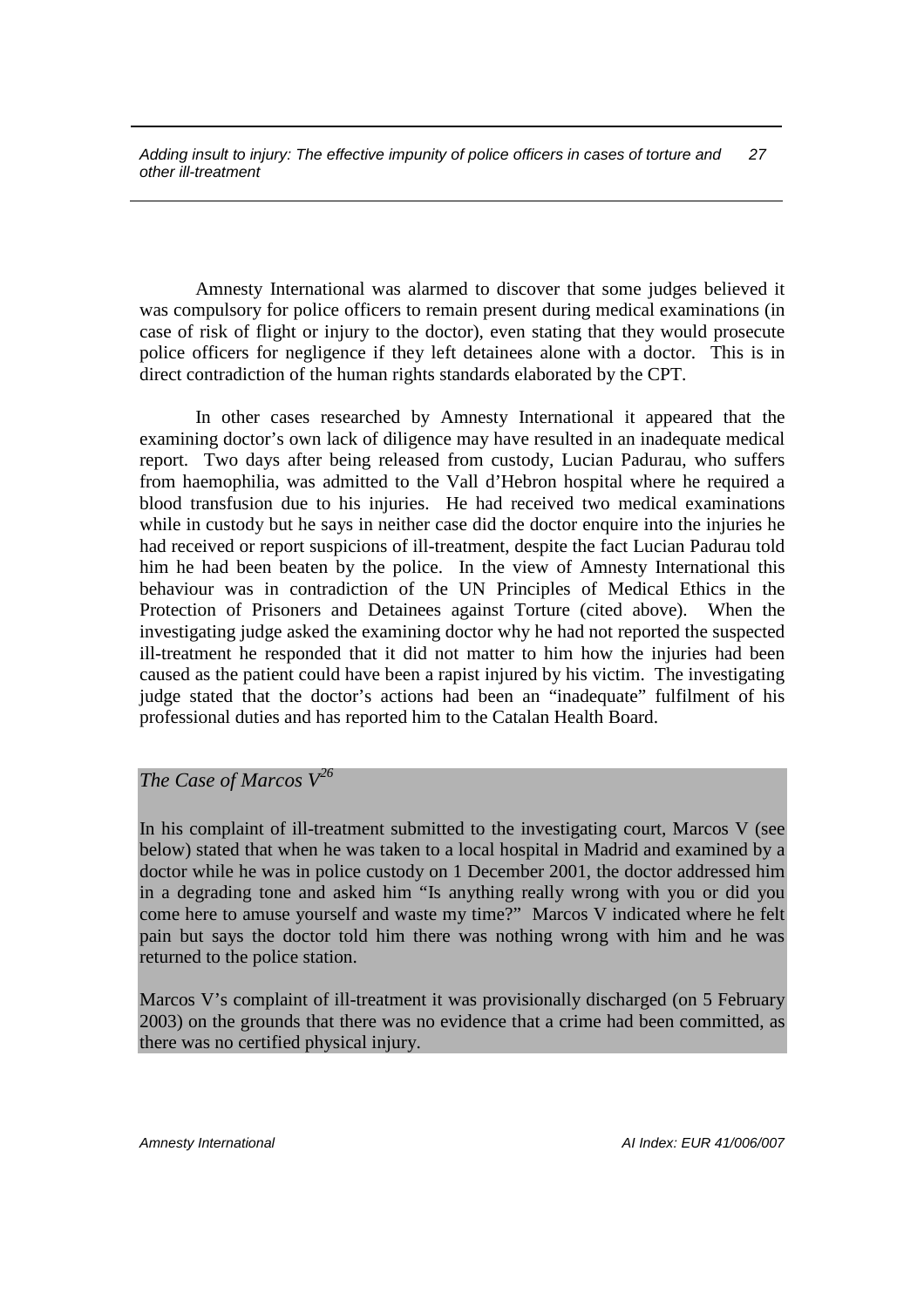Amnesty International was alarmed to discover that some judges believed it was compulsory for police officers to remain present during medical examinations (in case of risk of flight or injury to the doctor), even stating that they would prosecute police officers for negligence if they left detainees alone with a doctor. This is in direct contradiction of the human rights standards elaborated by the CPT.

In other cases researched by Amnesty International it appeared that the examining doctor's own lack of diligence may have resulted in an inadequate medical report. Two days after being released from custody, Lucian Padurau, who suffers from haemophilia, was admitted to the Vall d'Hebron hospital where he required a blood transfusion due to his injuries. He had received two medical examinations while in custody but he says in neither case did the doctor enquire into the injuries he had received or report suspicions of ill-treatment, despite the fact Lucian Padurau told him he had been beaten by the police. In the view of Amnesty International this behaviour was in contradiction of the UN Principles of Medical Ethics in the Protection of Prisoners and Detainees against Torture (cited above). When the investigating judge asked the examining doctor why he had not reported the suspected ill-treatment he responded that it did not matter to him how the injuries had been caused as the patient could have been a rapist injured by his victim. The investigating judge stated that the doctor's actions had been an "inadequate" fulfilment of his professional duties and has reported him to the Catalan Health Board.

*The Case of Marcos V*[26]

In his complaint of ill-treatment submitted to the investigating court, Marcos V (see below) stated that when he was taken to a local hospital in Madrid and examined by a doctor while he was in police custody on 1 December 2001, the doctor addressed him in a degrading tone and asked him "Is anything really wrong with you or did you come here to amuse yourself and waste my time?" Marcos V indicated where he felt pain but says the doctor told him there was nothing wrong with him and he was returned to the police station.

Marcos V's complaint of ill-treatment it was provisionally discharged (on 5 February 2003) on the grounds that there was no evidence that a crime had been committed, as there was no certified physical injury.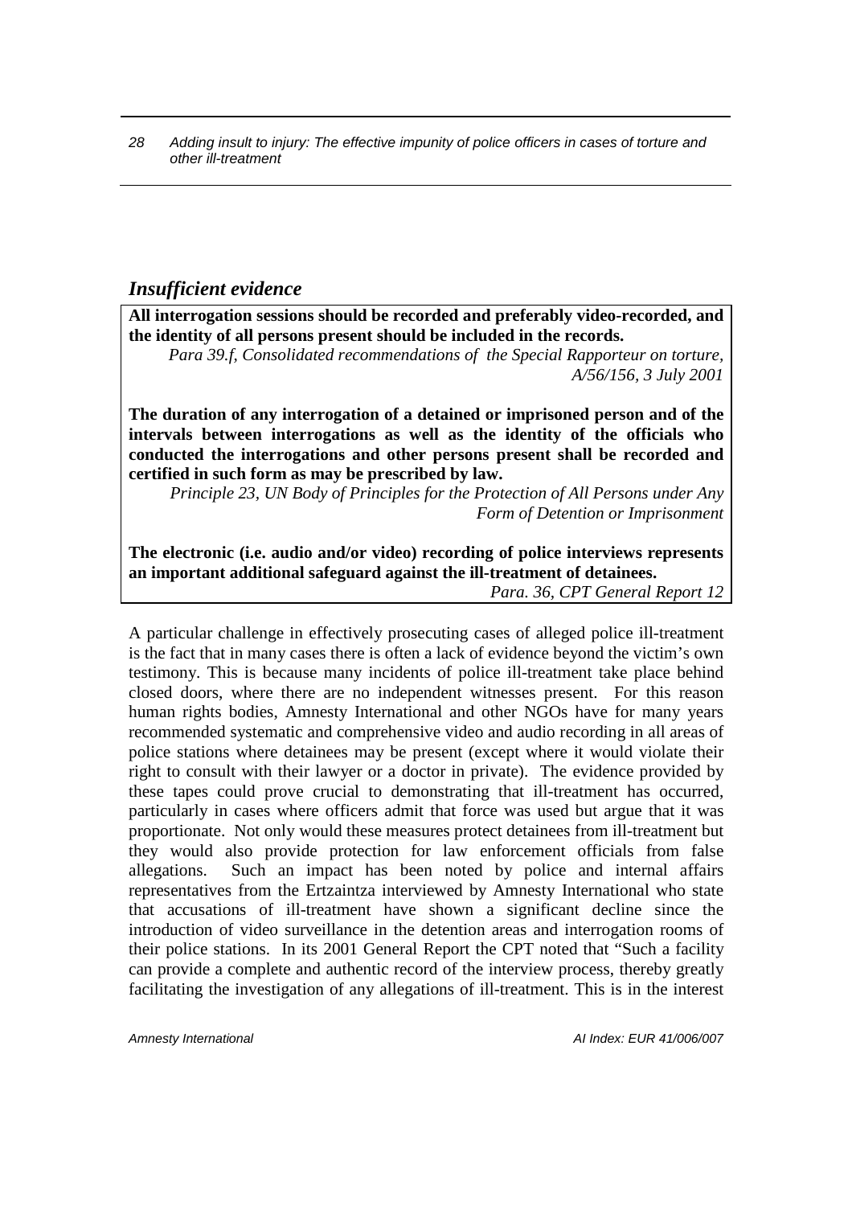## *Insufficient evidence*

**All interrogation sessions should be recorded and preferably video-recorded, and the identity of all persons present should be included in the records.**

*Para 39.f, Consolidated recommendations of the Special Rapporteur on torture, A/56/156, 3 July 2001*

**The duration of any interrogation of a detained or imprisoned person and of the intervals between interrogations as well as the identity of the officials who conducted the interrogations and other persons present shall be recorded and certified in such form as may be prescribed by law.**

*Principle 23, UN Body of Principles for the Protection of All Persons under Any Form of Detention or Imprisonment*

**The electronic (i.e. audio and/or video) recording of police interviews represents an important additional safeguard against the ill-treatment of detainees.**

*Para. 36, CPT General Report 12*

A particular challenge in effectively prosecuting cases of alleged police ill-treatment is the fact that in many cases there is often a lack of evidence beyond the victim's own testimony. This is because many incidents of police ill-treatment take place behind closed doors, where there are no independent witnesses present. For this reason human rights bodies, Amnesty International and other NGOs have for many years recommended systematic and comprehensive video and audio recording in all areas of police stations where detainees may be present (except where it would violate their right to consult with their lawyer or a doctor in private). The evidence provided by these tapes could prove crucial to demonstrating that ill-treatment has occurred, particularly in cases where officers admit that force was used but argue that it was proportionate. Not only would these measures protect detainees from ill-treatment but they would also provide protection for law enforcement officials from false allegations. Such an impact has been noted by police and internal affairs representatives from the Ertzaintza interviewed by Amnesty International who state that accusations of ill-treatment have shown a significant decline since the introduction of video surveillance in the detention areas and interrogation rooms of their police stations. In its 2001 General Report the CPT noted that "Such a facility can provide a complete and authentic record of the interview process, thereby greatly facilitating the investigation of any allegations of ill-treatment. This is in the interest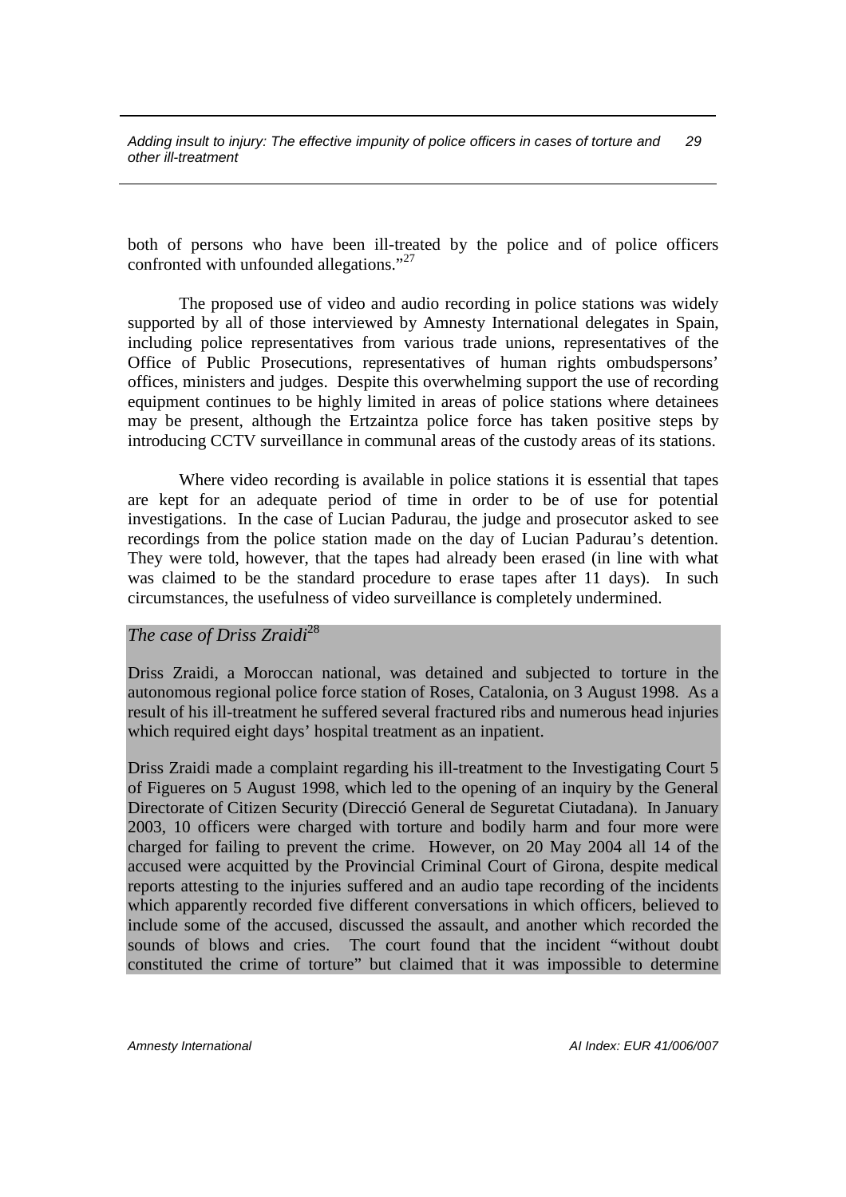both of persons who have been ill-treated by the police and of police officers confronted with unfounded allegations."[27]

The proposed use of video and audio recording in police stations was widely supported by all of those interviewed by Amnesty International delegates in Spain, including police representatives from various trade unions, representatives of the Office of Public Prosecutions, representatives of human rights ombudspersons' offices, ministers and judges. Despite this overwhelming support the use of recording equipment continues to be highly limited in areas of police stations where detainees may be present, although the Ertzaintza police force has taken positive steps by introducing CCTV surveillance in communal areas of the custody areas of its stations.

Where video recording is available in police stations it is essential that tapes are kept for an adequate period of time in order to be of use for potential investigations. In the case of Lucian Padurau, the judge and prosecutor asked to see recordings from the police station made on the day of Lucian Padurau's detention. They were told, however, that the tapes had already been erased (in line with what was claimed to be the standard procedure to erase tapes after 11 days). In such circumstances, the usefulness of video surveillance is completely undermined.

*The case of Driss Zraidi*[28]

Driss Zraidi, a Moroccan national, was detained and subjected to torture in the autonomous regional police force station of Roses, Catalonia, on 3 August 1998. As a result of his ill-treatment he suffered several fractured ribs and numerous head injuries which required eight days' hospital treatment as an inpatient.

Driss Zraidi made a complaint regarding his ill-treatment to the Investigating Court 5 of Figueres on 5 August 1998, which led to the opening of an inquiry by the General Directorate of Citizen Security (Direcció General de Seguretat Ciutadana). In January 2003, 10 officers were charged with torture and bodily harm and four more were charged for failing to prevent the crime. However, on 20 May 2004 all 14 of the accused were acquitted by the Provincial Criminal Court of Girona, despite medical reports attesting to the injuries suffered and an audio tape recording of the incidents which apparently recorded five different conversations in which officers, believed to include some of the accused, discussed the assault, and another which recorded the sounds of blows and cries. The court found that the incident "without doubt constituted the crime of torture" but claimed that it was impossible to determine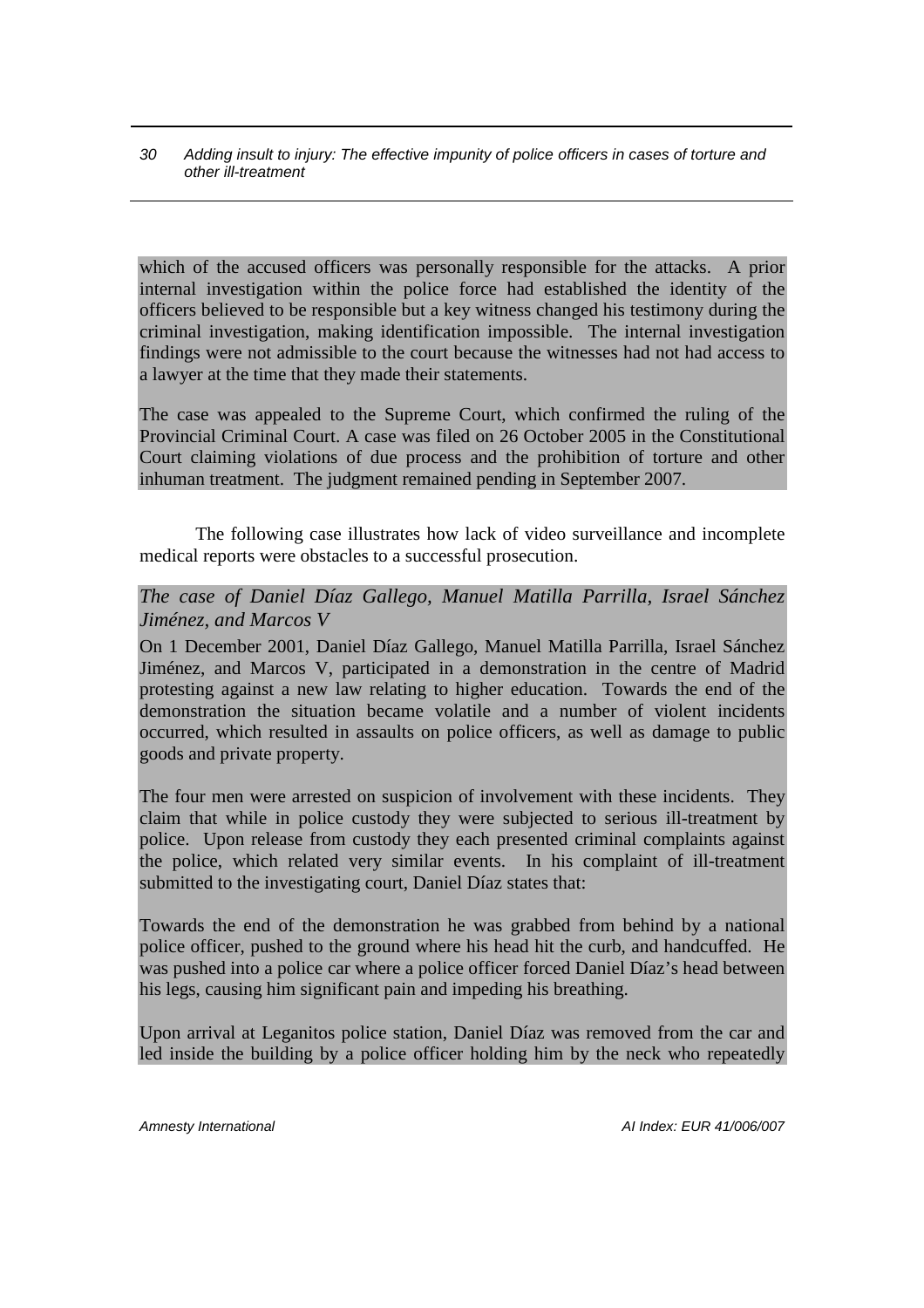which of the accused officers was personally responsible for the attacks. A prior internal investigation within the police force had established the identity of the officers believed to be responsible but a key witness changed his testimony during the criminal investigation, making identification impossible. The internal investigation findings were not admissible to the court because the witnesses had not had access to a lawyer at the time that they made their statements.

The case was appealed to the Supreme Court, which confirmed the ruling of the Provincial Criminal Court. A case was filed on 26 October 2005 in the Constitutional Court claiming violations of due process and the prohibition of torture and other inhuman treatment. The judgment remained pending in September 2007.

The following case illustrates how lack of video surveillance and incomplete medical reports were obstacles to a successful prosecution.

*The case of Daniel Díaz Gallego, Manuel Matilla Parrilla, Israel Sánchez Jiménez, and Marcos V*

On 1 December 2001, Daniel Díaz Gallego, Manuel Matilla Parrilla, Israel Sánchez Jiménez, and Marcos V, participated in a demonstration in the centre of Madrid protesting against a new law relating to higher education. Towards the end of the demonstration the situation became volatile and a number of violent incidents occurred, which resulted in assaults on police officers, as well as damage to public goods and private property.

The four men were arrested on suspicion of involvement with these incidents. They claim that while in police custody they were subjected to serious ill-treatment by police. Upon release from custody they each presented criminal complaints against the police, which related very similar events. In his complaint of ill-treatment submitted to the investigating court, Daniel Díaz states that:

Towards the end of the demonstration he was grabbed from behind by a national police officer, pushed to the ground where his head hit the curb, and handcuffed. He was pushed into a police car where a police officer forced Daniel Díaz's head between his legs, causing him significant pain and impeding his breathing.

Upon arrival at Leganitos police station, Daniel Díaz was removed from the car and led inside the building by a police officer holding him by the neck who repeatedly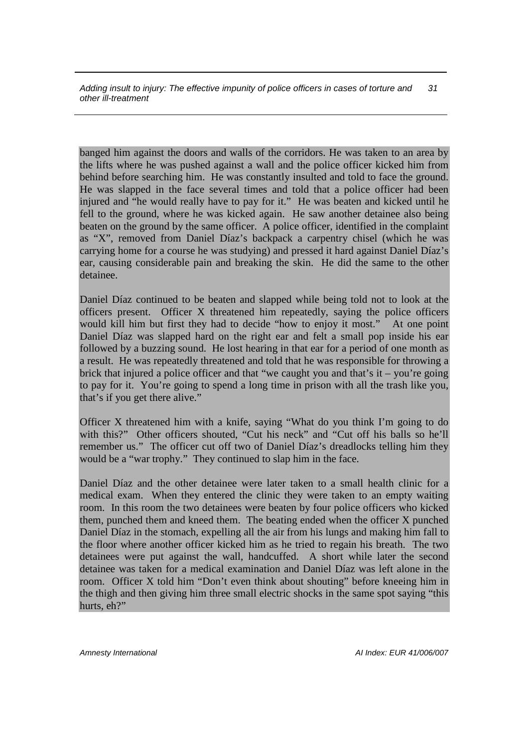banged him against the doors and walls of the corridors. He was taken to an area by the lifts where he was pushed against a wall and the police officer kicked him from behind before searching him. He was constantly insulted and told to face the ground. He was slapped in the face several times and told that a police officer had been injured and "he would really have to pay for it." He was beaten and kicked until he fell to the ground, where he was kicked again. He saw another detainee also being beaten on the ground by the same officer. A police officer, identified in the complaint as "X", removed from Daniel Díaz's backpack a carpentry chisel (which he was carrying home for a course he was studying) and pressed it hard against Daniel Díaz's ear, causing considerable pain and breaking the skin. He did the same to the other detainee.

Daniel Díaz continued to be beaten and slapped while being told not to look at the officers present. Officer X threatened him repeatedly, saying the police officers would kill him but first they had to decide "how to enjoy it most." At one point Daniel Díaz was slapped hard on the right ear and felt a small pop inside his ear followed by a buzzing sound. He lost hearing in that ear for a period of one month as a result. He was repeatedly threatened and told that he was responsible for throwing a brick that injured a police officer and that "we caught you and that's it – you're going to pay for it. You're going to spend a long time in prison with all the trash like you, that's if you get there alive."

Officer X threatened him with a knife, saying "What do you think I'm going to do with this?" Other officers shouted, "Cut his neck" and "Cut off his balls so he'll remember us." The officer cut off two of Daniel Díaz's dreadlocks telling him they would be a "war trophy." They continued to slap him in the face.

Daniel Díaz and the other detainee were later taken to a small health clinic for a medical exam. When they entered the clinic they were taken to an empty waiting room. In this room the two detainees were beaten by four police officers who kicked them, punched them and kneed them. The beating ended when the officer X punched Daniel Díaz in the stomach, expelling all the air from his lungs and making him fall to the floor where another officer kicked him as he tried to regain his breath. The two detainees were put against the wall, handcuffed. A short while later the second detainee was taken for a medical examination and Daniel Díaz was left alone in the room. Officer X told him "Don't even think about shouting" before kneeing him in the thigh and then giving him three small electric shocks in the same spot saying "this hurts, eh?"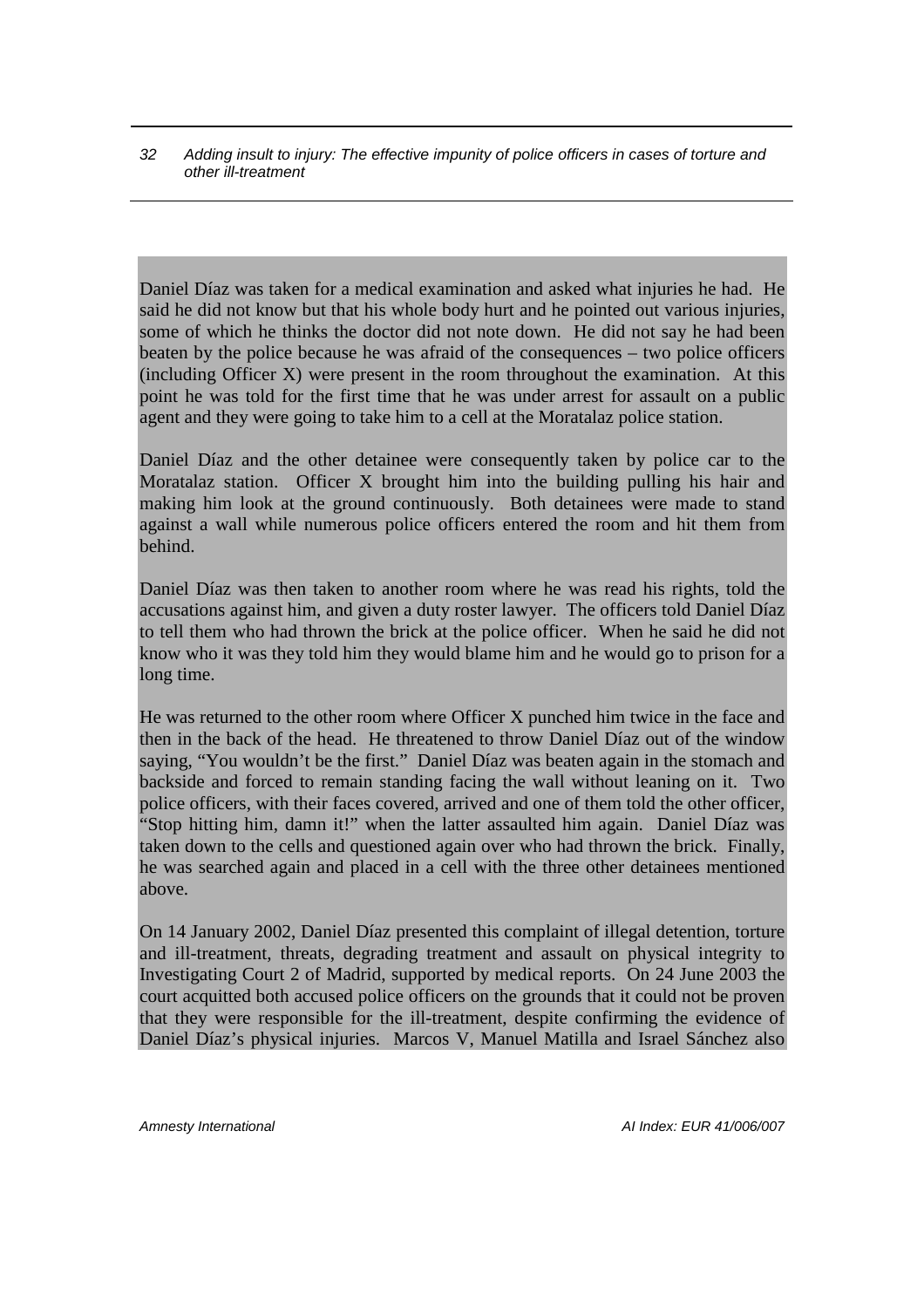Daniel Díaz was taken for a medical examination and asked what injuries he had. He said he did not know but that his whole body hurt and he pointed out various injuries, some of which he thinks the doctor did not note down. He did not say he had been beaten by the police because he was afraid of the consequences – two police officers (including Officer X) were present in the room throughout the examination. At this point he was told for the first time that he was under arrest for assault on a public agent and they were going to take him to a cell at the Moratalaz police station.

Daniel Díaz and the other detainee were consequently taken by police car to the Moratalaz station. Officer X brought him into the building pulling his hair and making him look at the ground continuously. Both detainees were made to stand against a wall while numerous police officers entered the room and hit them from behind.

Daniel Díaz was then taken to another room where he was read his rights, told the accusations against him, and given a duty roster lawyer. The officers told Daniel Díaz to tell them who had thrown the brick at the police officer. When he said he did not know who it was they told him they would blame him and he would go to prison for a long time.

He was returned to the other room where Officer X punched him twice in the face and then in the back of the head. He threatened to throw Daniel Díaz out of the window saying, "You wouldn't be the first." Daniel Díaz was beaten again in the stomach and backside and forced to remain standing facing the wall without leaning on it. Two police officers, with their faces covered, arrived and one of them told the other officer, "Stop hitting him, damn it!" when the latter assaulted him again. Daniel Díaz was taken down to the cells and questioned again over who had thrown the brick. Finally, he was searched again and placed in a cell with the three other detainees mentioned above.

On 14 January 2002, Daniel Díaz presented this complaint of illegal detention, torture and ill-treatment, threats, degrading treatment and assault on physical integrity to Investigating Court 2 of Madrid, supported by medical reports. On 24 June 2003 the court acquitted both accused police officers on the grounds that it could not be proven that they were responsible for the ill-treatment, despite confirming the evidence of Daniel Díaz's physical injuries. Marcos V, Manuel Matilla and Israel Sánchez also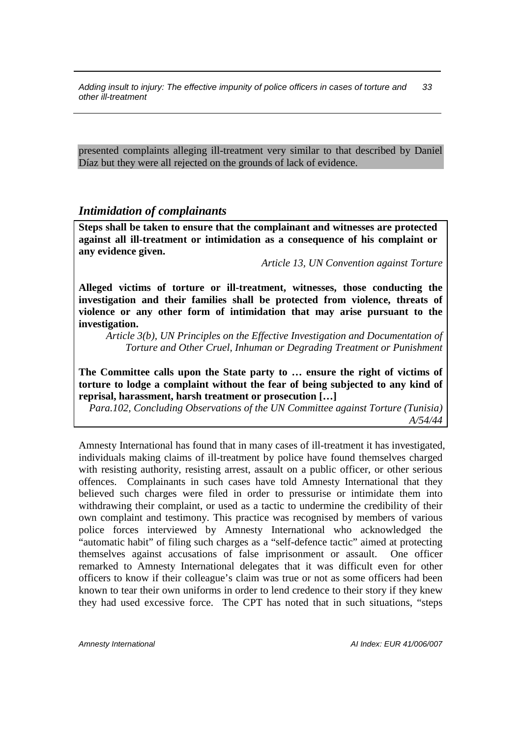presented complaints alleging ill-treatment very similar to that described by Daniel Díaz but they were all rejected on the grounds of lack of evidence.

## *Intimidation of complainants*

> **Steps shall be taken to ensure that the complainant and witnesses are protected against all ill-treatment or intimidation as a consequence of his complaint or any evidence given.**
>
> *Article 13, UN Convention against Torture*
>
> **Alleged victims of torture or ill-treatment, witnesses, those conducting the investigation and their families shall be protected from violence, threats of violence or any other form of intimidation that may arise pursuant to the investigation.**
>
> *Article 3(b), UN Principles on the Effective Investigation and Documentation of Torture and Other Cruel, Inhuman or Degrading Treatment or Punishment*
>
> **The Committee calls upon the State party to … ensure the right of victims of torture to lodge a complaint without the fear of being subjected to any kind of reprisal, harassment, harsh treatment or prosecution […]**
>
> *Para.102, Concluding Observations of the UN Committee against Torture (Tunisia) A/54/44*

Amnesty International has found that in many cases of ill-treatment it has investigated, individuals making claims of ill-treatment by police have found themselves charged with resisting authority, resisting arrest, assault on a public officer, or other serious offences. Complainants in such cases have told Amnesty International that they believed such charges were filed in order to pressurise or intimidate them into withdrawing their complaint, or used as a tactic to undermine the credibility of their own complaint and testimony. This practice was recognised by members of various police forces interviewed by Amnesty International who acknowledged the "automatic habit" of filing such charges as a "self-defence tactic" aimed at protecting themselves against accusations of false imprisonment or assault. One officer remarked to Amnesty International delegates that it was difficult even for other officers to know if their colleague's claim was true or not as some officers had been known to tear their own uniforms in order to lend credence to their story if they knew they had used excessive force. The CPT has noted that in such situations, "steps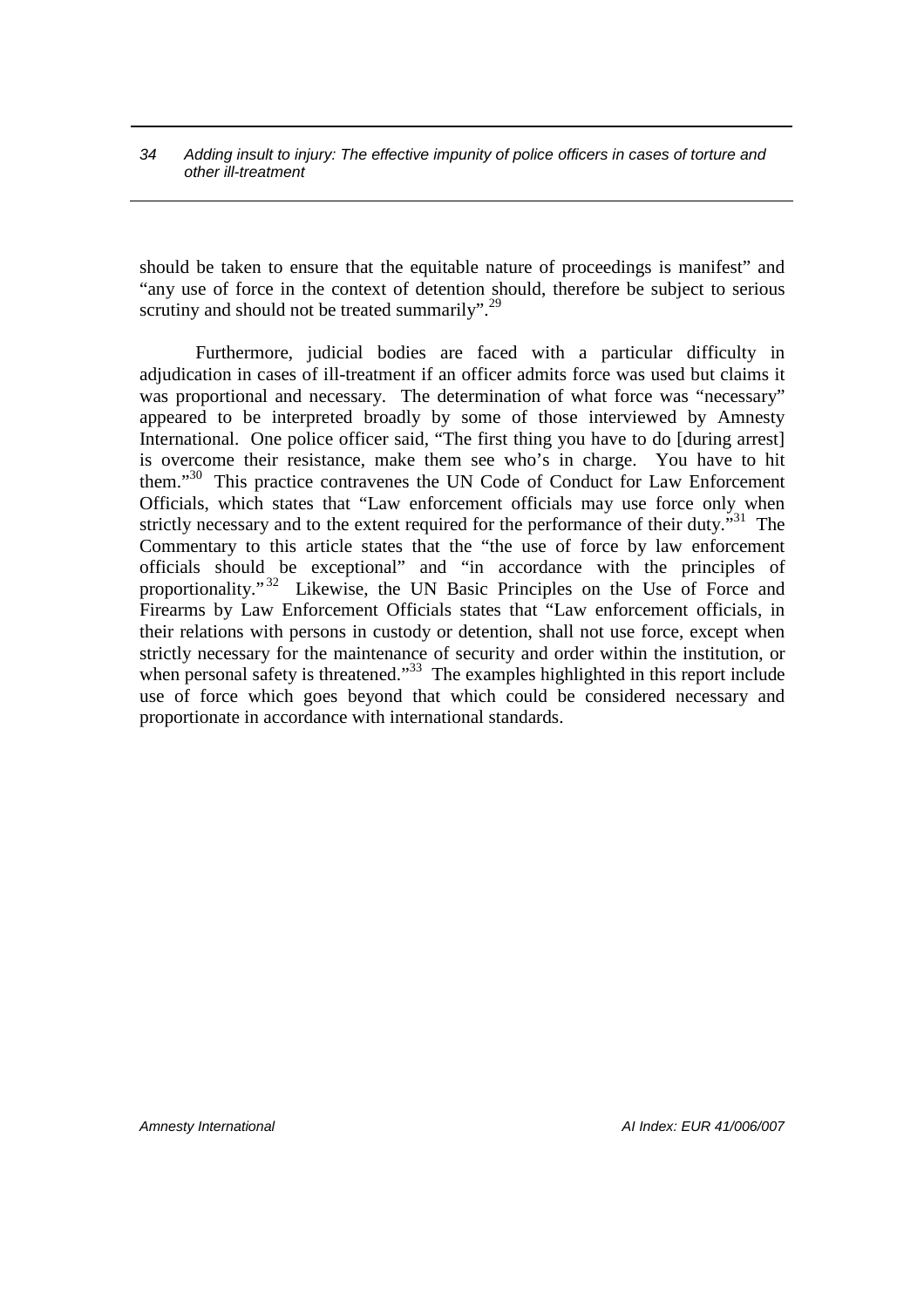should be taken to ensure that the equitable nature of proceedings is manifest" and "any use of force in the context of detention should, therefore be subject to serious scrutiny and should not be treated summarily".[29]

Furthermore, judicial bodies are faced with a particular difficulty in adjudication in cases of ill-treatment if an officer admits force was used but claims it was proportional and necessary. The determination of what force was "necessary" appeared to be interpreted broadly by some of those interviewed by Amnesty International. One police officer said, "The first thing you have to do [during arrest] is overcome their resistance, make them see who's in charge. You have to hit them."[30] This practice contravenes the UN Code of Conduct for Law Enforcement Officials, which states that "Law enforcement officials may use force only when strictly necessary and to the extent required for the performance of their duty."[31] The Commentary to this article states that the "the use of force by law enforcement officials should be exceptional" and "in accordance with the principles of proportionality."[32] Likewise, the UN Basic Principles on the Use of Force and Firearms by Law Enforcement Officials states that "Law enforcement officials, in their relations with persons in custody or detention, shall not use force, except when strictly necessary for the maintenance of security and order within the institution, or when personal safety is threatened."[33] The examples highlighted in this report include use of force which goes beyond that which could be considered necessary and proportionate in accordance with international standards.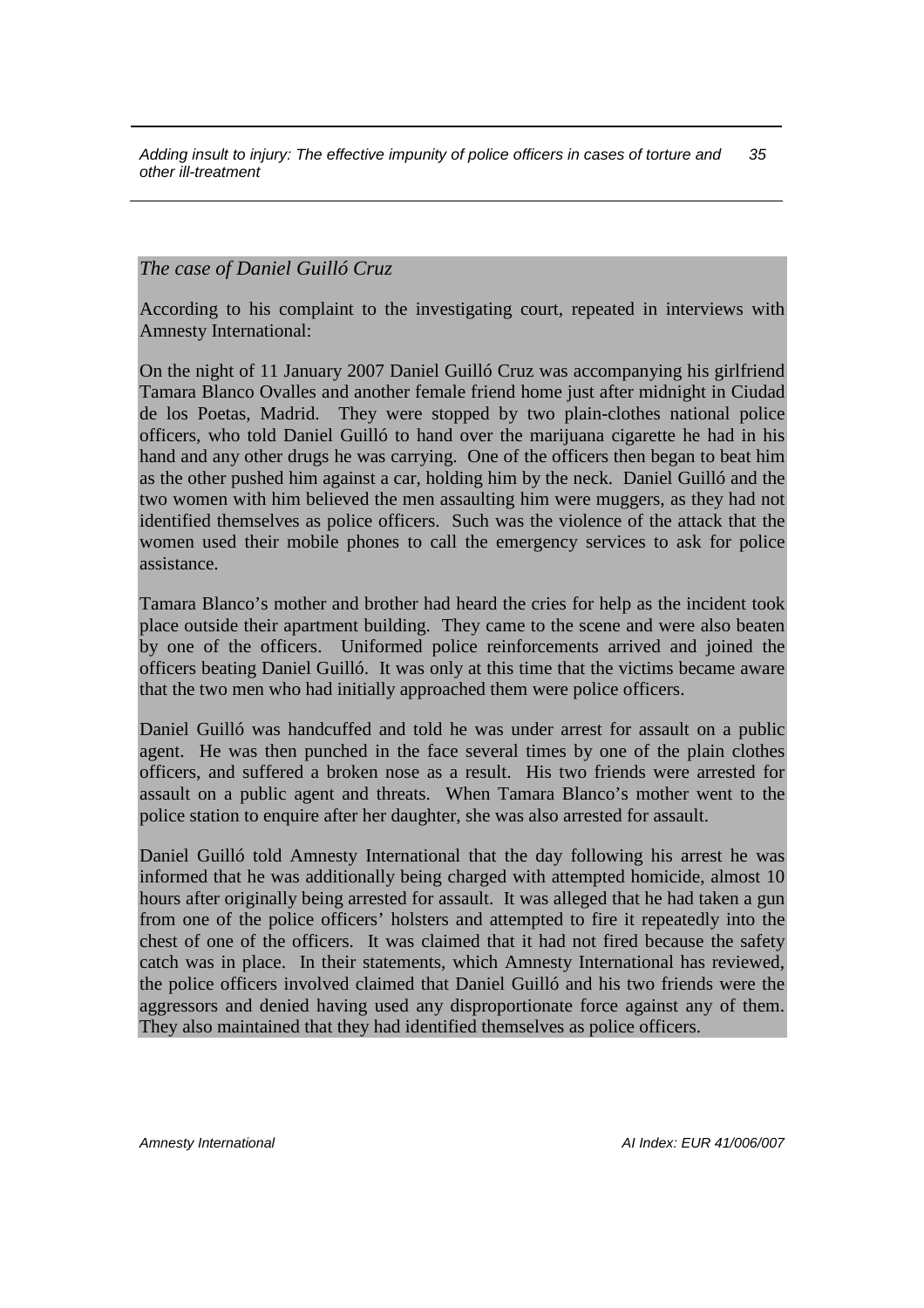*The case of Daniel Guilló Cruz*

According to his complaint to the investigating court, repeated in interviews with Amnesty International:

On the night of 11 January 2007 Daniel Guilló Cruz was accompanying his girlfriend Tamara Blanco Ovalles and another female friend home just after midnight in Ciudad de los Poetas, Madrid. They were stopped by two plain-clothes national police officers, who told Daniel Guilló to hand over the marijuana cigarette he had in his hand and any other drugs he was carrying. One of the officers then began to beat him as the other pushed him against a car, holding him by the neck. Daniel Guilló and the two women with him believed the men assaulting him were muggers, as they had not identified themselves as police officers. Such was the violence of the attack that the women used their mobile phones to call the emergency services to ask for police assistance.

Tamara Blanco's mother and brother had heard the cries for help as the incident took place outside their apartment building. They came to the scene and were also beaten by one of the officers. Uniformed police reinforcements arrived and joined the officers beating Daniel Guilló. It was only at this time that the victims became aware that the two men who had initially approached them were police officers.

Daniel Guilló was handcuffed and told he was under arrest for assault on a public agent. He was then punched in the face several times by one of the plain clothes officers, and suffered a broken nose as a result. His two friends were arrested for assault on a public agent and threats. When Tamara Blanco's mother went to the police station to enquire after her daughter, she was also arrested for assault.

Daniel Guilló told Amnesty International that the day following his arrest he was informed that he was additionally being charged with attempted homicide, almost 10 hours after originally being arrested for assault. It was alleged that he had taken a gun from one of the police officers' holsters and attempted to fire it repeatedly into the chest of one of the officers. It was claimed that it had not fired because the safety catch was in place. In their statements, which Amnesty International has reviewed, the police officers involved claimed that Daniel Guilló and his two friends were the aggressors and denied having used any disproportionate force against any of them. They also maintained that they had identified themselves as police officers.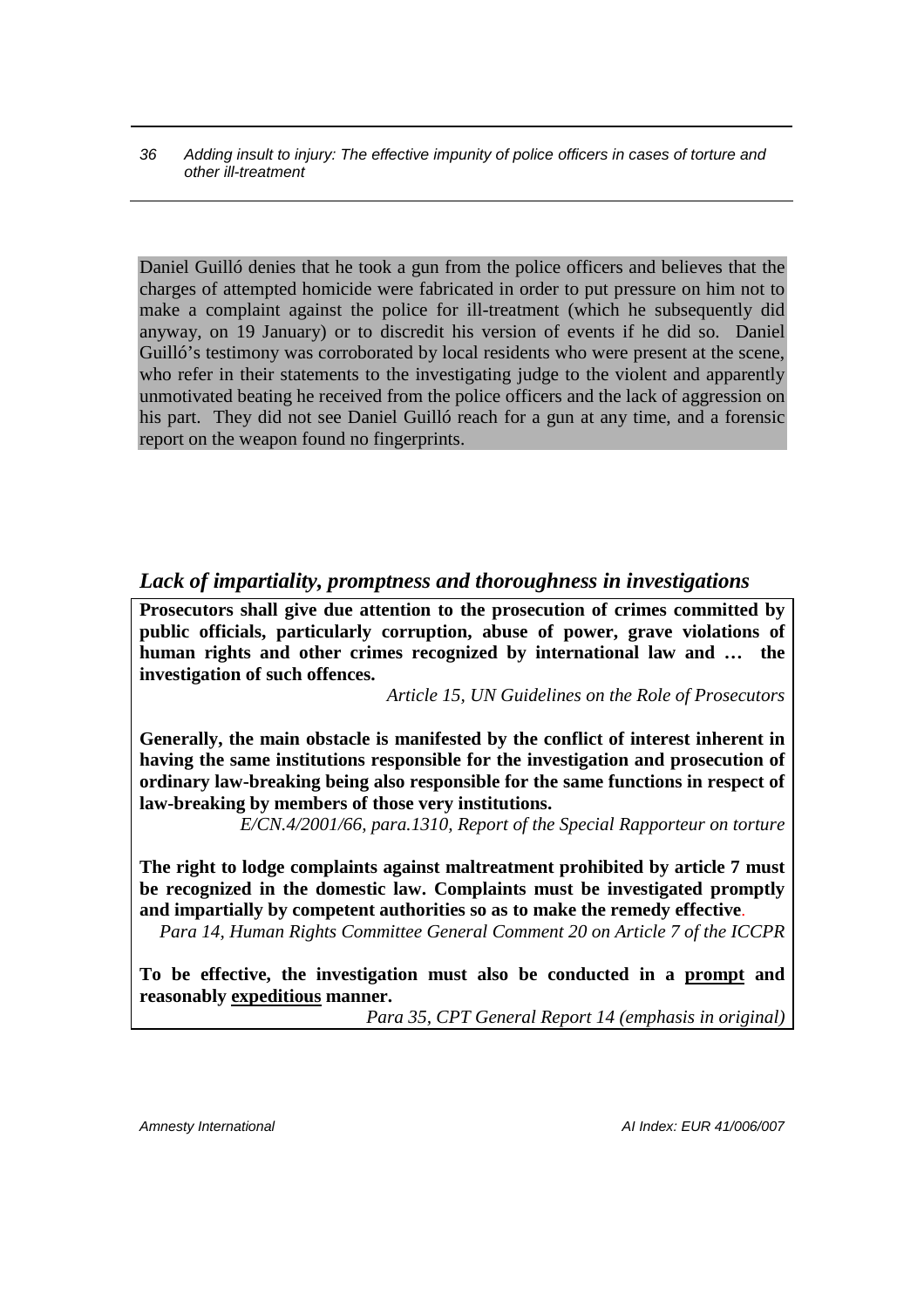Daniel Guilló denies that he took a gun from the police officers and believes that the charges of attempted homicide were fabricated in order to put pressure on him not to make a complaint against the police for ill-treatment (which he subsequently did anyway, on 19 January) or to discredit his version of events if he did so. Daniel Guilló's testimony was corroborated by local residents who were present at the scene, who refer in their statements to the investigating judge to the violent and apparently unmotivated beating he received from the police officers and the lack of aggression on his part. They did not see Daniel Guilló reach for a gun at any time, and a forensic report on the weapon found no fingerprints.

## *Lack of impartiality, promptness and thoroughness in investigations*

**Prosecutors shall give due attention to the prosecution of crimes committed by public officials, particularly corruption, abuse of power, grave violations of human rights and other crimes recognized by international law and … the investigation of such offences.**

*Article 15, UN Guidelines on the Role of Prosecutors*

**Generally, the main obstacle is manifested by the conflict of interest inherent in having the same institutions responsible for the investigation and prosecution of ordinary law-breaking being also responsible for the same functions in respect of law-breaking by members of those very institutions.**

*E/CN.4/2001/66, para.1310, Report of the Special Rapporteur on torture*

**The right to lodge complaints against maltreatment prohibited by article 7 must be recognized in the domestic law. Complaints must be investigated promptly and impartially by competent authorities so as to make the remedy effective.**

*Para 14, Human Rights Committee General Comment 20 on Article 7 of the ICCPR*

**To be effective, the investigation must also be conducted in a <u>prompt</u> and reasonably <u>expeditious</u> manner.**

*Para 35, CPT General Report 14 (emphasis in original)*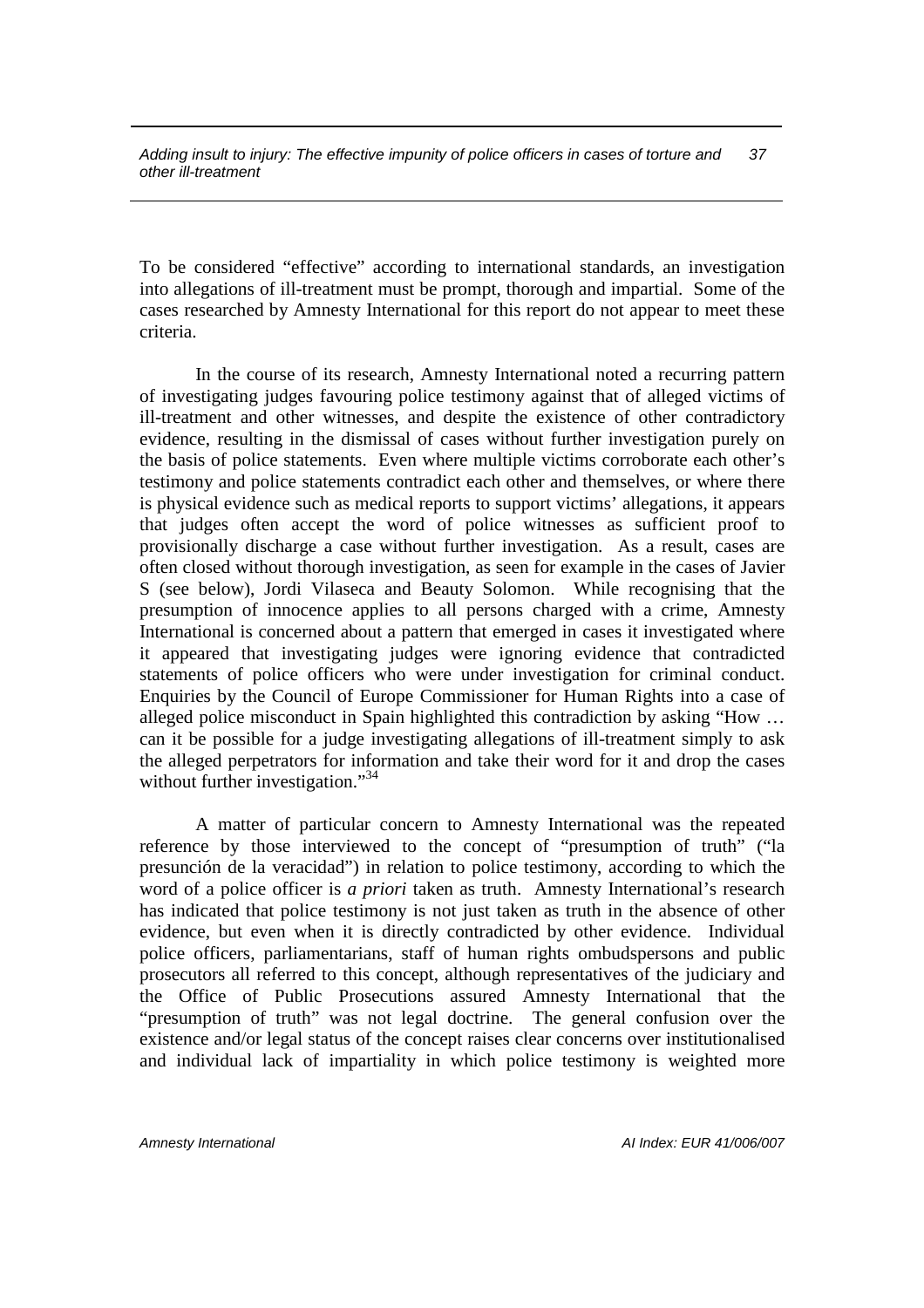To be considered "effective" according to international standards, an investigation into allegations of ill-treatment must be prompt, thorough and impartial. Some of the cases researched by Amnesty International for this report do not appear to meet these criteria.

In the course of its research, Amnesty International noted a recurring pattern of investigating judges favouring police testimony against that of alleged victims of ill-treatment and other witnesses, and despite the existence of other contradictory evidence, resulting in the dismissal of cases without further investigation purely on the basis of police statements. Even where multiple victims corroborate each other's testimony and police statements contradict each other and themselves, or where there is physical evidence such as medical reports to support victims' allegations, it appears that judges often accept the word of police witnesses as sufficient proof to provisionally discharge a case without further investigation. As a result, cases are often closed without thorough investigation, as seen for example in the cases of Javier S (see below), Jordi Vilaseca and Beauty Solomon. While recognising that the presumption of innocence applies to all persons charged with a crime, Amnesty International is concerned about a pattern that emerged in cases it investigated where it appeared that investigating judges were ignoring evidence that contradicted statements of police officers who were under investigation for criminal conduct. Enquiries by the Council of Europe Commissioner for Human Rights into a case of alleged police misconduct in Spain highlighted this contradiction by asking "How … can it be possible for a judge investigating allegations of ill-treatment simply to ask the alleged perpetrators for information and take their word for it and drop the cases without further investigation."[34]

A matter of particular concern to Amnesty International was the repeated reference by those interviewed to the concept of "presumption of truth" ("la presunción de la veracidad") in relation to police testimony, according to which the word of a police officer is *a priori* taken as truth. Amnesty International's research has indicated that police testimony is not just taken as truth in the absence of other evidence, but even when it is directly contradicted by other evidence. Individual police officers, parliamentarians, staff of human rights ombudspersons and public prosecutors all referred to this concept, although representatives of the judiciary and the Office of Public Prosecutions assured Amnesty International that the "presumption of truth" was not legal doctrine. The general confusion over the existence and/or legal status of the concept raises clear concerns over institutionalised and individual lack of impartiality in which police testimony is weighted more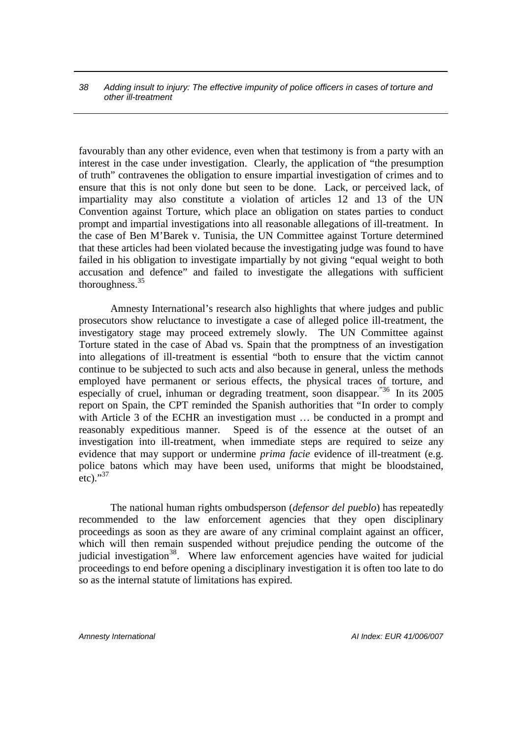favourably than any other evidence, even when that testimony is from a party with an interest in the case under investigation. Clearly, the application of "the presumption of truth" contravenes the obligation to ensure impartial investigation of crimes and to ensure that this is not only done but seen to be done. Lack, or perceived lack, of impartiality may also constitute a violation of articles 12 and 13 of the UN Convention against Torture, which place an obligation on states parties to conduct prompt and impartial investigations into all reasonable allegations of ill-treatment. In the case of Ben M'Barek v. Tunisia, the UN Committee against Torture determined that these articles had been violated because the investigating judge was found to have failed in his obligation to investigate impartially by not giving "equal weight to both accusation and defence" and failed to investigate the allegations with sufficient thoroughness.[35]

Amnesty International's research also highlights that where judges and public prosecutors show reluctance to investigate a case of alleged police ill-treatment, the investigatory stage may proceed extremely slowly. The UN Committee against Torture stated in the case of Abad vs. Spain that the promptness of an investigation into allegations of ill-treatment is essential "both to ensure that the victim cannot continue to be subjected to such acts and also because in general, unless the methods employed have permanent or serious effects, the physical traces of torture, and especially of cruel, inhuman or degrading treatment, soon disappear."[36] In its 2005 report on Spain, the CPT reminded the Spanish authorities that "In order to comply with Article 3 of the ECHR an investigation must … be conducted in a prompt and reasonably expeditious manner. Speed is of the essence at the outset of an investigation into ill-treatment, when immediate steps are required to seize any evidence that may support or undermine *prima facie* evidence of ill-treatment (e.g. police batons which may have been used, uniforms that might be bloodstained, etc)."[37]

The national human rights ombudsperson (*defensor del pueblo*) has repeatedly recommended to the law enforcement agencies that they open disciplinary proceedings as soon as they are aware of any criminal complaint against an officer, which will then remain suspended without prejudice pending the outcome of the judicial investigation[38]. Where law enforcement agencies have waited for judicial proceedings to end before opening a disciplinary investigation it is often too late to do so as the internal statute of limitations has expired.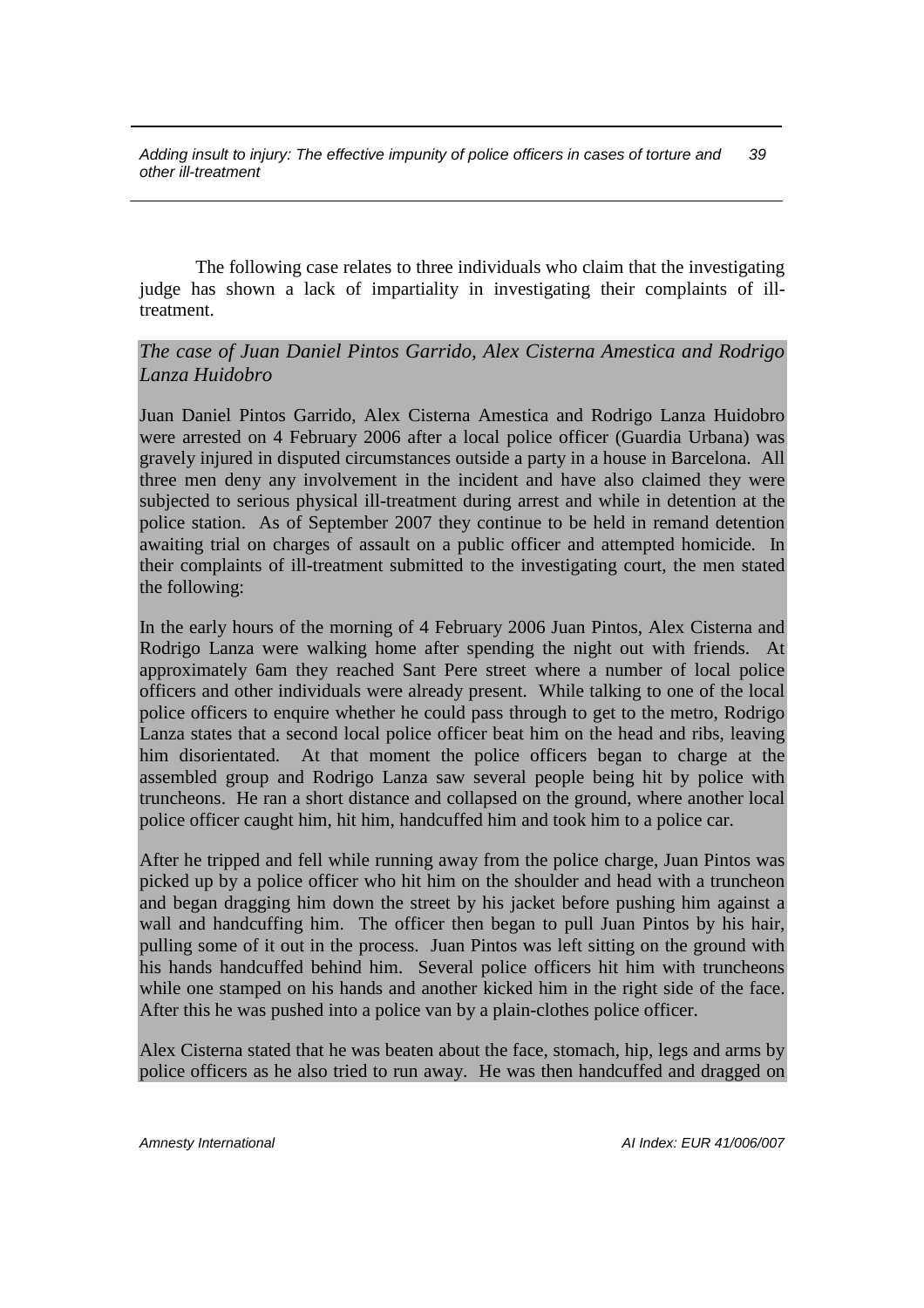The following case relates to three individuals who claim that the investigating judge has shown a lack of impartiality in investigating their complaints of ill-treatment.

*The case of Juan Daniel Pintos Garrido, Alex Cisterna Amestica and Rodrigo Lanza Huidobro*

Juan Daniel Pintos Garrido, Alex Cisterna Amestica and Rodrigo Lanza Huidobro were arrested on 4 February 2006 after a local police officer (Guardia Urbana) was gravely injured in disputed circumstances outside a party in a house in Barcelona. All three men deny any involvement in the incident and have also claimed they were subjected to serious physical ill-treatment during arrest and while in detention at the police station. As of September 2007 they continue to be held in remand detention awaiting trial on charges of assault on a public officer and attempted homicide. In their complaints of ill-treatment submitted to the investigating court, the men stated the following:

In the early hours of the morning of 4 February 2006 Juan Pintos, Alex Cisterna and Rodrigo Lanza were walking home after spending the night out with friends. At approximately 6am they reached Sant Pere street where a number of local police officers and other individuals were already present. While talking to one of the local police officers to enquire whether he could pass through to get to the metro, Rodrigo Lanza states that a second local police officer beat him on the head and ribs, leaving him disorientated. At that moment the police officers began to charge at the assembled group and Rodrigo Lanza saw several people being hit by police with truncheons. He ran a short distance and collapsed on the ground, where another local police officer caught him, hit him, handcuffed him and took him to a police car.

After he tripped and fell while running away from the police charge, Juan Pintos was picked up by a police officer who hit him on the shoulder and head with a truncheon and began dragging him down the street by his jacket before pushing him against a wall and handcuffing him. The officer then began to pull Juan Pintos by his hair, pulling some of it out in the process. Juan Pintos was left sitting on the ground with his hands handcuffed behind him. Several police officers hit him with truncheons while one stamped on his hands and another kicked him in the right side of the face. After this he was pushed into a police van by a plain-clothes police officer.

Alex Cisterna stated that he was beaten about the face, stomach, hip, legs and arms by police officers as he also tried to run away. He was then handcuffed and dragged on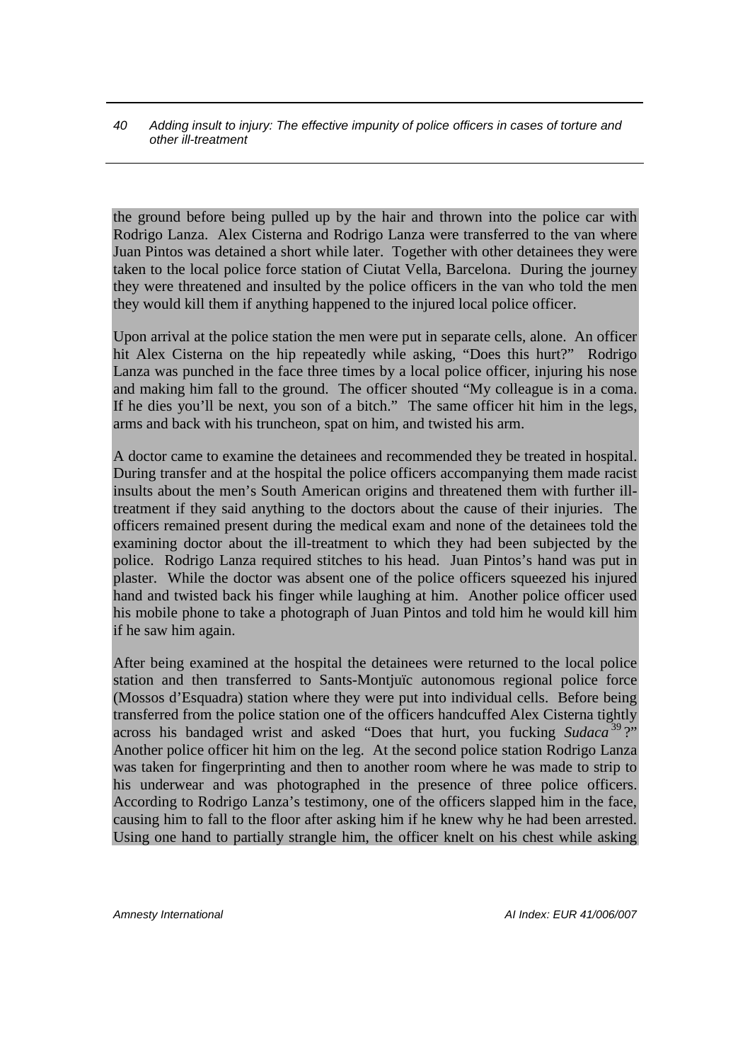the ground before being pulled up by the hair and thrown into the police car with Rodrigo Lanza. Alex Cisterna and Rodrigo Lanza were transferred to the van where Juan Pintos was detained a short while later. Together with other detainees they were taken to the local police force station of Ciutat Vella, Barcelona. During the journey they were threatened and insulted by the police officers in the van who told the men they would kill them if anything happened to the injured local police officer.

Upon arrival at the police station the men were put in separate cells, alone. An officer hit Alex Cisterna on the hip repeatedly while asking, "Does this hurt?" Rodrigo Lanza was punched in the face three times by a local police officer, injuring his nose and making him fall to the ground. The officer shouted "My colleague is in a coma. If he dies you'll be next, you son of a bitch." The same officer hit him in the legs, arms and back with his truncheon, spat on him, and twisted his arm.

A doctor came to examine the detainees and recommended they be treated in hospital. During transfer and at the hospital the police officers accompanying them made racist insults about the men's South American origins and threatened them with further ill-treatment if they said anything to the doctors about the cause of their injuries. The officers remained present during the medical exam and none of the detainees told the examining doctor about the ill-treatment to which they had been subjected by the police. Rodrigo Lanza required stitches to his head. Juan Pintos's hand was put in plaster. While the doctor was absent one of the police officers squeezed his injured hand and twisted back his finger while laughing at him. Another police officer used his mobile phone to take a photograph of Juan Pintos and told him he would kill him if he saw him again.

After being examined at the hospital the detainees were returned to the local police station and then transferred to Sants-Montjuïc autonomous regional police force (Mossos d'Esquadra) station where they were put into individual cells. Before being transferred from the police station one of the officers handcuffed Alex Cisterna tightly across his bandaged wrist and asked "Does that hurt, you fucking *Sudaca*[39]?" Another police officer hit him on the leg. At the second police station Rodrigo Lanza was taken for fingerprinting and then to another room where he was made to strip to his underwear and was photographed in the presence of three police officers. According to Rodrigo Lanza's testimony, one of the officers slapped him in the face, causing him to fall to the floor after asking him if he knew why he had been arrested. Using one hand to partially strangle him, the officer knelt on his chest while asking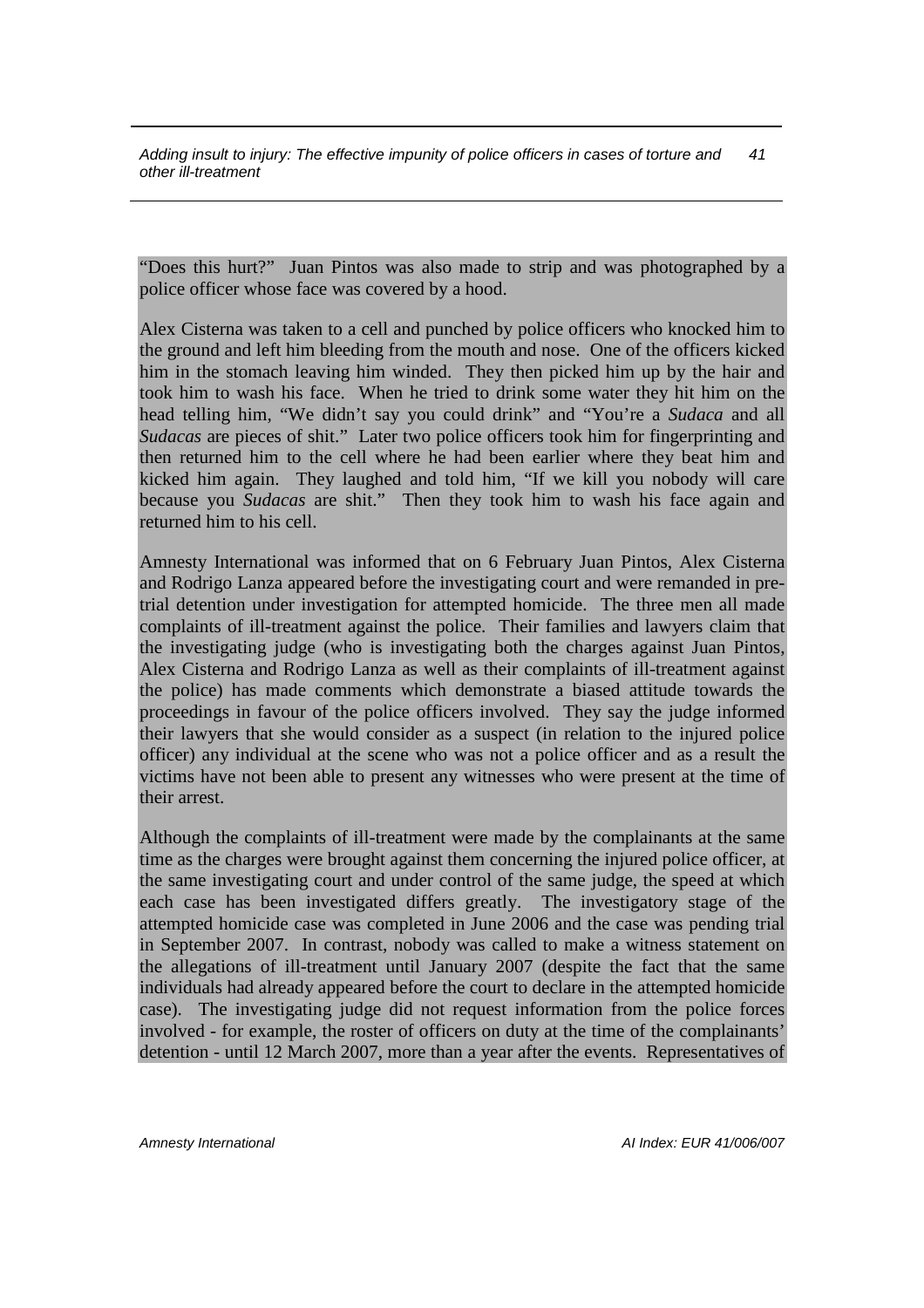"Does this hurt?" Juan Pintos was also made to strip and was photographed by a police officer whose face was covered by a hood.

Alex Cisterna was taken to a cell and punched by police officers who knocked him to the ground and left him bleeding from the mouth and nose. One of the officers kicked him in the stomach leaving him winded. They then picked him up by the hair and took him to wash his face. When he tried to drink some water they hit him on the head telling him, "We didn't say you could drink" and "You're a *Sudaca* and all *Sudacas* are pieces of shit." Later two police officers took him for fingerprinting and then returned him to the cell where he had been earlier where they beat him and kicked him again. They laughed and told him, "If we kill you nobody will care because you *Sudacas* are shit." Then they took him to wash his face again and returned him to his cell.

Amnesty International was informed that on 6 February Juan Pintos, Alex Cisterna and Rodrigo Lanza appeared before the investigating court and were remanded in pre-trial detention under investigation for attempted homicide. The three men all made complaints of ill-treatment against the police. Their families and lawyers claim that the investigating judge (who is investigating both the charges against Juan Pintos, Alex Cisterna and Rodrigo Lanza as well as their complaints of ill-treatment against the police) has made comments which demonstrate a biased attitude towards the proceedings in favour of the police officers involved. They say the judge informed their lawyers that she would consider as a suspect (in relation to the injured police officer) any individual at the scene who was not a police officer and as a result the victims have not been able to present any witnesses who were present at the time of their arrest.

Although the complaints of ill-treatment were made by the complainants at the same time as the charges were brought against them concerning the injured police officer, at the same investigating court and under control of the same judge, the speed at which each case has been investigated differs greatly. The investigatory stage of the attempted homicide case was completed in June 2006 and the case was pending trial in September 2007. In contrast, nobody was called to make a witness statement on the allegations of ill-treatment until January 2007 (despite the fact that the same individuals had already appeared before the court to declare in the attempted homicide case). The investigating judge did not request information from the police forces involved - for example, the roster of officers on duty at the time of the complainants' detention - until 12 March 2007, more than a year after the events. Representatives of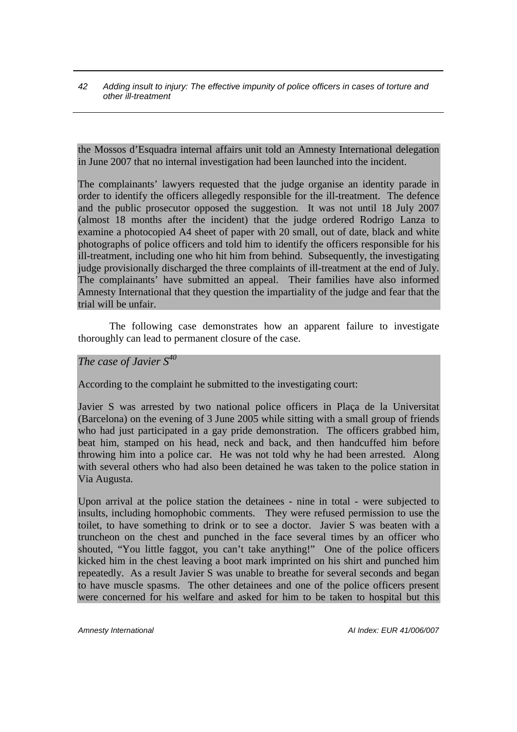the Mossos d'Esquadra internal affairs unit told an Amnesty International delegation in June 2007 that no internal investigation had been launched into the incident.

The complainants' lawyers requested that the judge organise an identity parade in order to identify the officers allegedly responsible for the ill-treatment. The defence and the public prosecutor opposed the suggestion. It was not until 18 July 2007 (almost 18 months after the incident) that the judge ordered Rodrigo Lanza to examine a photocopied A4 sheet of paper with 20 small, out of date, black and white photographs of police officers and told him to identify the officers responsible for his ill-treatment, including one who hit him from behind. Subsequently, the investigating judge provisionally discharged the three complaints of ill-treatment at the end of July. The complainants' have submitted an appeal. Their families have also informed Amnesty International that they question the impartiality of the judge and fear that the trial will be unfair.

The following case demonstrates how an apparent failure to investigate thoroughly can lead to permanent closure of the case.

*The case of Javier S*[40]

According to the complaint he submitted to the investigating court:

Javier S was arrested by two national police officers in Plaça de la Universitat (Barcelona) on the evening of 3 June 2005 while sitting with a small group of friends who had just participated in a gay pride demonstration. The officers grabbed him, beat him, stamped on his head, neck and back, and then handcuffed him before throwing him into a police car. He was not told why he had been arrested. Along with several others who had also been detained he was taken to the police station in Via Augusta.

Upon arrival at the police station the detainees - nine in total - were subjected to insults, including homophobic comments. They were refused permission to use the toilet, to have something to drink or to see a doctor. Javier S was beaten with a truncheon on the chest and punched in the face several times by an officer who shouted, "You little faggot, you can't take anything!" One of the police officers kicked him in the chest leaving a boot mark imprinted on his shirt and punched him repeatedly. As a result Javier S was unable to breathe for several seconds and began to have muscle spasms. The other detainees and one of the police officers present were concerned for his welfare and asked for him to be taken to hospital but this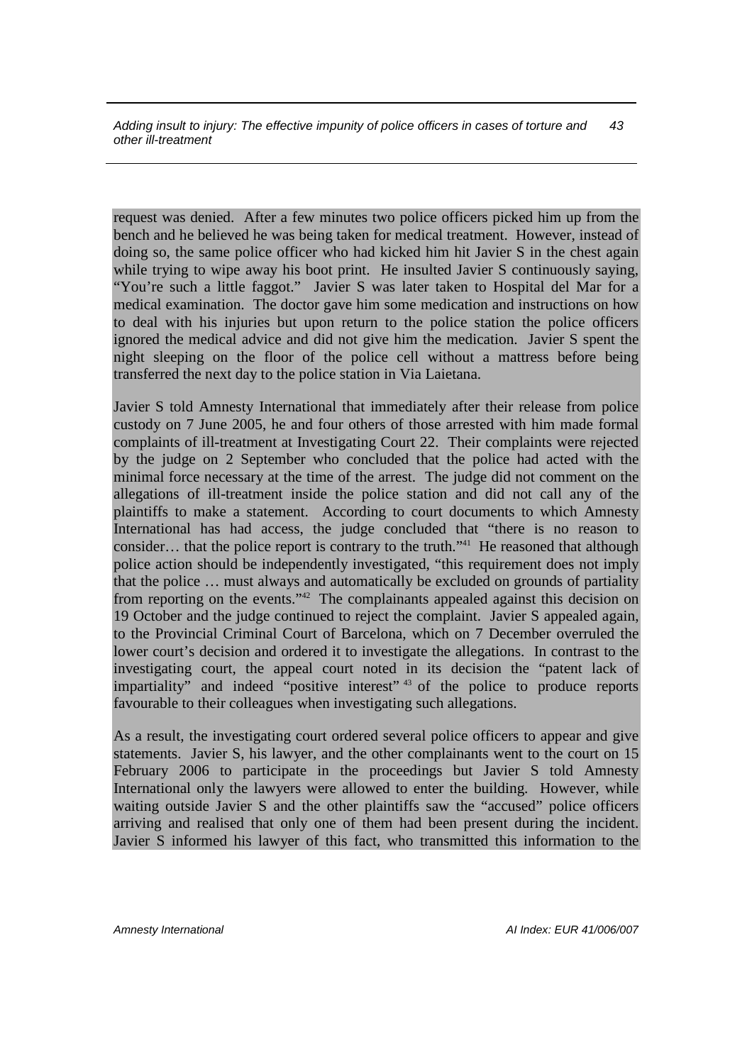request was denied. After a few minutes two police officers picked him up from the bench and he believed he was being taken for medical treatment. However, instead of doing so, the same police officer who had kicked him hit Javier S in the chest again while trying to wipe away his boot print. He insulted Javier S continuously saying, "You're such a little faggot." Javier S was later taken to Hospital del Mar for a medical examination. The doctor gave him some medication and instructions on how to deal with his injuries but upon return to the police station the police officers ignored the medical advice and did not give him the medication. Javier S spent the night sleeping on the floor of the police cell without a mattress before being transferred the next day to the police station in Via Laietana.

Javier S told Amnesty International that immediately after their release from police custody on 7 June 2005, he and four others of those arrested with him made formal complaints of ill-treatment at Investigating Court 22. Their complaints were rejected by the judge on 2 September who concluded that the police had acted with the minimal force necessary at the time of the arrest. The judge did not comment on the allegations of ill-treatment inside the police station and did not call any of the plaintiffs to make a statement. According to court documents to which Amnesty International has had access, the judge concluded that "there is no reason to consider… that the police report is contrary to the truth."[41] He reasoned that although police action should be independently investigated, "this requirement does not imply that the police … must always and automatically be excluded on grounds of partiality from reporting on the events."[42] The complainants appealed against this decision on 19 October and the judge continued to reject the complaint. Javier S appealed again, to the Provincial Criminal Court of Barcelona, which on 7 December overruled the lower court's decision and ordered it to investigate the allegations. In contrast to the investigating court, the appeal court noted in its decision the "patent lack of impartiality" and indeed "positive interest"[43] of the police to produce reports favourable to their colleagues when investigating such allegations.

As a result, the investigating court ordered several police officers to appear and give statements. Javier S, his lawyer, and the other complainants went to the court on 15 February 2006 to participate in the proceedings but Javier S told Amnesty International only the lawyers were allowed to enter the building. However, while waiting outside Javier S and the other plaintiffs saw the "accused" police officers arriving and realised that only one of them had been present during the incident. Javier S informed his lawyer of this fact, who transmitted this information to the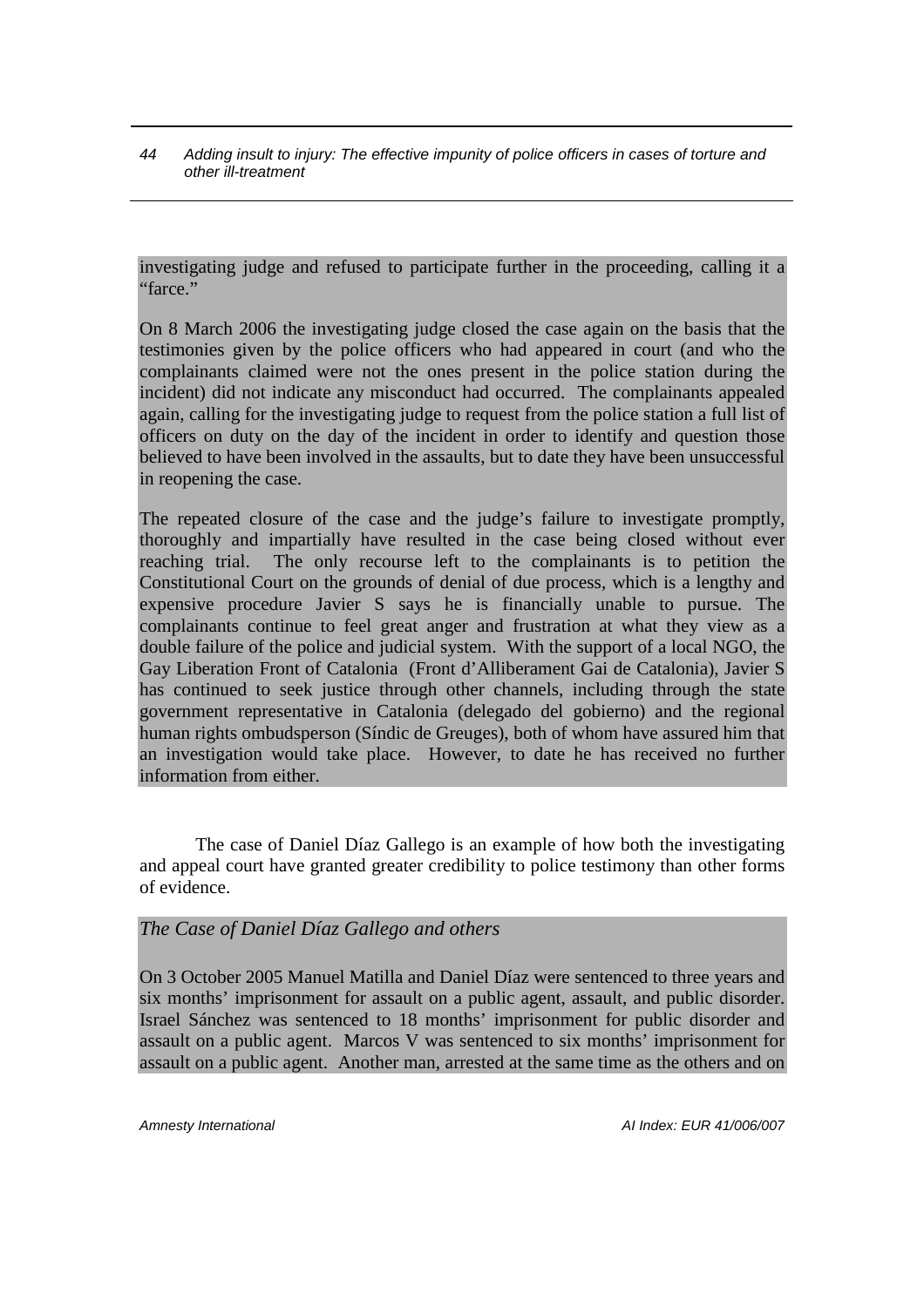investigating judge and refused to participate further in the proceeding, calling it a "farce."

On 8 March 2006 the investigating judge closed the case again on the basis that the testimonies given by the police officers who had appeared in court (and who the complainants claimed were not the ones present in the police station during the incident) did not indicate any misconduct had occurred. The complainants appealed again, calling for the investigating judge to request from the police station a full list of officers on duty on the day of the incident in order to identify and question those believed to have been involved in the assaults, but to date they have been unsuccessful in reopening the case.

The repeated closure of the case and the judge's failure to investigate promptly, thoroughly and impartially have resulted in the case being closed without ever reaching trial. The only recourse left to the complainants is to petition the Constitutional Court on the grounds of denial of due process, which is a lengthy and expensive procedure Javier S says he is financially unable to pursue. The complainants continue to feel great anger and frustration at what they view as a double failure of the police and judicial system. With the support of a local NGO, the Gay Liberation Front of Catalonia (Front d'Alliberament Gai de Catalonia), Javier S has continued to seek justice through other channels, including through the state government representative in Catalonia (delegado del gobierno) and the regional human rights ombudsperson (Síndic de Greuges), both of whom have assured him that an investigation would take place. However, to date he has received no further information from either.

The case of Daniel Díaz Gallego is an example of how both the investigating and appeal court have granted greater credibility to police testimony than other forms of evidence.

*The Case of Daniel Díaz Gallego and others*

On 3 October 2005 Manuel Matilla and Daniel Díaz were sentenced to three years and six months' imprisonment for assault on a public agent, assault, and public disorder. Israel Sánchez was sentenced to 18 months' imprisonment for public disorder and assault on a public agent. Marcos V was sentenced to six months' imprisonment for assault on a public agent. Another man, arrested at the same time as the others and on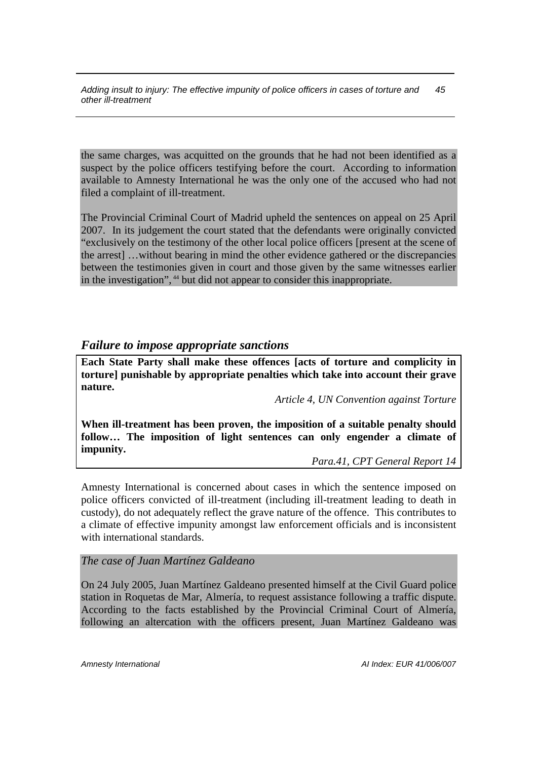the same charges, was acquitted on the grounds that he had not been identified as a suspect by the police officers testifying before the court. According to information available to Amnesty International he was the only one of the accused who had not filed a complaint of ill-treatment.

The Provincial Criminal Court of Madrid upheld the sentences on appeal on 25 April 2007. In its judgement the court stated that the defendants were originally convicted "exclusively on the testimony of the other local police officers [present at the scene of the arrest] …without bearing in mind the other evidence gathered or the discrepancies between the testimonies given in court and those given by the same witnesses earlier in the investigation",[44] but did not appear to consider this inappropriate.

## *Failure to impose appropriate sanctions*

> **Each State Party shall make these offences [acts of torture and complicity in torture] punishable by appropriate penalties which take into account their grave nature.**
>
> *Article 4, UN Convention against Torture*
>
> **When ill-treatment has been proven, the imposition of a suitable penalty should follow… The imposition of light sentences can only engender a climate of impunity.**
>
> *Para.41, CPT General Report 14*

Amnesty International is concerned about cases in which the sentence imposed on police officers convicted of ill-treatment (including ill-treatment leading to death in custody), do not adequately reflect the grave nature of the offence. This contributes to a climate of effective impunity amongst law enforcement officials and is inconsistent with international standards.

*The case of Juan Martínez Galdeano*

On 24 July 2005, Juan Martínez Galdeano presented himself at the Civil Guard police station in Roquetas de Mar, Almería, to request assistance following a traffic dispute. According to the facts established by the Provincial Criminal Court of Almería, following an altercation with the officers present, Juan Martínez Galdeano was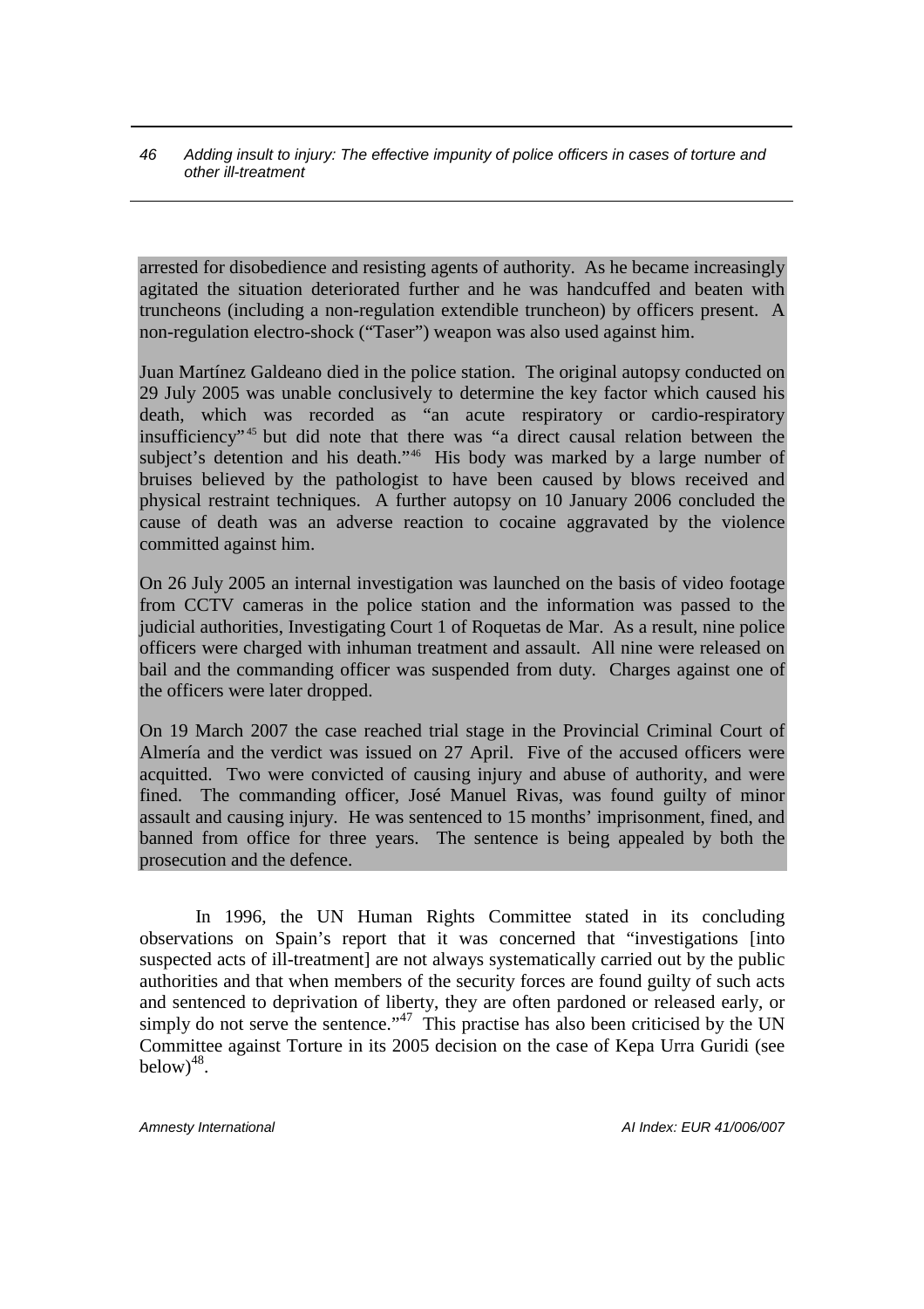arrested for disobedience and resisting agents of authority. As he became increasingly agitated the situation deteriorated further and he was handcuffed and beaten with truncheons (including a non-regulation extendible truncheon) by officers present. A non-regulation electro-shock ("Taser") weapon was also used against him.

Juan Martínez Galdeano died in the police station. The original autopsy conducted on 29 July 2005 was unable conclusively to determine the key factor which caused his death, which was recorded as "an acute respiratory or cardio-respiratory insufficiency"[45] but did note that there was "a direct causal relation between the subject's detention and his death."[46] His body was marked by a large number of bruises believed by the pathologist to have been caused by blows received and physical restraint techniques. A further autopsy on 10 January 2006 concluded the cause of death was an adverse reaction to cocaine aggravated by the violence committed against him.

On 26 July 2005 an internal investigation was launched on the basis of video footage from CCTV cameras in the police station and the information was passed to the judicial authorities, Investigating Court 1 of Roquetas de Mar. As a result, nine police officers were charged with inhuman treatment and assault. All nine were released on bail and the commanding officer was suspended from duty. Charges against one of the officers were later dropped.

On 19 March 2007 the case reached trial stage in the Provincial Criminal Court of Almería and the verdict was issued on 27 April. Five of the accused officers were acquitted. Two were convicted of causing injury and abuse of authority, and were fined. The commanding officer, José Manuel Rivas, was found guilty of minor assault and causing injury. He was sentenced to 15 months' imprisonment, fined, and banned from office for three years. The sentence is being appealed by both the prosecution and the defence.

In 1996, the UN Human Rights Committee stated in its concluding observations on Spain's report that it was concerned that "investigations [into suspected acts of ill-treatment] are not always systematically carried out by the public authorities and that when members of the security forces are found guilty of such acts and sentenced to deprivation of liberty, they are often pardoned or released early, or simply do not serve the sentence."[47] This practise has also been criticised by the UN Committee against Torture in its 2005 decision on the case of Kepa Urra Guridi (see below)[48].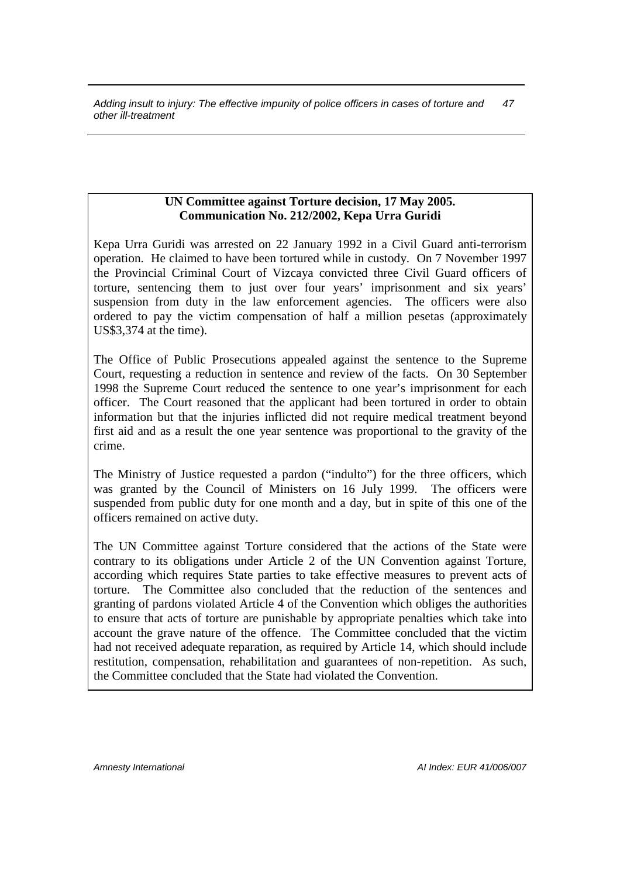**UN Committee against Torture decision, 17 May 2005.**
**Communication No. 212/2002, Kepa Urra Guridi**

Kepa Urra Guridi was arrested on 22 January 1992 in a Civil Guard anti-terrorism operation. He claimed to have been tortured while in custody. On 7 November 1997 the Provincial Criminal Court of Vizcaya convicted three Civil Guard officers of torture, sentencing them to just over four years' imprisonment and six years' suspension from duty in the law enforcement agencies. The officers were also ordered to pay the victim compensation of half a million pesetas (approximately US$3,374 at the time).

The Office of Public Prosecutions appealed against the sentence to the Supreme Court, requesting a reduction in sentence and review of the facts. On 30 September 1998 the Supreme Court reduced the sentence to one year's imprisonment for each officer. The Court reasoned that the applicant had been tortured in order to obtain information but that the injuries inflicted did not require medical treatment beyond first aid and as a result the one year sentence was proportional to the gravity of the crime.

The Ministry of Justice requested a pardon ("indulto") for the three officers, which was granted by the Council of Ministers on 16 July 1999. The officers were suspended from public duty for one month and a day, but in spite of this one of the officers remained on active duty.

The UN Committee against Torture considered that the actions of the State were contrary to its obligations under Article 2 of the UN Convention against Torture, according which requires State parties to take effective measures to prevent acts of torture. The Committee also concluded that the reduction of the sentences and granting of pardons violated Article 4 of the Convention which obliges the authorities to ensure that acts of torture are punishable by appropriate penalties which take into account the grave nature of the offence. The Committee concluded that the victim had not received adequate reparation, as required by Article 14, which should include restitution, compensation, rehabilitation and guarantees of non-repetition. As such, the Committee concluded that the State had violated the Convention.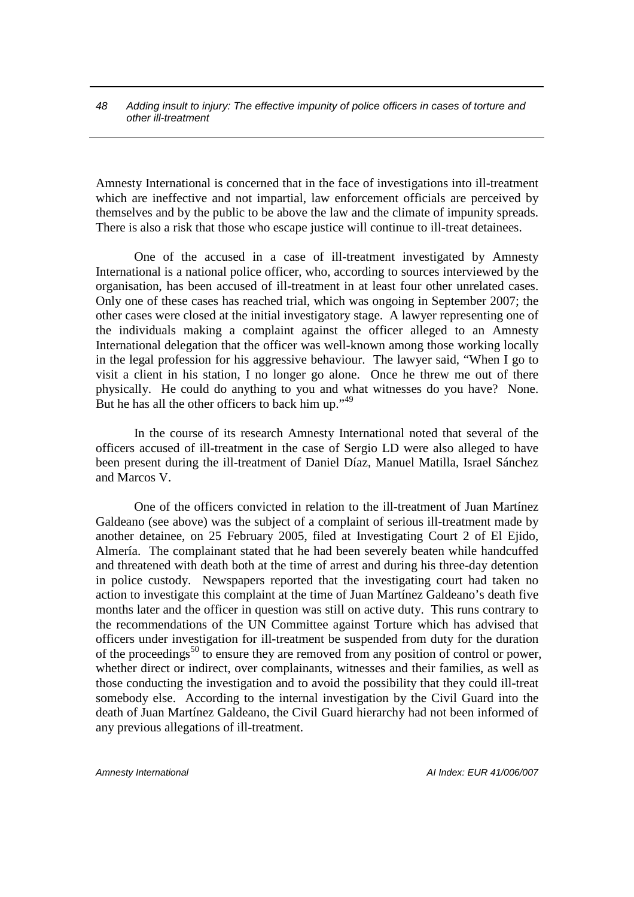Amnesty International is concerned that in the face of investigations into ill-treatment which are ineffective and not impartial, law enforcement officials are perceived by themselves and by the public to be above the law and the climate of impunity spreads. There is also a risk that those who escape justice will continue to ill-treat detainees.

One of the accused in a case of ill-treatment investigated by Amnesty International is a national police officer, who, according to sources interviewed by the organisation, has been accused of ill-treatment in at least four other unrelated cases. Only one of these cases has reached trial, which was ongoing in September 2007; the other cases were closed at the initial investigatory stage. A lawyer representing one of the individuals making a complaint against the officer alleged to an Amnesty International delegation that the officer was well-known among those working locally in the legal profession for his aggressive behaviour. The lawyer said, "When I go to visit a client in his station, I no longer go alone. Once he threw me out of there physically. He could do anything to you and what witnesses do you have? None. But he has all the other officers to back him up."[49]

In the course of its research Amnesty International noted that several of the officers accused of ill-treatment in the case of Sergio LD were also alleged to have been present during the ill-treatment of Daniel Díaz, Manuel Matilla, Israel Sánchez and Marcos V.

One of the officers convicted in relation to the ill-treatment of Juan Martínez Galdeano (see above) was the subject of a complaint of serious ill-treatment made by another detainee, on 25 February 2005, filed at Investigating Court 2 of El Ejido, Almería. The complainant stated that he had been severely beaten while handcuffed and threatened with death both at the time of arrest and during his three-day detention in police custody. Newspapers reported that the investigating court had taken no action to investigate this complaint at the time of Juan Martínez Galdeano's death five months later and the officer in question was still on active duty. This runs contrary to the recommendations of the UN Committee against Torture which has advised that officers under investigation for ill-treatment be suspended from duty for the duration of the proceedings[50] to ensure they are removed from any position of control or power, whether direct or indirect, over complainants, witnesses and their families, as well as those conducting the investigation and to avoid the possibility that they could ill-treat somebody else. According to the internal investigation by the Civil Guard into the death of Juan Martínez Galdeano, the Civil Guard hierarchy had not been informed of any previous allegations of ill-treatment.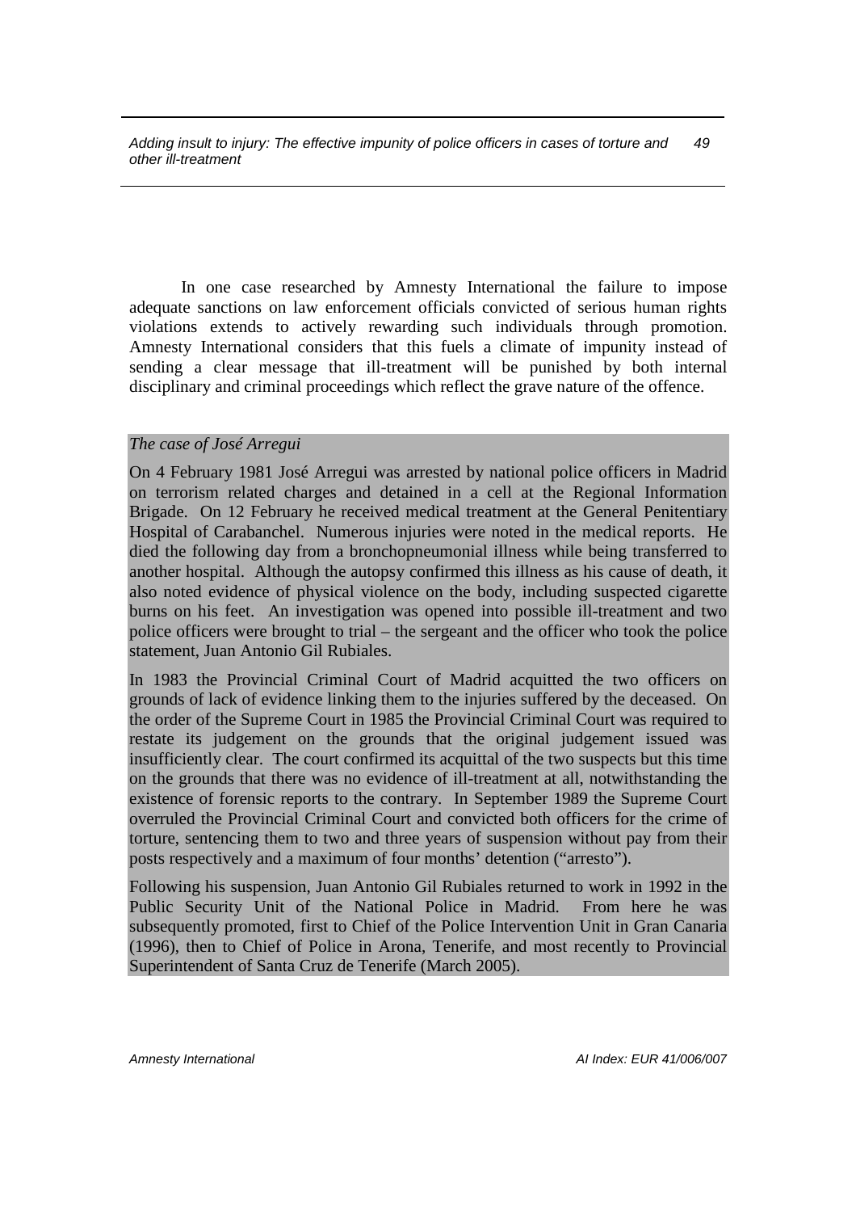In one case researched by Amnesty International the failure to impose adequate sanctions on law enforcement officials convicted of serious human rights violations extends to actively rewarding such individuals through promotion. Amnesty International considers that this fuels a climate of impunity instead of sending a clear message that ill-treatment will be punished by both internal disciplinary and criminal proceedings which reflect the grave nature of the offence.

*The case of José Arregui*

On 4 February 1981 José Arregui was arrested by national police officers in Madrid on terrorism related charges and detained in a cell at the Regional Information Brigade. On 12 February he received medical treatment at the General Penitentiary Hospital of Carabanchel. Numerous injuries were noted in the medical reports. He died the following day from a bronchopneumonial illness while being transferred to another hospital. Although the autopsy confirmed this illness as his cause of death, it also noted evidence of physical violence on the body, including suspected cigarette burns on his feet. An investigation was opened into possible ill-treatment and two police officers were brought to trial – the sergeant and the officer who took the police statement, Juan Antonio Gil Rubiales.

In 1983 the Provincial Criminal Court of Madrid acquitted the two officers on grounds of lack of evidence linking them to the injuries suffered by the deceased. On the order of the Supreme Court in 1985 the Provincial Criminal Court was required to restate its judgement on the grounds that the original judgement issued was insufficiently clear. The court confirmed its acquittal of the two suspects but this time on the grounds that there was no evidence of ill-treatment at all, notwithstanding the existence of forensic reports to the contrary. In September 1989 the Supreme Court overruled the Provincial Criminal Court and convicted both officers for the crime of torture, sentencing them to two and three years of suspension without pay from their posts respectively and a maximum of four months' detention ("arresto").

Following his suspension, Juan Antonio Gil Rubiales returned to work in 1992 in the Public Security Unit of the National Police in Madrid. From here he was subsequently promoted, first to Chief of the Police Intervention Unit in Gran Canaria (1996), then to Chief of Police in Arona, Tenerife, and most recently to Provincial Superintendent of Santa Cruz de Tenerife (March 2005).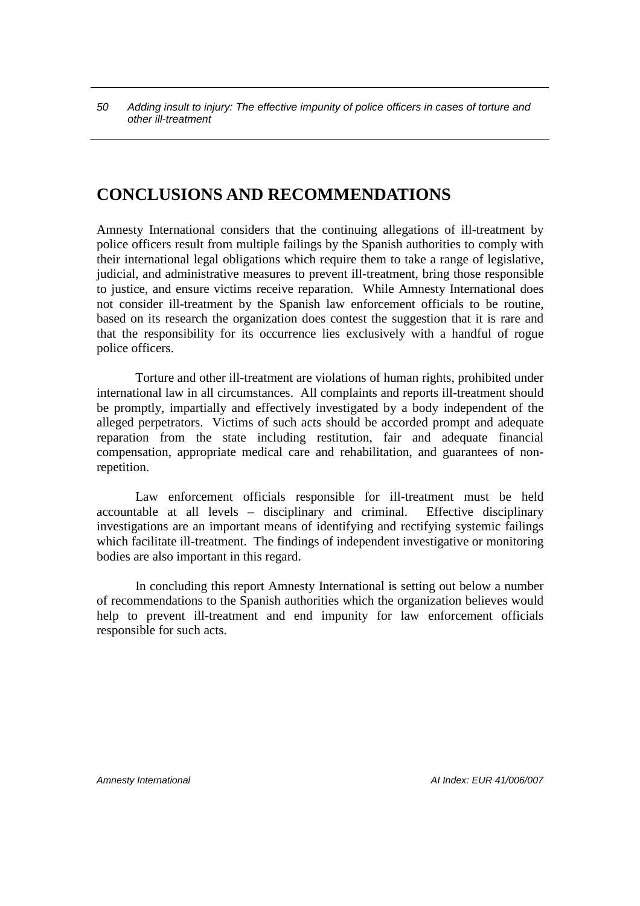# CONCLUSIONS AND RECOMMENDATIONS

Amnesty International considers that the continuing allegations of ill-treatment by police officers result from multiple failings by the Spanish authorities to comply with their international legal obligations which require them to take a range of legislative, judicial, and administrative measures to prevent ill-treatment, bring those responsible to justice, and ensure victims receive reparation. While Amnesty International does not consider ill-treatment by the Spanish law enforcement officials to be routine, based on its research the organization does contest the suggestion that it is rare and that the responsibility for its occurrence lies exclusively with a handful of rogue police officers.

Torture and other ill-treatment are violations of human rights, prohibited under international law in all circumstances. All complaints and reports ill-treatment should be promptly, impartially and effectively investigated by a body independent of the alleged perpetrators. Victims of such acts should be accorded prompt and adequate reparation from the state including restitution, fair and adequate financial compensation, appropriate medical care and rehabilitation, and guarantees of non-repetition.

Law enforcement officials responsible for ill-treatment must be held accountable at all levels – disciplinary and criminal. Effective disciplinary investigations are an important means of identifying and rectifying systemic failings which facilitate ill-treatment. The findings of independent investigative or monitoring bodies are also important in this regard.

In concluding this report Amnesty International is setting out below a number of recommendations to the Spanish authorities which the organization believes would help to prevent ill-treatment and end impunity for law enforcement officials responsible for such acts.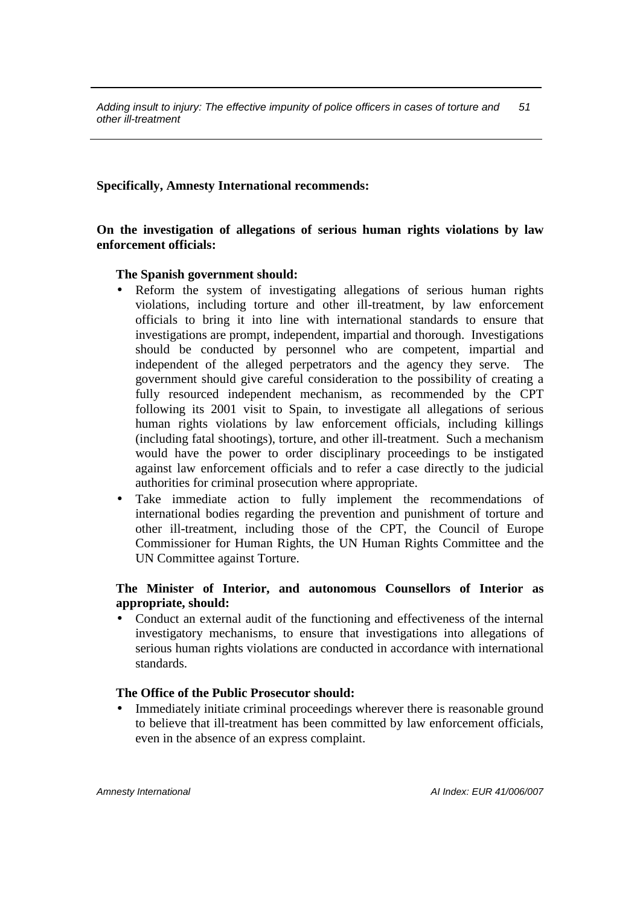**Specifically, Amnesty International recommends:**

**On the investigation of allegations of serious human rights violations by law enforcement officials:**

**The Spanish government should:**

- Reform the system of investigating allegations of serious human rights violations, including torture and other ill-treatment, by law enforcement officials to bring it into line with international standards to ensure that investigations are prompt, independent, impartial and thorough. Investigations should be conducted by personnel who are competent, impartial and independent of the alleged perpetrators and the agency they serve. The government should give careful consideration to the possibility of creating a fully resourced independent mechanism, as recommended by the CPT following its 2001 visit to Spain, to investigate all allegations of serious human rights violations by law enforcement officials, including killings (including fatal shootings), torture, and other ill-treatment. Such a mechanism would have the power to order disciplinary proceedings to be instigated against law enforcement officials and to refer a case directly to the judicial authorities for criminal prosecution where appropriate.
- Take immediate action to fully implement the recommendations of international bodies regarding the prevention and punishment of torture and other ill-treatment, including those of the CPT, the Council of Europe Commissioner for Human Rights, the UN Human Rights Committee and the UN Committee against Torture.

**The Minister of Interior, and autonomous Counsellors of Interior as appropriate, should:**

- Conduct an external audit of the functioning and effectiveness of the internal investigatory mechanisms, to ensure that investigations into allegations of serious human rights violations are conducted in accordance with international standards.

**The Office of the Public Prosecutor should:**

- Immediately initiate criminal proceedings wherever there is reasonable ground to believe that ill-treatment has been committed by law enforcement officials, even in the absence of an express complaint.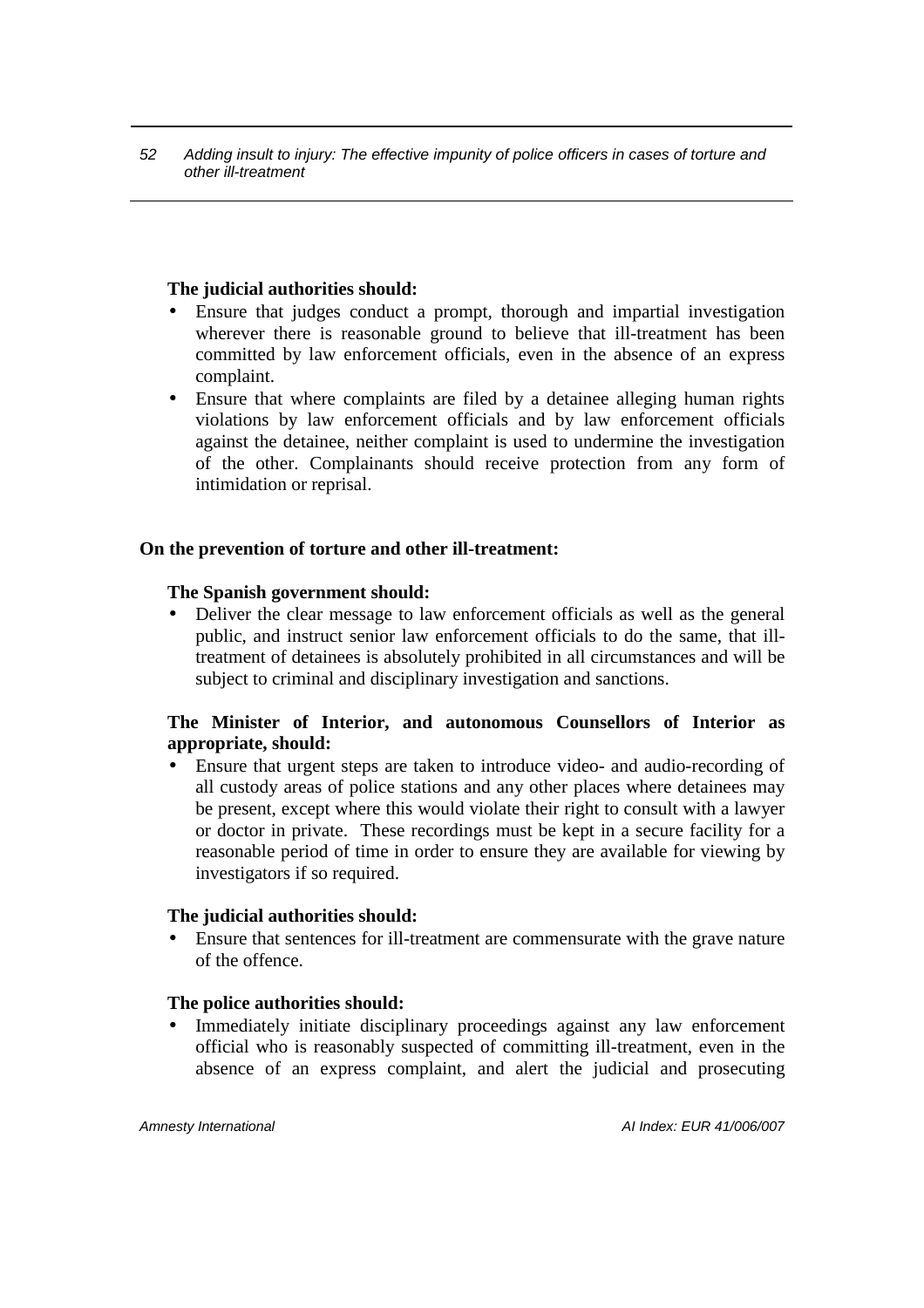**The judicial authorities should:**

- Ensure that judges conduct a prompt, thorough and impartial investigation wherever there is reasonable ground to believe that ill-treatment has been committed by law enforcement officials, even in the absence of an express complaint.
- Ensure that where complaints are filed by a detainee alleging human rights violations by law enforcement officials and by law enforcement officials against the detainee, neither complaint is used to undermine the investigation of the other. Complainants should receive protection from any form of intimidation or reprisal.

**On the prevention of torture and other ill-treatment:**

**The Spanish government should:**

- Deliver the clear message to law enforcement officials as well as the general public, and instruct senior law enforcement officials to do the same, that ill-treatment of detainees is absolutely prohibited in all circumstances and will be subject to criminal and disciplinary investigation and sanctions.

**The Minister of Interior, and autonomous Counsellors of Interior as appropriate, should:**

- Ensure that urgent steps are taken to introduce video- and audio-recording of all custody areas of police stations and any other places where detainees may be present, except where this would violate their right to consult with a lawyer or doctor in private. These recordings must be kept in a secure facility for a reasonable period of time in order to ensure they are available for viewing by investigators if so required.

**The judicial authorities should:**

- Ensure that sentences for ill-treatment are commensurate with the grave nature of the offence.

**The police authorities should:**

- Immediately initiate disciplinary proceedings against any law enforcement official who is reasonably suspected of committing ill-treatment, even in the absence of an express complaint, and alert the judicial and prosecuting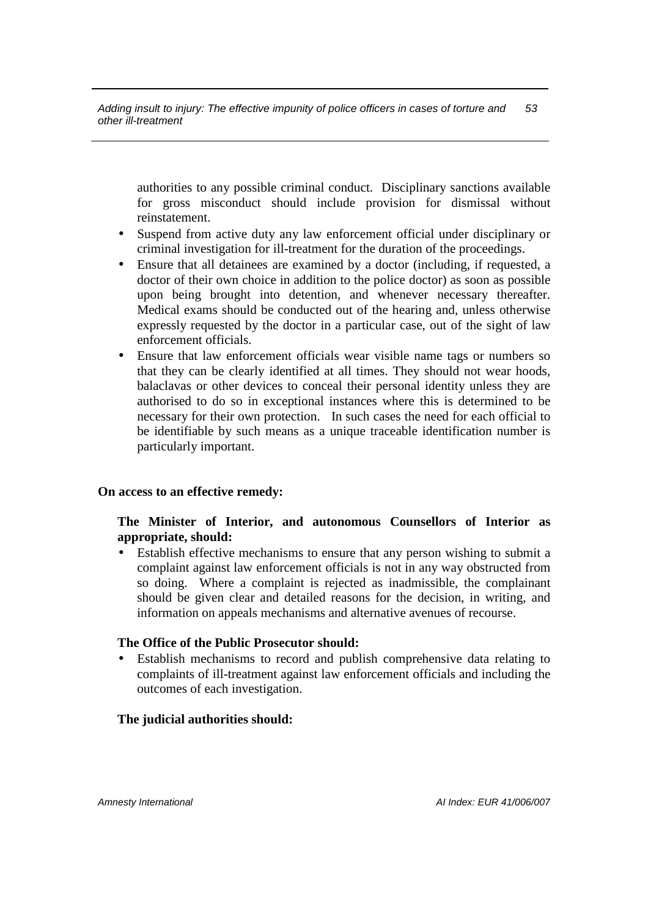authorities to any possible criminal conduct. Disciplinary sanctions available for gross misconduct should include provision for dismissal without reinstatement.

- Suspend from active duty any law enforcement official under disciplinary or criminal investigation for ill-treatment for the duration of the proceedings.
- Ensure that all detainees are examined by a doctor (including, if requested, a doctor of their own choice in addition to the police doctor) as soon as possible upon being brought into detention, and whenever necessary thereafter. Medical exams should be conducted out of the hearing and, unless otherwise expressly requested by the doctor in a particular case, out of the sight of law enforcement officials.
- Ensure that law enforcement officials wear visible name tags or numbers so that they can be clearly identified at all times. They should not wear hoods, balaclavas or other devices to conceal their personal identity unless they are authorised to do so in exceptional instances where this is determined to be necessary for their own protection. In such cases the need for each official to be identifiable by such means as a unique traceable identification number is particularly important.

**On access to an effective remedy:**

**The Minister of Interior, and autonomous Counsellors of Interior as appropriate, should:**

- Establish effective mechanisms to ensure that any person wishing to submit a complaint against law enforcement officials is not in any way obstructed from so doing. Where a complaint is rejected as inadmissible, the complainant should be given clear and detailed reasons for the decision, in writing, and information on appeals mechanisms and alternative avenues of recourse.

**The Office of the Public Prosecutor should:**

- Establish mechanisms to record and publish comprehensive data relating to complaints of ill-treatment against law enforcement officials and including the outcomes of each investigation.

**The judicial authorities should:**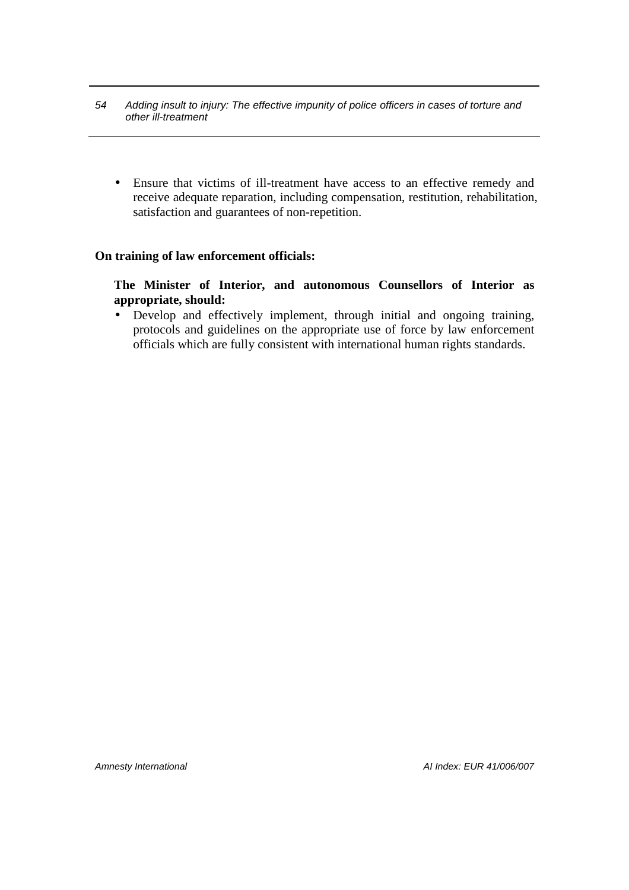- Ensure that victims of ill-treatment have access to an effective remedy and receive adequate reparation, including compensation, restitution, rehabilitation, satisfaction and guarantees of non-repetition.

**On training of law enforcement officials:**

**The Minister of Interior, and autonomous Counsellors of Interior as appropriate, should:**

- Develop and effectively implement, through initial and ongoing training, protocols and guidelines on the appropriate use of force by law enforcement officials which are fully consistent with international human rights standards.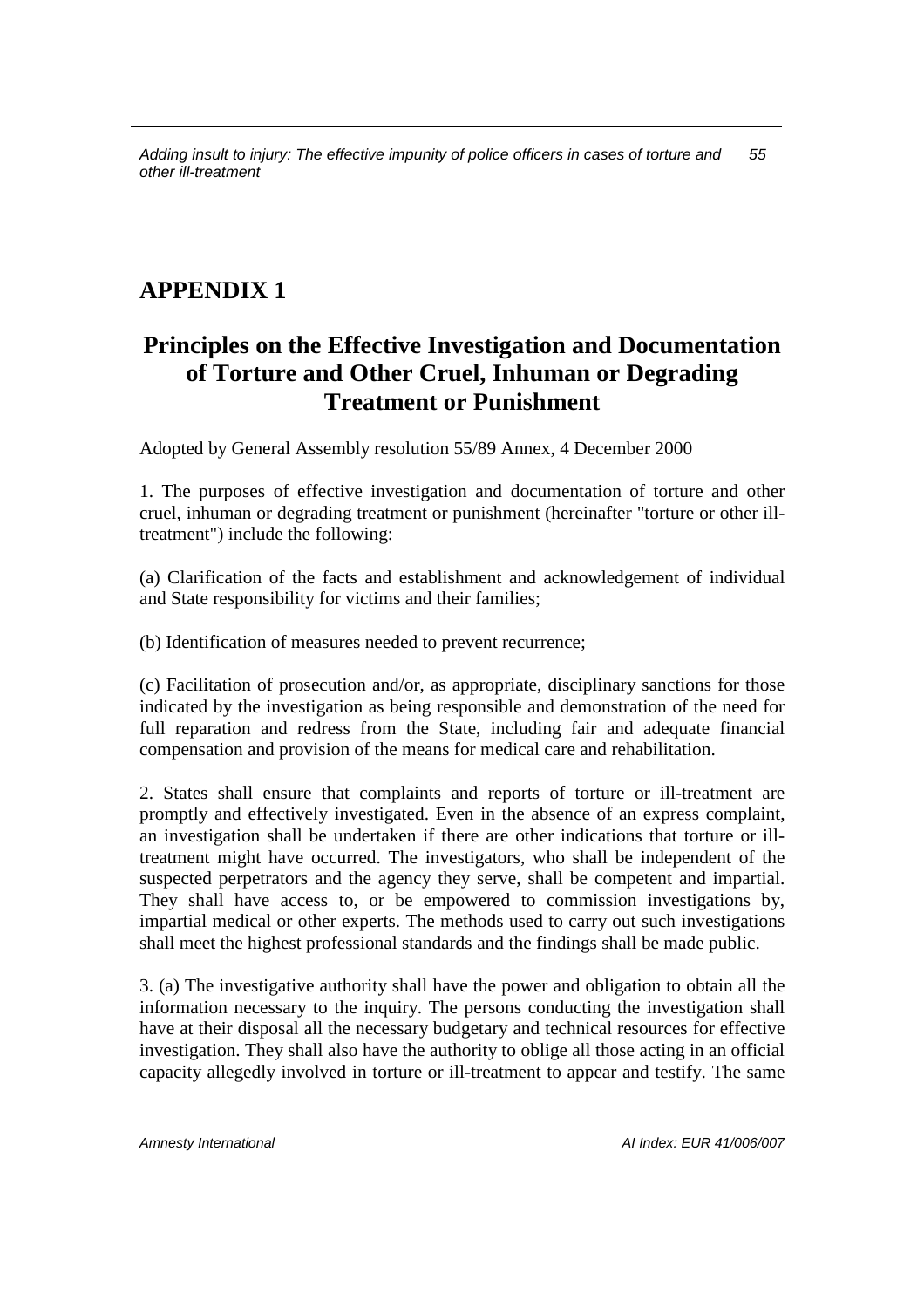# APPENDIX 1

## Principles on the Effective Investigation and Documentation of Torture and Other Cruel, Inhuman or Degrading Treatment or Punishment

Adopted by General Assembly resolution 55/89 Annex, 4 December 2000

1. The purposes of effective investigation and documentation of torture and other cruel, inhuman or degrading treatment or punishment (hereinafter "torture or other ill-treatment") include the following:

(a) Clarification of the facts and establishment and acknowledgement of individual and State responsibility for victims and their families;

(b) Identification of measures needed to prevent recurrence;

(c) Facilitation of prosecution and/or, as appropriate, disciplinary sanctions for those indicated by the investigation as being responsible and demonstration of the need for full reparation and redress from the State, including fair and adequate financial compensation and provision of the means for medical care and rehabilitation.

2. States shall ensure that complaints and reports of torture or ill-treatment are promptly and effectively investigated. Even in the absence of an express complaint, an investigation shall be undertaken if there are other indications that torture or ill-treatment might have occurred. The investigators, who shall be independent of the suspected perpetrators and the agency they serve, shall be competent and impartial. They shall have access to, or be empowered to commission investigations by, impartial medical or other experts. The methods used to carry out such investigations shall meet the highest professional standards and the findings shall be made public.

3. (a) The investigative authority shall have the power and obligation to obtain all the information necessary to the inquiry. The persons conducting the investigation shall have at their disposal all the necessary budgetary and technical resources for effective investigation. They shall also have the authority to oblige all those acting in an official capacity allegedly involved in torture or ill-treatment to appear and testify. The same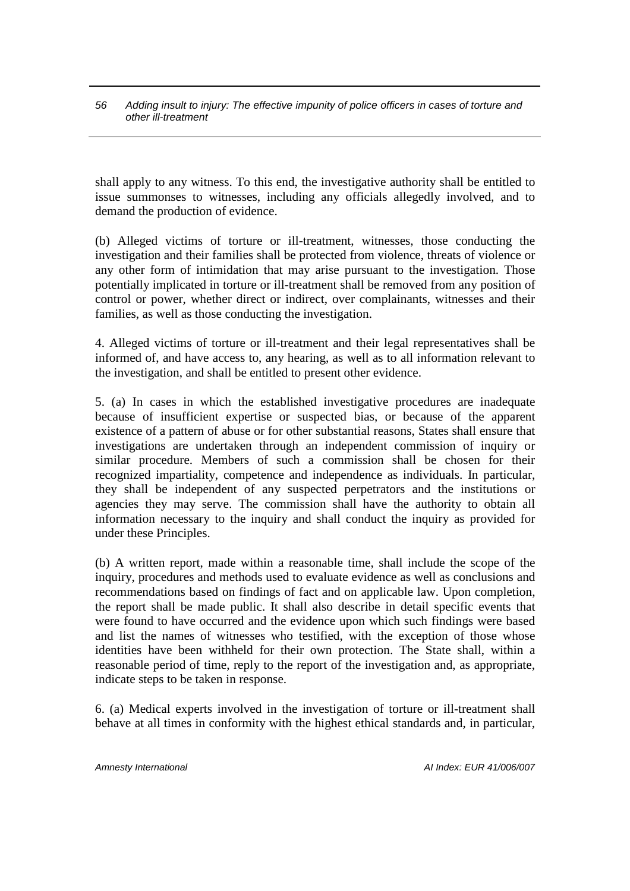shall apply to any witness. To this end, the investigative authority shall be entitled to issue summonses to witnesses, including any officials allegedly involved, and to demand the production of evidence.

(b) Alleged victims of torture or ill-treatment, witnesses, those conducting the investigation and their families shall be protected from violence, threats of violence or any other form of intimidation that may arise pursuant to the investigation. Those potentially implicated in torture or ill-treatment shall be removed from any position of control or power, whether direct or indirect, over complainants, witnesses and their families, as well as those conducting the investigation.

4. Alleged victims of torture or ill-treatment and their legal representatives shall be informed of, and have access to, any hearing, as well as to all information relevant to the investigation, and shall be entitled to present other evidence.

5. (a) In cases in which the established investigative procedures are inadequate because of insufficient expertise or suspected bias, or because of the apparent existence of a pattern of abuse or for other substantial reasons, States shall ensure that investigations are undertaken through an independent commission of inquiry or similar procedure. Members of such a commission shall be chosen for their recognized impartiality, competence and independence as individuals. In particular, they shall be independent of any suspected perpetrators and the institutions or agencies they may serve. The commission shall have the authority to obtain all information necessary to the inquiry and shall conduct the inquiry as provided for under these Principles.

(b) A written report, made within a reasonable time, shall include the scope of the inquiry, procedures and methods used to evaluate evidence as well as conclusions and recommendations based on findings of fact and on applicable law. Upon completion, the report shall be made public. It shall also describe in detail specific events that were found to have occurred and the evidence upon which such findings were based and list the names of witnesses who testified, with the exception of those whose identities have been withheld for their own protection. The State shall, within a reasonable period of time, reply to the report of the investigation and, as appropriate, indicate steps to be taken in response.

6. (a) Medical experts involved in the investigation of torture or ill-treatment shall behave at all times in conformity with the highest ethical standards and, in particular,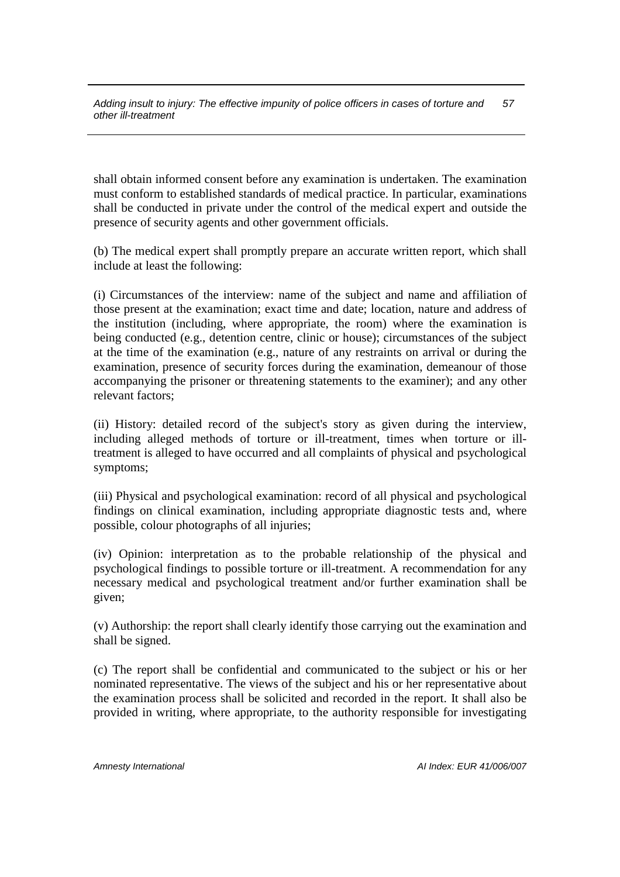shall obtain informed consent before any examination is undertaken. The examination must conform to established standards of medical practice. In particular, examinations shall be conducted in private under the control of the medical expert and outside the presence of security agents and other government officials.

(b) The medical expert shall promptly prepare an accurate written report, which shall include at least the following:

(i) Circumstances of the interview: name of the subject and name and affiliation of those present at the examination; exact time and date; location, nature and address of the institution (including, where appropriate, the room) where the examination is being conducted (e.g., detention centre, clinic or house); circumstances of the subject at the time of the examination (e.g., nature of any restraints on arrival or during the examination, presence of security forces during the examination, demeanour of those accompanying the prisoner or threatening statements to the examiner); and any other relevant factors;

(ii) History: detailed record of the subject's story as given during the interview, including alleged methods of torture or ill-treatment, times when torture or ill-treatment is alleged to have occurred and all complaints of physical and psychological symptoms;

(iii) Physical and psychological examination: record of all physical and psychological findings on clinical examination, including appropriate diagnostic tests and, where possible, colour photographs of all injuries;

(iv) Opinion: interpretation as to the probable relationship of the physical and psychological findings to possible torture or ill-treatment. A recommendation for any necessary medical and psychological treatment and/or further examination shall be given;

(v) Authorship: the report shall clearly identify those carrying out the examination and shall be signed.

(c) The report shall be confidential and communicated to the subject or his or her nominated representative. The views of the subject and his or her representative about the examination process shall be solicited and recorded in the report. It shall also be provided in writing, where appropriate, to the authority responsible for investigating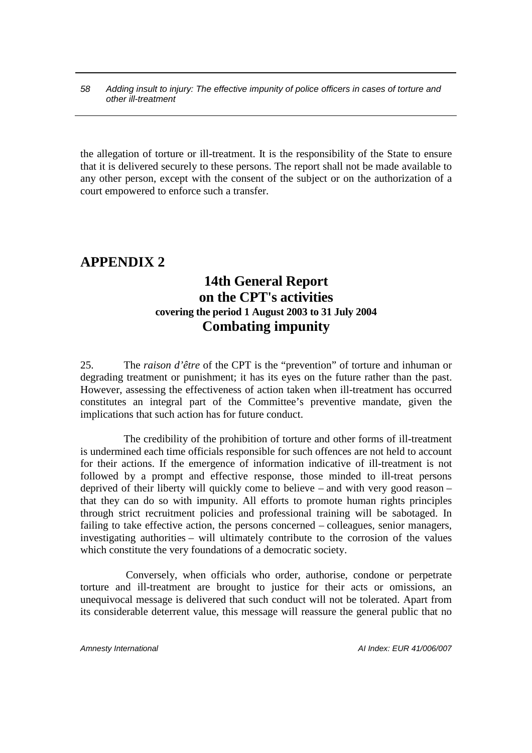the allegation of torture or ill-treatment. It is the responsibility of the State to ensure that it is delivered securely to these persons. The report shall not be made available to any other person, except with the consent of the subject or on the authorization of a court empowered to enforce such a transfer.

# APPENDIX 2

## 14th General Report on the CPT's activities

### covering the period 1 August 2003 to 31 July 2004

## Combating impunity

25. The *raison d'être* of the CPT is the "prevention" of torture and inhuman or degrading treatment or punishment; it has its eyes on the future rather than the past. However, assessing the effectiveness of action taken when ill-treatment has occurred constitutes an integral part of the Committee's preventive mandate, given the implications that such action has for future conduct.

The credibility of the prohibition of torture and other forms of ill-treatment is undermined each time officials responsible for such offences are not held to account for their actions. If the emergence of information indicative of ill-treatment is not followed by a prompt and effective response, those minded to ill-treat persons deprived of their liberty will quickly come to believe – and with very good reason – that they can do so with impunity. All efforts to promote human rights principles through strict recruitment policies and professional training will be sabotaged. In failing to take effective action, the persons concerned – colleagues, senior managers, investigating authorities – will ultimately contribute to the corrosion of the values which constitute the very foundations of a democratic society.

Conversely, when officials who order, authorise, condone or perpetrate torture and ill-treatment are brought to justice for their acts or omissions, an unequivocal message is delivered that such conduct will not be tolerated. Apart from its considerable deterrent value, this message will reassure the general public that no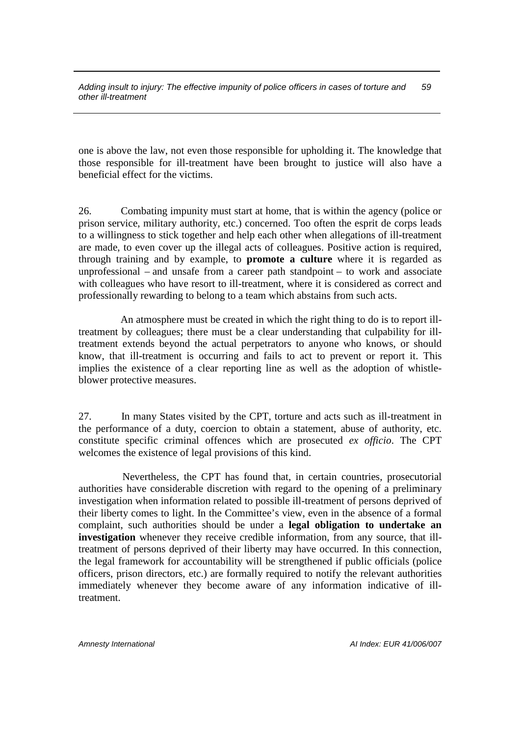one is above the law, not even those responsible for upholding it. The knowledge that those responsible for ill-treatment have been brought to justice will also have a beneficial effect for the victims.

26. Combating impunity must start at home, that is within the agency (police or prison service, military authority, etc.) concerned. Too often the esprit de corps leads to a willingness to stick together and help each other when allegations of ill-treatment are made, to even cover up the illegal acts of colleagues. Positive action is required, through training and by example, to **promote a culture** where it is regarded as unprofessional – and unsafe from a career path standpoint – to work and associate with colleagues who have resort to ill-treatment, where it is considered as correct and professionally rewarding to belong to a team which abstains from such acts.

An atmosphere must be created in which the right thing to do is to report ill-treatment by colleagues; there must be a clear understanding that culpability for ill-treatment extends beyond the actual perpetrators to anyone who knows, or should know, that ill-treatment is occurring and fails to act to prevent or report it. This implies the existence of a clear reporting line as well as the adoption of whistle-blower protective measures.

27. In many States visited by the CPT, torture and acts such as ill-treatment in the performance of a duty, coercion to obtain a statement, abuse of authority, etc. constitute specific criminal offences which are prosecuted *ex officio*. The CPT welcomes the existence of legal provisions of this kind.

Nevertheless, the CPT has found that, in certain countries, prosecutorial authorities have considerable discretion with regard to the opening of a preliminary investigation when information related to possible ill-treatment of persons deprived of their liberty comes to light. In the Committee's view, even in the absence of a formal complaint, such authorities should be under a **legal obligation to undertake an investigation** whenever they receive credible information, from any source, that ill-treatment of persons deprived of their liberty may have occurred. In this connection, the legal framework for accountability will be strengthened if public officials (police officers, prison directors, etc.) are formally required to notify the relevant authorities immediately whenever they become aware of any information indicative of ill-treatment.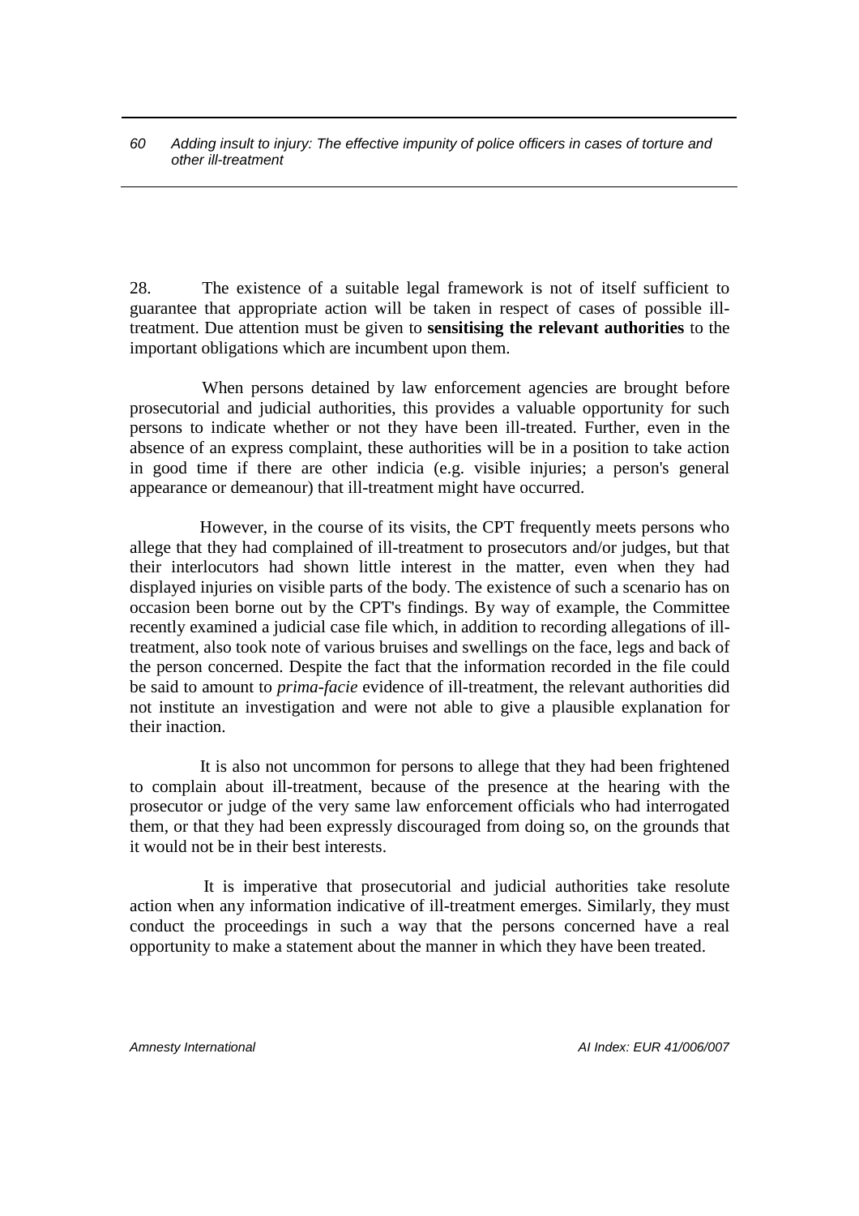28. The existence of a suitable legal framework is not of itself sufficient to guarantee that appropriate action will be taken in respect of cases of possible ill-treatment. Due attention must be given to **sensitising the relevant authorities** to the important obligations which are incumbent upon them.

When persons detained by law enforcement agencies are brought before prosecutorial and judicial authorities, this provides a valuable opportunity for such persons to indicate whether or not they have been ill-treated. Further, even in the absence of an express complaint, these authorities will be in a position to take action in good time if there are other indicia (e.g. visible injuries; a person's general appearance or demeanour) that ill-treatment might have occurred.

However, in the course of its visits, the CPT frequently meets persons who allege that they had complained of ill-treatment to prosecutors and/or judges, but that their interlocutors had shown little interest in the matter, even when they had displayed injuries on visible parts of the body. The existence of such a scenario has on occasion been borne out by the CPT's findings. By way of example, the Committee recently examined a judicial case file which, in addition to recording allegations of ill-treatment, also took note of various bruises and swellings on the face, legs and back of the person concerned. Despite the fact that the information recorded in the file could be said to amount to *prima-facie* evidence of ill-treatment, the relevant authorities did not institute an investigation and were not able to give a plausible explanation for their inaction.

It is also not uncommon for persons to allege that they had been frightened to complain about ill-treatment, because of the presence at the hearing with the prosecutor or judge of the very same law enforcement officials who had interrogated them, or that they had been expressly discouraged from doing so, on the grounds that it would not be in their best interests.

It is imperative that prosecutorial and judicial authorities take resolute action when any information indicative of ill-treatment emerges. Similarly, they must conduct the proceedings in such a way that the persons concerned have a real opportunity to make a statement about the manner in which they have been treated.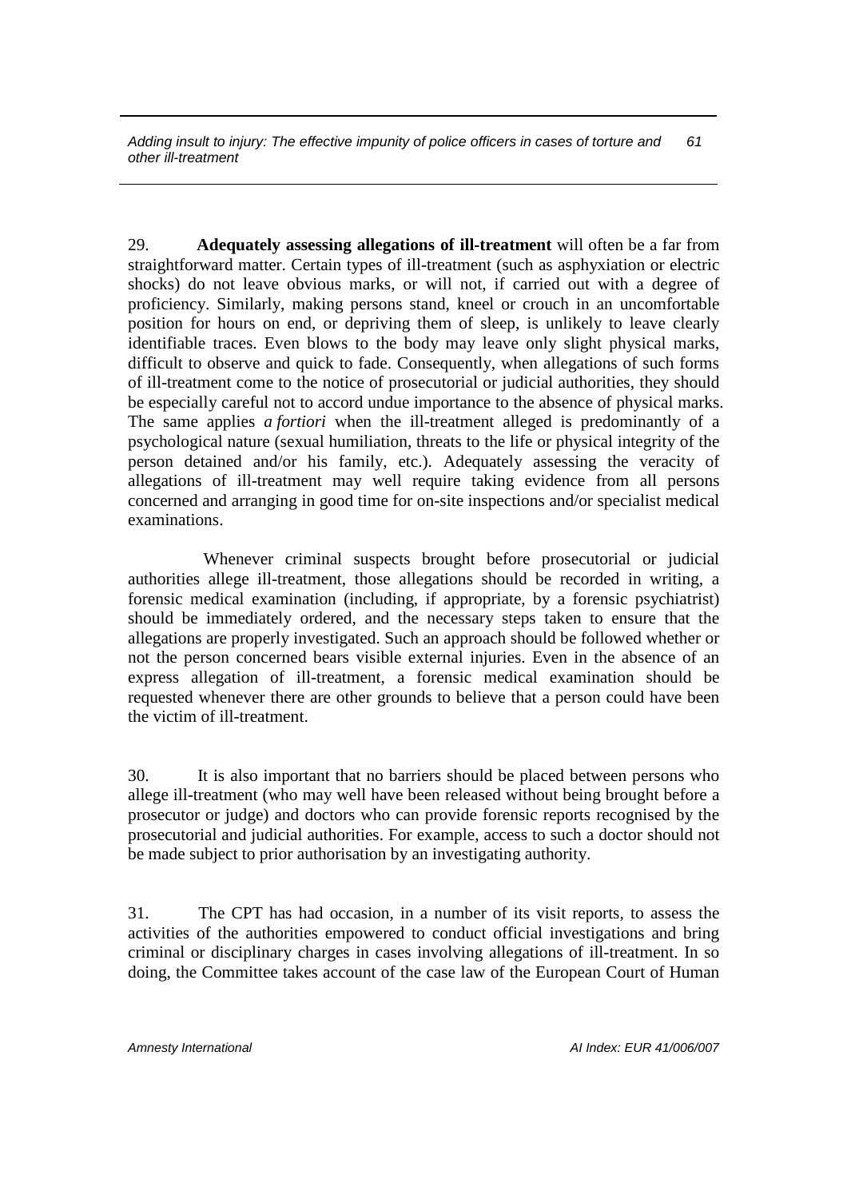29. **Adequately assessing allegations of ill-treatment** will often be a far from straightforward matter. Certain types of ill-treatment (such as asphyxiation or electric shocks) do not leave obvious marks, or will not, if carried out with a degree of proficiency. Similarly, making persons stand, kneel or crouch in an uncomfortable position for hours on end, or depriving them of sleep, is unlikely to leave clearly identifiable traces. Even blows to the body may leave only slight physical marks, difficult to observe and quick to fade. Consequently, when allegations of such forms of ill-treatment come to the notice of prosecutorial or judicial authorities, they should be especially careful not to accord undue importance to the absence of physical marks. The same applies *a fortiori* when the ill-treatment alleged is predominantly of a psychological nature (sexual humiliation, threats to the life or physical integrity of the person detained and/or his family, etc.). Adequately assessing the veracity of allegations of ill-treatment may well require taking evidence from all persons concerned and arranging in good time for on-site inspections and/or specialist medical examinations.

Whenever criminal suspects brought before prosecutorial or judicial authorities allege ill-treatment, those allegations should be recorded in writing, a forensic medical examination (including, if appropriate, by a forensic psychiatrist) should be immediately ordered, and the necessary steps taken to ensure that the allegations are properly investigated. Such an approach should be followed whether or not the person concerned bears visible external injuries. Even in the absence of an express allegation of ill-treatment, a forensic medical examination should be requested whenever there are other grounds to believe that a person could have been the victim of ill-treatment.

30. It is also important that no barriers should be placed between persons who allege ill-treatment (who may well have been released without being brought before a prosecutor or judge) and doctors who can provide forensic reports recognised by the prosecutorial and judicial authorities. For example, access to such a doctor should not be made subject to prior authorisation by an investigating authority.

31. The CPT has had occasion, in a number of its visit reports, to assess the activities of the authorities empowered to conduct official investigations and bring criminal or disciplinary charges in cases involving allegations of ill-treatment. In so doing, the Committee takes account of the case law of the European Court of Human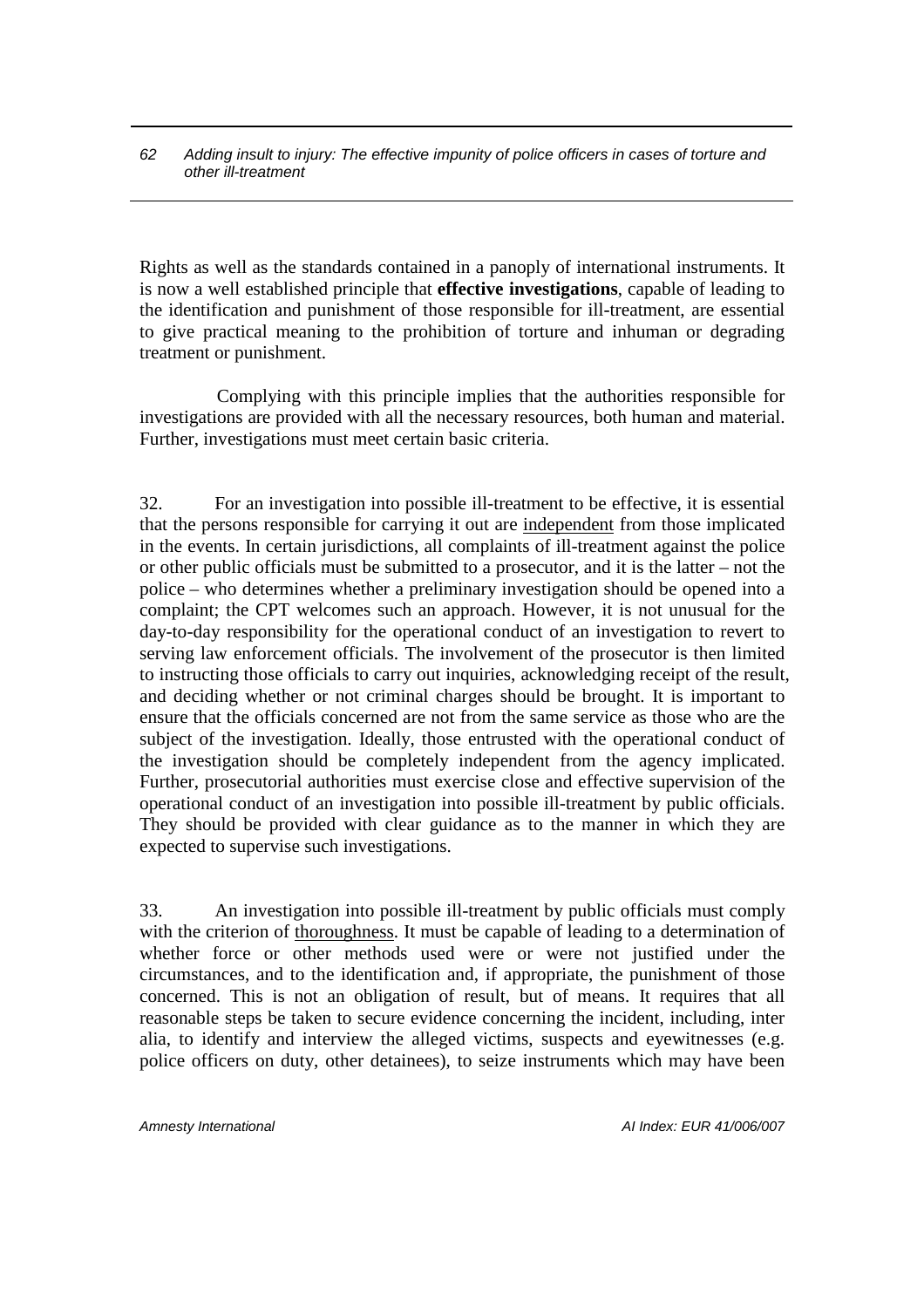Rights as well as the standards contained in a panoply of international instruments. It is now a well established principle that **effective investigations**, capable of leading to the identification and punishment of those responsible for ill-treatment, are essential to give practical meaning to the prohibition of torture and inhuman or degrading treatment or punishment.

Complying with this principle implies that the authorities responsible for investigations are provided with all the necessary resources, both human and material. Further, investigations must meet certain basic criteria.

32. For an investigation into possible ill-treatment to be effective, it is essential that the persons responsible for carrying it out are <u>independent</u> from those implicated in the events. In certain jurisdictions, all complaints of ill-treatment against the police or other public officials must be submitted to a prosecutor, and it is the latter – not the police – who determines whether a preliminary investigation should be opened into a complaint; the CPT welcomes such an approach. However, it is not unusual for the day-to-day responsibility for the operational conduct of an investigation to revert to serving law enforcement officials. The involvement of the prosecutor is then limited to instructing those officials to carry out inquiries, acknowledging receipt of the result, and deciding whether or not criminal charges should be brought. It is important to ensure that the officials concerned are not from the same service as those who are the subject of the investigation. Ideally, those entrusted with the operational conduct of the investigation should be completely independent from the agency implicated. Further, prosecutorial authorities must exercise close and effective supervision of the operational conduct of an investigation into possible ill-treatment by public officials. They should be provided with clear guidance as to the manner in which they are expected to supervise such investigations.

33. An investigation into possible ill-treatment by public officials must comply with the criterion of <u>thoroughness</u>. It must be capable of leading to a determination of whether force or other methods used were or were not justified under the circumstances, and to the identification and, if appropriate, the punishment of those concerned. This is not an obligation of result, but of means. It requires that all reasonable steps be taken to secure evidence concerning the incident, including, inter alia, to identify and interview the alleged victims, suspects and eyewitnesses (e.g. police officers on duty, other detainees), to seize instruments which may have been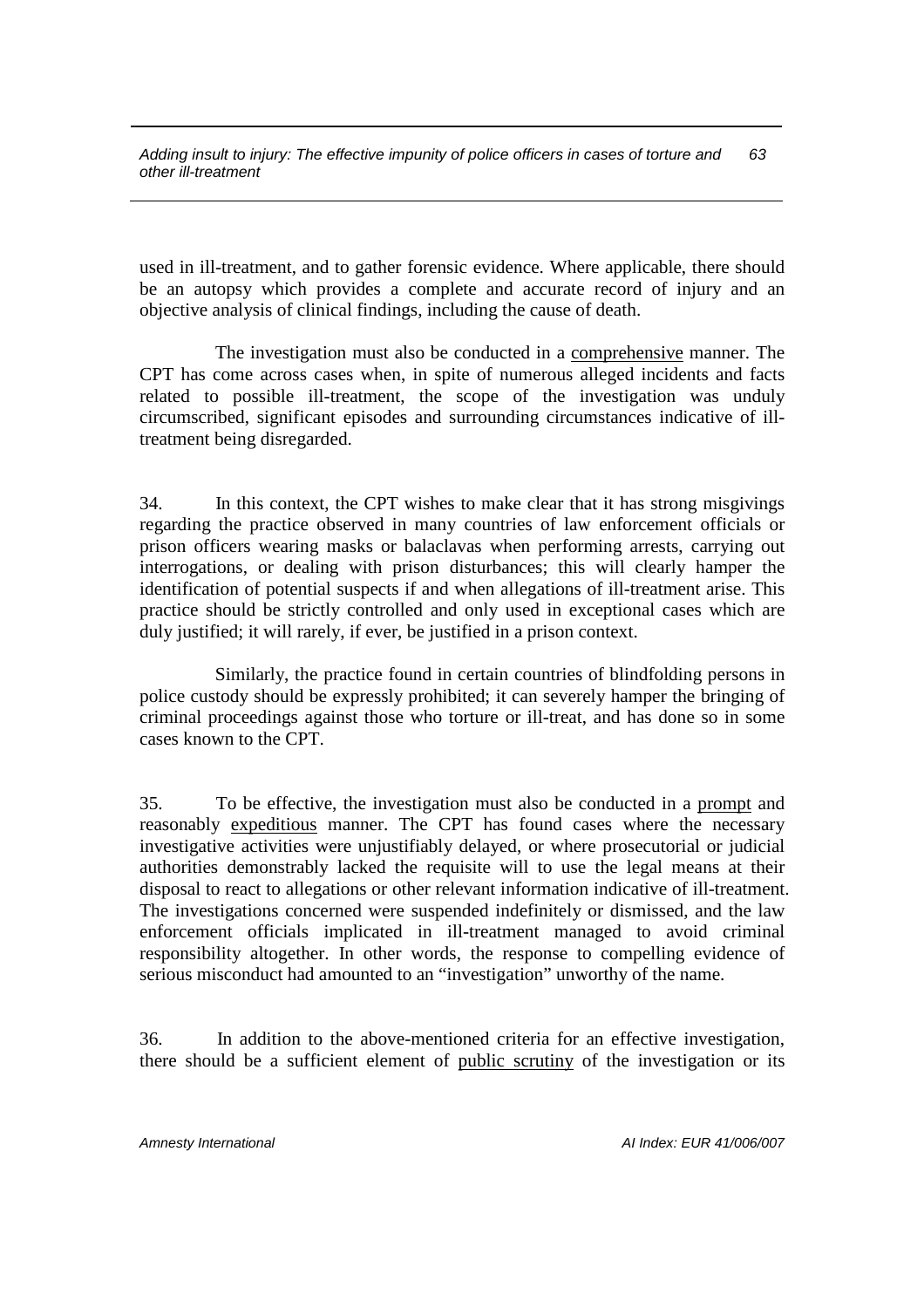used in ill-treatment, and to gather forensic evidence. Where applicable, there should be an autopsy which provides a complete and accurate record of injury and an objective analysis of clinical findings, including the cause of death.

The investigation must also be conducted in a comprehensive manner. The CPT has come across cases when, in spite of numerous alleged incidents and facts related to possible ill-treatment, the scope of the investigation was unduly circumscribed, significant episodes and surrounding circumstances indicative of ill-treatment being disregarded.

34. In this context, the CPT wishes to make clear that it has strong misgivings regarding the practice observed in many countries of law enforcement officials or prison officers wearing masks or balaclavas when performing arrests, carrying out interrogations, or dealing with prison disturbances; this will clearly hamper the identification of potential suspects if and when allegations of ill-treatment arise. This practice should be strictly controlled and only used in exceptional cases which are duly justified; it will rarely, if ever, be justified in a prison context.

Similarly, the practice found in certain countries of blindfolding persons in police custody should be expressly prohibited; it can severely hamper the bringing of criminal proceedings against those who torture or ill-treat, and has done so in some cases known to the CPT.

35. To be effective, the investigation must also be conducted in a prompt and reasonably expeditious manner. The CPT has found cases where the necessary investigative activities were unjustifiably delayed, or where prosecutorial or judicial authorities demonstrably lacked the requisite will to use the legal means at their disposal to react to allegations or other relevant information indicative of ill-treatment. The investigations concerned were suspended indefinitely or dismissed, and the law enforcement officials implicated in ill-treatment managed to avoid criminal responsibility altogether. In other words, the response to compelling evidence of serious misconduct had amounted to an "investigation" unworthy of the name.

36. In addition to the above-mentioned criteria for an effective investigation, there should be a sufficient element of public scrutiny of the investigation or its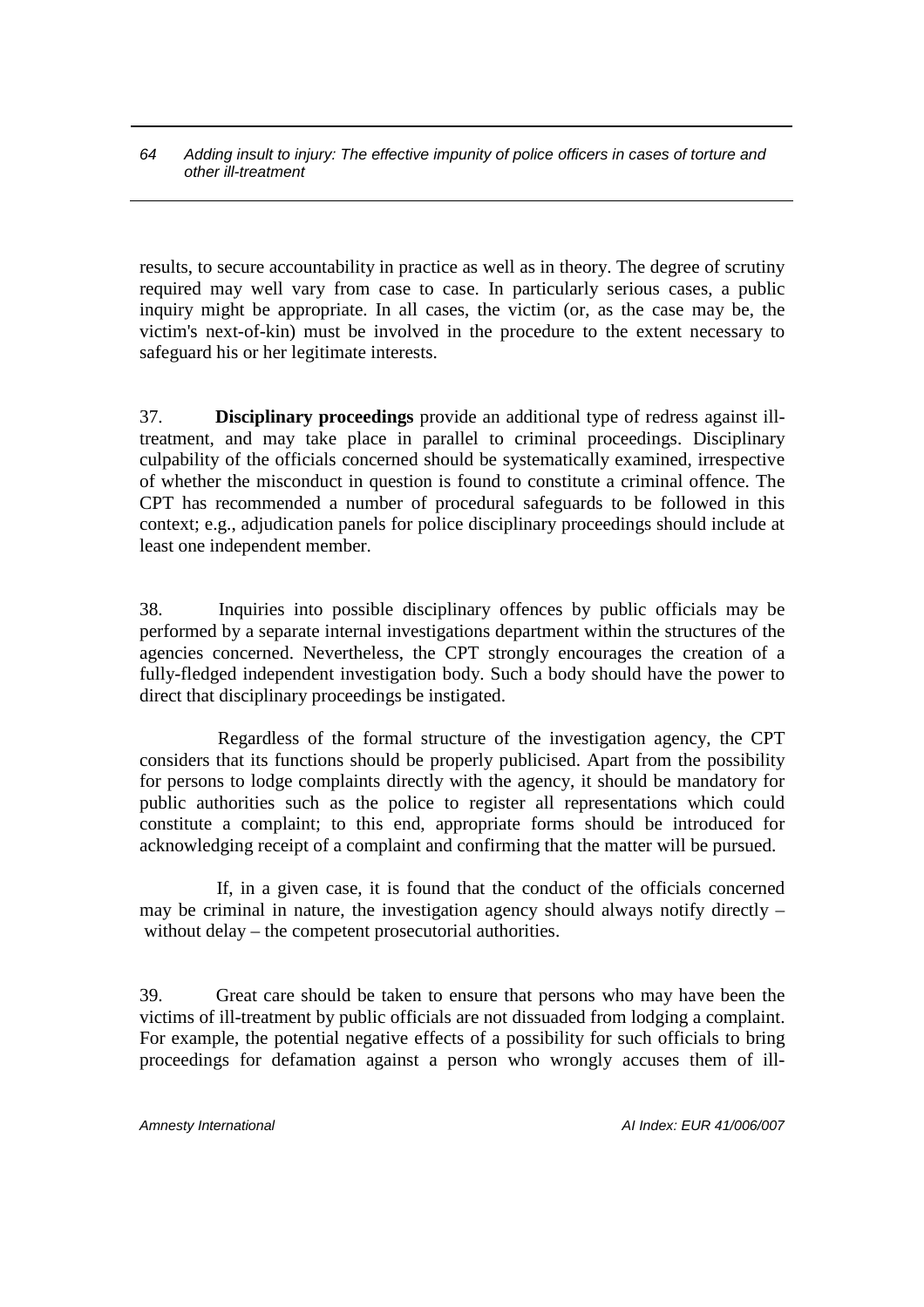results, to secure accountability in practice as well as in theory. The degree of scrutiny required may well vary from case to case. In particularly serious cases, a public inquiry might be appropriate. In all cases, the victim (or, as the case may be, the victim's next-of-kin) must be involved in the procedure to the extent necessary to safeguard his or her legitimate interests.

37. **Disciplinary proceedings** provide an additional type of redress against ill-treatment, and may take place in parallel to criminal proceedings. Disciplinary culpability of the officials concerned should be systematically examined, irrespective of whether the misconduct in question is found to constitute a criminal offence. The CPT has recommended a number of procedural safeguards to be followed in this context; e.g., adjudication panels for police disciplinary proceedings should include at least one independent member.

38. Inquiries into possible disciplinary offences by public officials may be performed by a separate internal investigations department within the structures of the agencies concerned. Nevertheless, the CPT strongly encourages the creation of a fully-fledged independent investigation body. Such a body should have the power to direct that disciplinary proceedings be instigated.

Regardless of the formal structure of the investigation agency, the CPT considers that its functions should be properly publicised. Apart from the possibility for persons to lodge complaints directly with the agency, it should be mandatory for public authorities such as the police to register all representations which could constitute a complaint; to this end, appropriate forms should be introduced for acknowledging receipt of a complaint and confirming that the matter will be pursued.

If, in a given case, it is found that the conduct of the officials concerned may be criminal in nature, the investigation agency should always notify directly – without delay – the competent prosecutorial authorities.

39. Great care should be taken to ensure that persons who may have been the victims of ill-treatment by public officials are not dissuaded from lodging a complaint. For example, the potential negative effects of a possibility for such officials to bring proceedings for defamation against a person who wrongly accuses them of ill-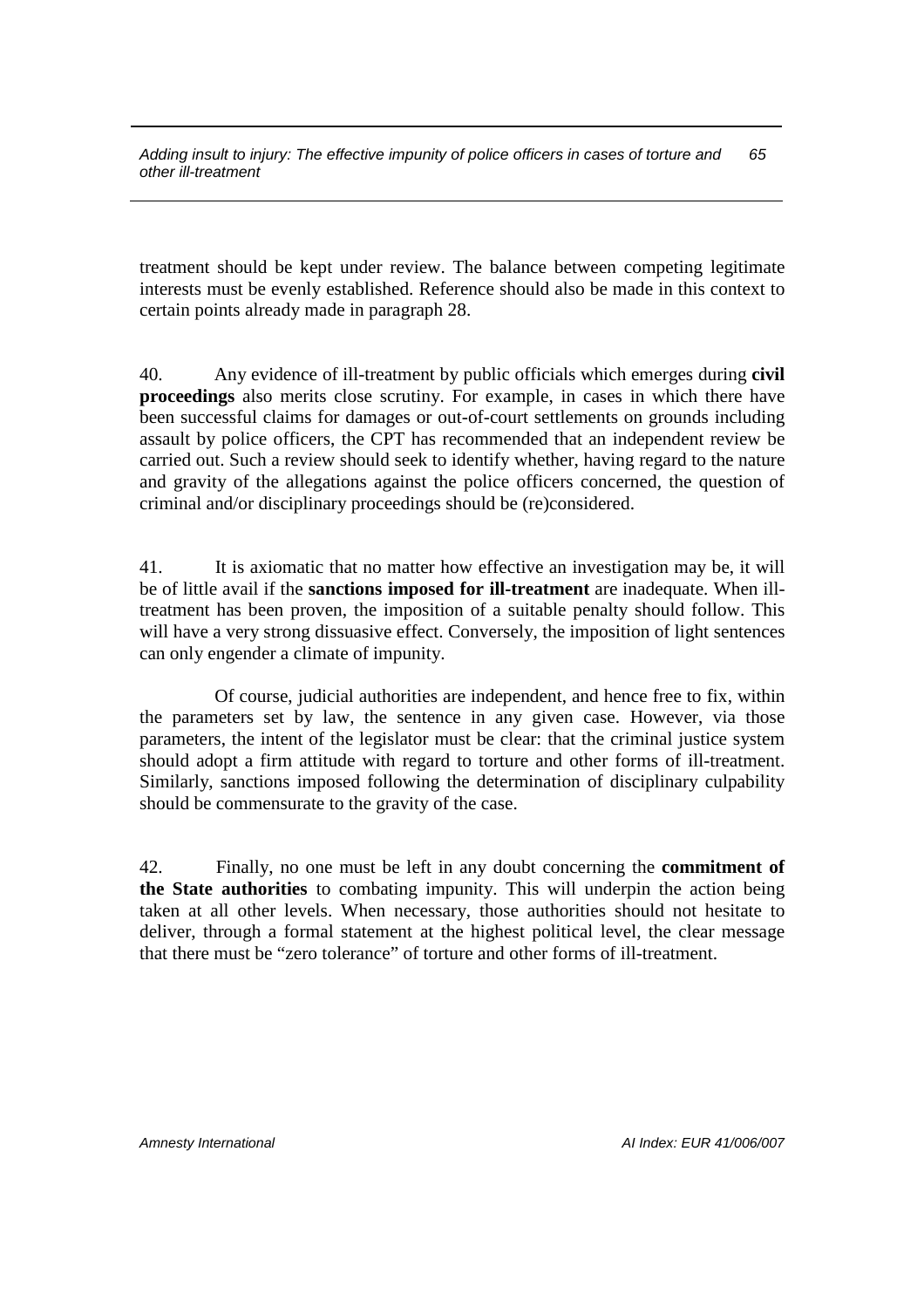treatment should be kept under review. The balance between competing legitimate interests must be evenly established. Reference should also be made in this context to certain points already made in paragraph 28.

40. Any evidence of ill-treatment by public officials which emerges during **civil proceedings** also merits close scrutiny. For example, in cases in which there have been successful claims for damages or out-of-court settlements on grounds including assault by police officers, the CPT has recommended that an independent review be carried out. Such a review should seek to identify whether, having regard to the nature and gravity of the allegations against the police officers concerned, the question of criminal and/or disciplinary proceedings should be (re)considered.

41. It is axiomatic that no matter how effective an investigation may be, it will be of little avail if the **sanctions imposed for ill-treatment** are inadequate. When ill-treatment has been proven, the imposition of a suitable penalty should follow. This will have a very strong dissuasive effect. Conversely, the imposition of light sentences can only engender a climate of impunity.

Of course, judicial authorities are independent, and hence free to fix, within the parameters set by law, the sentence in any given case. However, via those parameters, the intent of the legislator must be clear: that the criminal justice system should adopt a firm attitude with regard to torture and other forms of ill-treatment. Similarly, sanctions imposed following the determination of disciplinary culpability should be commensurate to the gravity of the case.

42. Finally, no one must be left in any doubt concerning the **commitment of the State authorities** to combating impunity. This will underpin the action being taken at all other levels. When necessary, those authorities should not hesitate to deliver, through a formal statement at the highest political level, the clear message that there must be "zero tolerance" of torture and other forms of ill-treatment.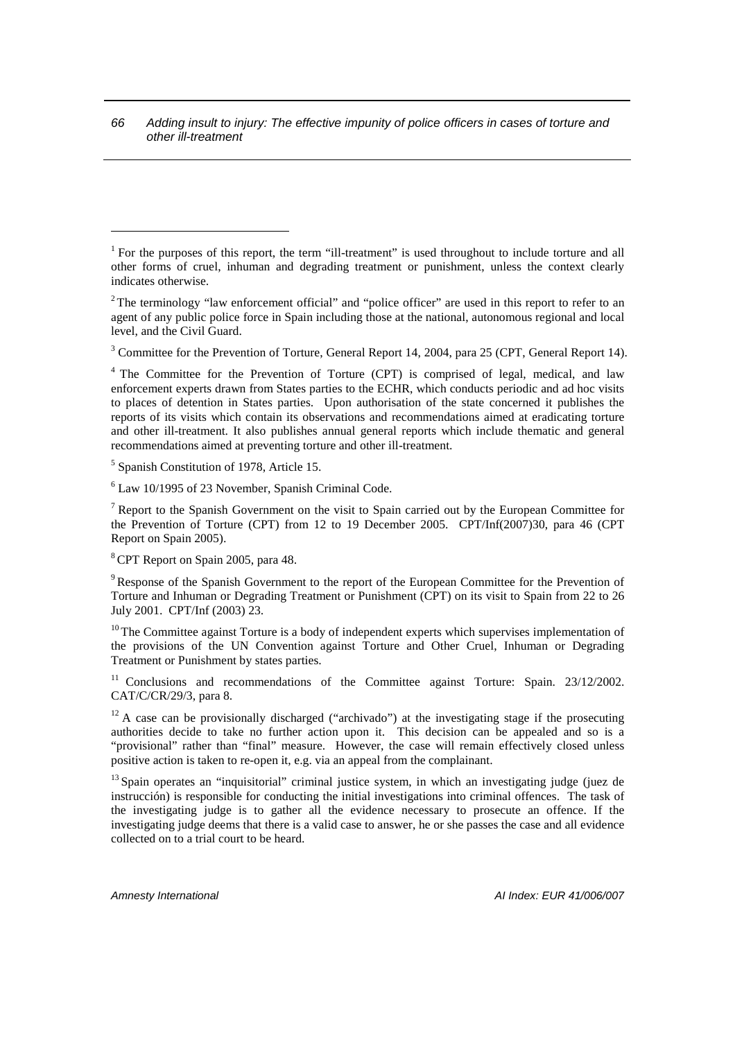[1] For the purposes of this report, the term "ill-treatment" is used throughout to include torture and all other forms of cruel, inhuman and degrading treatment or punishment, unless the context clearly indicates otherwise.

[2] The terminology "law enforcement official" and "police officer" are used in this report to refer to an agent of any public police force in Spain including those at the national, autonomous regional and local level, and the Civil Guard.

[3] Committee for the Prevention of Torture, General Report 14, 2004, para 25 (CPT, General Report 14).

[4] The Committee for the Prevention of Torture (CPT) is comprised of legal, medical, and law enforcement experts drawn from States parties to the ECHR, which conducts periodic and ad hoc visits to places of detention in States parties. Upon authorisation of the state concerned it publishes the reports of its visits which contain its observations and recommendations aimed at eradicating torture and other ill-treatment. It also publishes annual general reports which include thematic and general recommendations aimed at preventing torture and other ill-treatment.

[5] Spanish Constitution of 1978, Article 15.

[6] Law 10/1995 of 23 November, Spanish Criminal Code.

[7] Report to the Spanish Government on the visit to Spain carried out by the European Committee for the Prevention of Torture (CPT) from 12 to 19 December 2005. CPT/Inf(2007)30, para 46 (CPT Report on Spain 2005).

[8] CPT Report on Spain 2005, para 48.

[9] Response of the Spanish Government to the report of the European Committee for the Prevention of Torture and Inhuman or Degrading Treatment or Punishment (CPT) on its visit to Spain from 22 to 26 July 2001. CPT/Inf (2003) 23.

[10] The Committee against Torture is a body of independent experts which supervises implementation of the provisions of the UN Convention against Torture and Other Cruel, Inhuman or Degrading Treatment or Punishment by states parties.

[11] Conclusions and recommendations of the Committee against Torture: Spain. 23/12/2002. CAT/C/CR/29/3, para 8.

[12] A case can be provisionally discharged ("archivado") at the investigating stage if the prosecuting authorities decide to take no further action upon it. This decision can be appealed and so is a "provisional" rather than "final" measure. However, the case will remain effectively closed unless positive action is taken to re-open it, e.g. via an appeal from the complainant.

[13] Spain operates an "inquisitorial" criminal justice system, in which an investigating judge (juez de instrucción) is responsible for conducting the initial investigations into criminal offences. The task of the investigating judge is to gather all the evidence necessary to prosecute an offence. If the investigating judge deems that there is a valid case to answer, he or she passes the case and all evidence collected on to a trial court to be heard.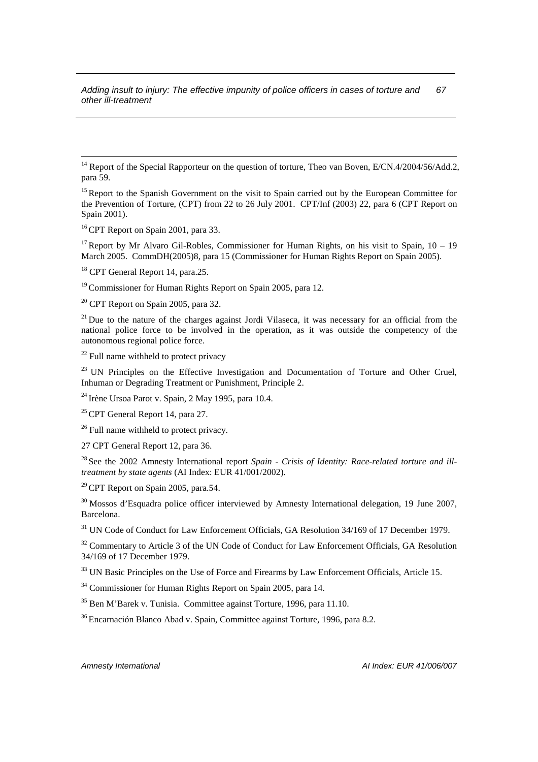[14] Report of the Special Rapporteur on the question of torture, Theo van Boven, E/CN.4/2004/56/Add.2, para 59.

[15] Report to the Spanish Government on the visit to Spain carried out by the European Committee for the Prevention of Torture, (CPT) from 22 to 26 July 2001. CPT/Inf (2003) 22, para 6 (CPT Report on Spain 2001).

[16] CPT Report on Spain 2001, para 33.

[17] Report by Mr Alvaro Gil-Robles, Commissioner for Human Rights, on his visit to Spain, 10 – 19 March 2005. CommDH(2005)8, para 15 (Commissioner for Human Rights Report on Spain 2005).

[18] CPT General Report 14, para.25.

[19] Commissioner for Human Rights Report on Spain 2005, para 12.

[20] CPT Report on Spain 2005, para 32.

[21] Due to the nature of the charges against Jordi Vilaseca, it was necessary for an official from the national police force to be involved in the operation, as it was outside the competency of the autonomous regional police force.

[22] Full name withheld to protect privacy

[23] UN Principles on the Effective Investigation and Documentation of Torture and Other Cruel, Inhuman or Degrading Treatment or Punishment, Principle 2.

[24] Irène Ursoa Parot v. Spain, 2 May 1995, para 10.4.

[25] CPT General Report 14, para 27.

[26] Full name withheld to protect privacy.

27 CPT General Report 12, para 36.

[28] See the 2002 Amnesty International report *Spain - Crisis of Identity: Race-related torture and ill-treatment by state agents* (AI Index: EUR 41/001/2002).

[29] CPT Report on Spain 2005, para.54.

[30] Mossos d'Esquadra police officer interviewed by Amnesty International delegation, 19 June 2007, Barcelona.

[31] UN Code of Conduct for Law Enforcement Officials, GA Resolution 34/169 of 17 December 1979.

[32] Commentary to Article 3 of the UN Code of Conduct for Law Enforcement Officials, GA Resolution 34/169 of 17 December 1979.

[33] UN Basic Principles on the Use of Force and Firearms by Law Enforcement Officials, Article 15.

[34] Commissioner for Human Rights Report on Spain 2005, para 14.

[35] Ben M'Barek v. Tunisia. Committee against Torture, 1996, para 11.10.

[36] Encarnación Blanco Abad v. Spain, Committee against Torture, 1996, para 8.2.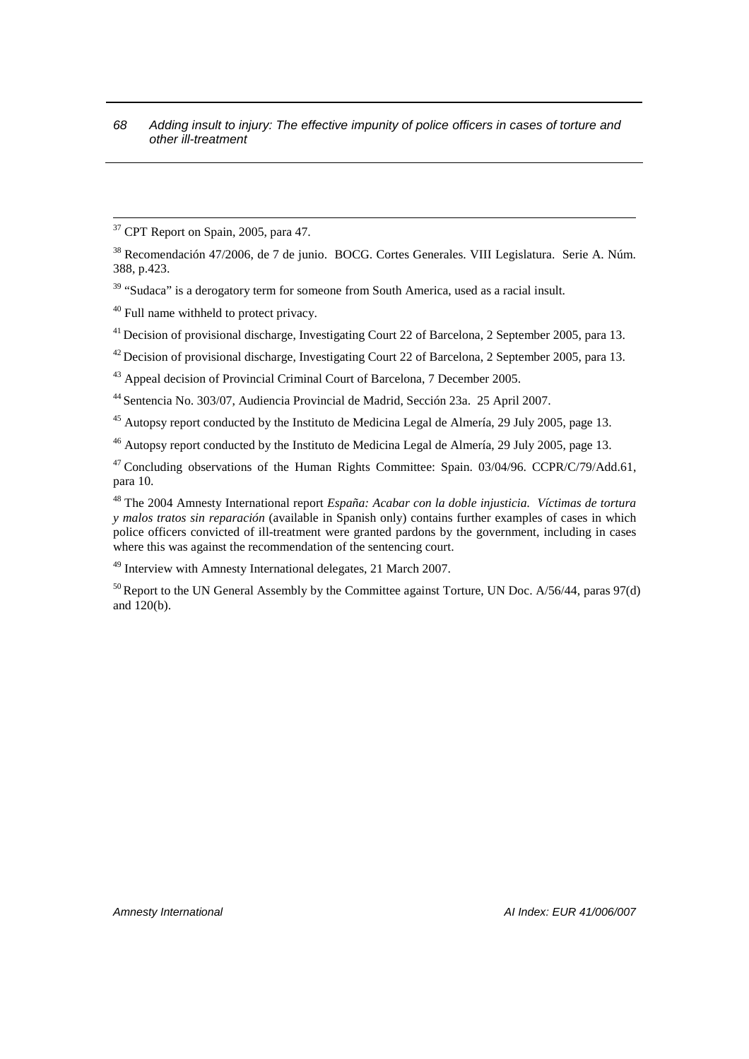[37] CPT Report on Spain, 2005, para 47.

[38] Recomendación 47/2006, de 7 de junio. BOCG. Cortes Generales. VIII Legislatura. Serie A. Núm. 388, p.423.

[39] "Sudaca" is a derogatory term for someone from South America, used as a racial insult.

[40] Full name withheld to protect privacy.

[41] Decision of provisional discharge, Investigating Court 22 of Barcelona, 2 September 2005, para 13.

[42] Decision of provisional discharge, Investigating Court 22 of Barcelona, 2 September 2005, para 13.

[43] Appeal decision of Provincial Criminal Court of Barcelona, 7 December 2005.

[44] Sentencia No. 303/07, Audiencia Provincial de Madrid, Sección 23a. 25 April 2007.

[45] Autopsy report conducted by the Instituto de Medicina Legal de Almería, 29 July 2005, page 13.

[46] Autopsy report conducted by the Instituto de Medicina Legal de Almería, 29 July 2005, page 13.

[47] Concluding observations of the Human Rights Committee: Spain. 03/04/96. CCPR/C/79/Add.61, para 10.

[48] The 2004 Amnesty International report *España: Acabar con la doble injusticia. Víctimas de tortura y malos tratos sin reparación* (available in Spanish only) contains further examples of cases in which police officers convicted of ill-treatment were granted pardons by the government, including in cases where this was against the recommendation of the sentencing court.

[49] Interview with Amnesty International delegates, 21 March 2007.

[50] Report to the UN General Assembly by the Committee against Torture, UN Doc. A/56/44, paras 97(d) and 120(b).